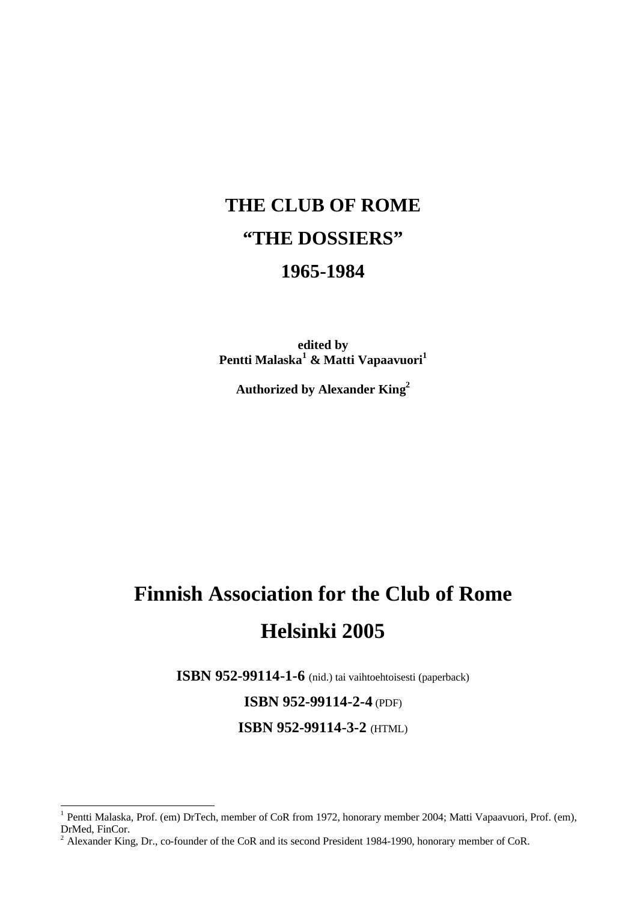# THE CLUB OF ROME

# "THE DOSSIERS"

# 1965-1984

**edited by**
**Pentti Malaska[1] & Matti Vapaavuori[1]**

**Authorized by Alexander King[2]**

# Finnish Association for the Club of Rome

# Helsinki 2005

**ISBN 952-99114-1-6** (nid.) tai vaihtoehtoisesti (paperback)

**ISBN 952-99114-2-4** (PDF)

**ISBN 952-99114-3-2** (HTML)

---

[1] Pentti Malaska, Prof. (em) DrTech, member of CoR from 1972, honorary member 2004; Matti Vapaavuori, Prof. (em), DrMed, FinCor.

[2] Alexander King, Dr., co-founder of the CoR and its second President 1984-1990, honorary member of CoR.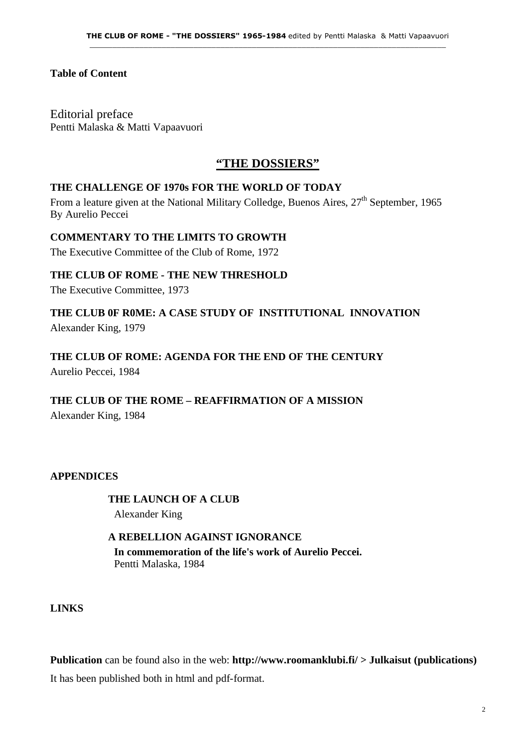**Table of Content**

Editorial preface
Pentti Malaska & Matti Vapaavuori

## "THE DOSSIERS"

**THE CHALLENGE OF 1970s FOR THE WORLD OF TODAY**
From a leature given at the National Military Colledge, Buenos Aires, 27th September, 1965
By Aurelio Peccei

**COMMENTARY TO THE LIMITS TO GROWTH**
The Executive Committee of the Club of Rome, 1972

**THE CLUB OF ROME - THE NEW THRESHOLD**
The Executive Committee, 1973

**THE CLUB 0F R0ME: A CASE STUDY OF INSTITUTIONAL INNOVATION**
Alexander King, 1979

**THE CLUB OF ROME: AGENDA FOR THE END OF THE CENTURY**
Aurelio Peccei, 1984

**THE CLUB OF THE ROME – REAFFIRMATION OF A MISSION**
Alexander King, 1984

**APPENDICES**

**THE LAUNCH OF A CLUB**
Alexander King

**A REBELLION AGAINST IGNORANCE**
**In commemoration of the life's work of Aurelio Peccei.**
Pentti Malaska, 1984

**LINKS**

**Publication** can be found also in the web: **http://www.roomanklubi.fi/ > Julkaisut (publications)**
It has been published both in html and pdf-format.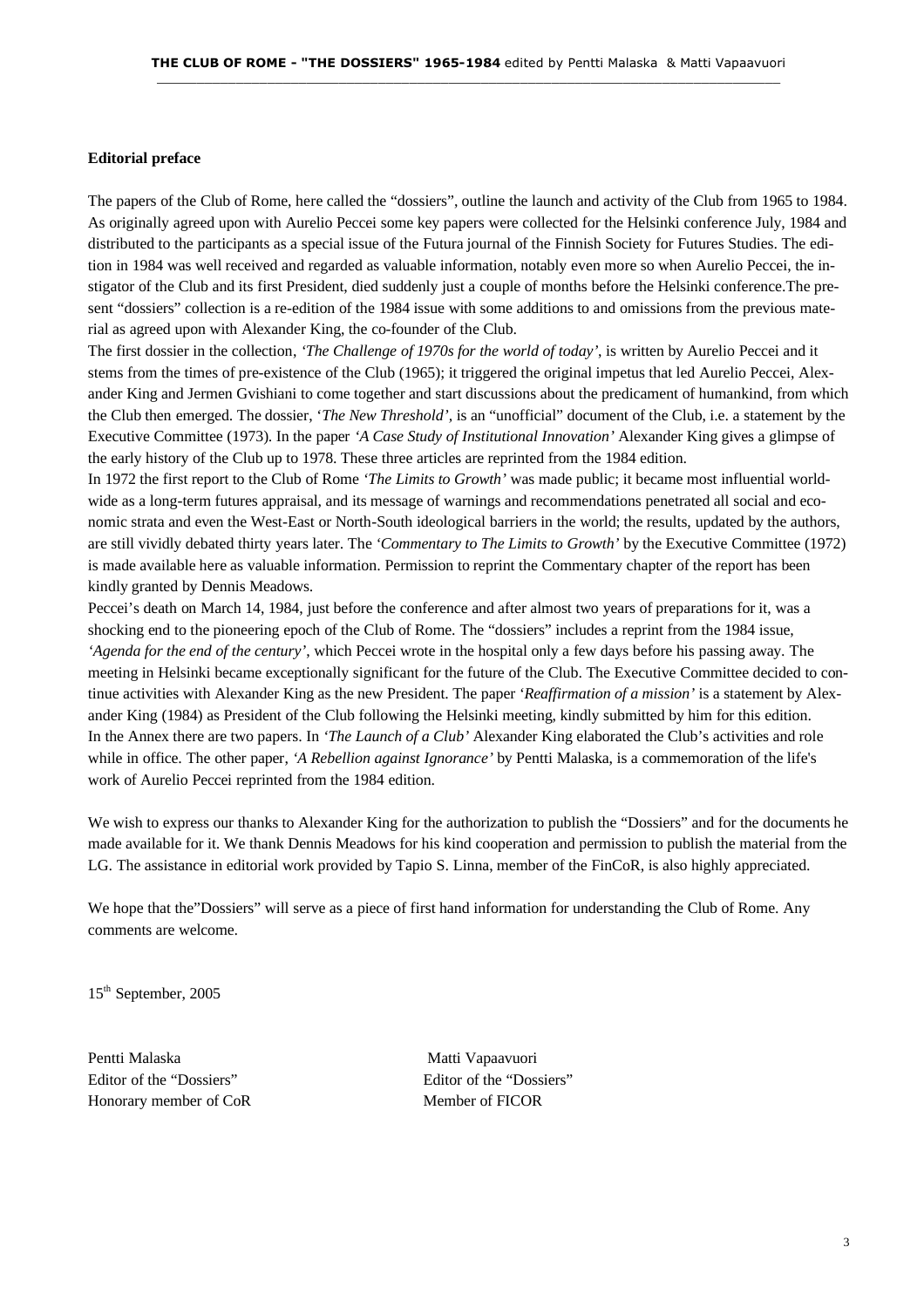**Editorial preface**

The papers of the Club of Rome, here called the "dossiers", outline the launch and activity of the Club from 1965 to 1984. As originally agreed upon with Aurelio Peccei some key papers were collected for the Helsinki conference July, 1984 and distributed to the participants as a special issue of the Futura journal of the Finnish Society for Futures Studies. The edition in 1984 was well received and regarded as valuable information, notably even more so when Aurelio Peccei, the instigator of the Club and its first President, died suddenly just a couple of months before the Helsinki conference.The present "dossiers" collection is a re-edition of the 1984 issue with some additions to and omissions from the previous material as agreed upon with Alexander King, the co-founder of the Club.

The first dossier in the collection, *'The Challenge of 1970s for the world of today'*, is written by Aurelio Peccei and it stems from the times of pre-existence of the Club (1965); it triggered the original impetus that led Aurelio Peccei, Alexander King and Jermen Gvishiani to come together and start discussions about the predicament of humankind, from which the Club then emerged. The dossier, *'The New Threshold'*, is an "unofficial" document of the Club, i.e. a statement by the Executive Committee (1973). In the paper *'A Case Study of Institutional Innovation'* Alexander King gives a glimpse of the early history of the Club up to 1978. These three articles are reprinted from the 1984 edition.

In 1972 the first report to the Club of Rome *'The Limits to Growth'* was made public; it became most influential worldwide as a long-term futures appraisal, and its message of warnings and recommendations penetrated all social and economic strata and even the West-East or North-South ideological barriers in the world; the results, updated by the authors, are still vividly debated thirty years later. The *'Commentary to The Limits to Growth'* by the Executive Committee (1972) is made available here as valuable information. Permission to reprint the Commentary chapter of the report has been kindly granted by Dennis Meadows.

Peccei's death on March 14, 1984, just before the conference and after almost two years of preparations for it, was a shocking end to the pioneering epoch of the Club of Rome. The "dossiers" includes a reprint from the 1984 issue, *'Agenda for the end of the century'*, which Peccei wrote in the hospital only a few days before his passing away. The meeting in Helsinki became exceptionally significant for the future of the Club. The Executive Committee decided to continue activities with Alexander King as the new President. The paper '*Reaffirmation of a mission'* is a statement by Alexander King (1984) as President of the Club following the Helsinki meeting, kindly submitted by him for this edition.

In the Annex there are two papers. In *'The Launch of a Club'* Alexander King elaborated the Club's activities and role while in office. The other paper, *'A Rebellion against Ignorance'* by Pentti Malaska, is a commemoration of the life's work of Aurelio Peccei reprinted from the 1984 edition.

We wish to express our thanks to Alexander King for the authorization to publish the "Dossiers" and for the documents he made available for it. We thank Dennis Meadows for his kind cooperation and permission to publish the material from the LG. The assistance in editorial work provided by Tapio S. Linna, member of the FinCoR, is also highly appreciated.

We hope that the"Dossiers" will serve as a piece of first hand information for understanding the Club of Rome. Any comments are welcome.

15th September, 2005

Pentti Malaska
Editor of the "Dossiers"
Honorary member of CoR

Matti Vapaavuori
Editor of the "Dossiers"
Member of FICOR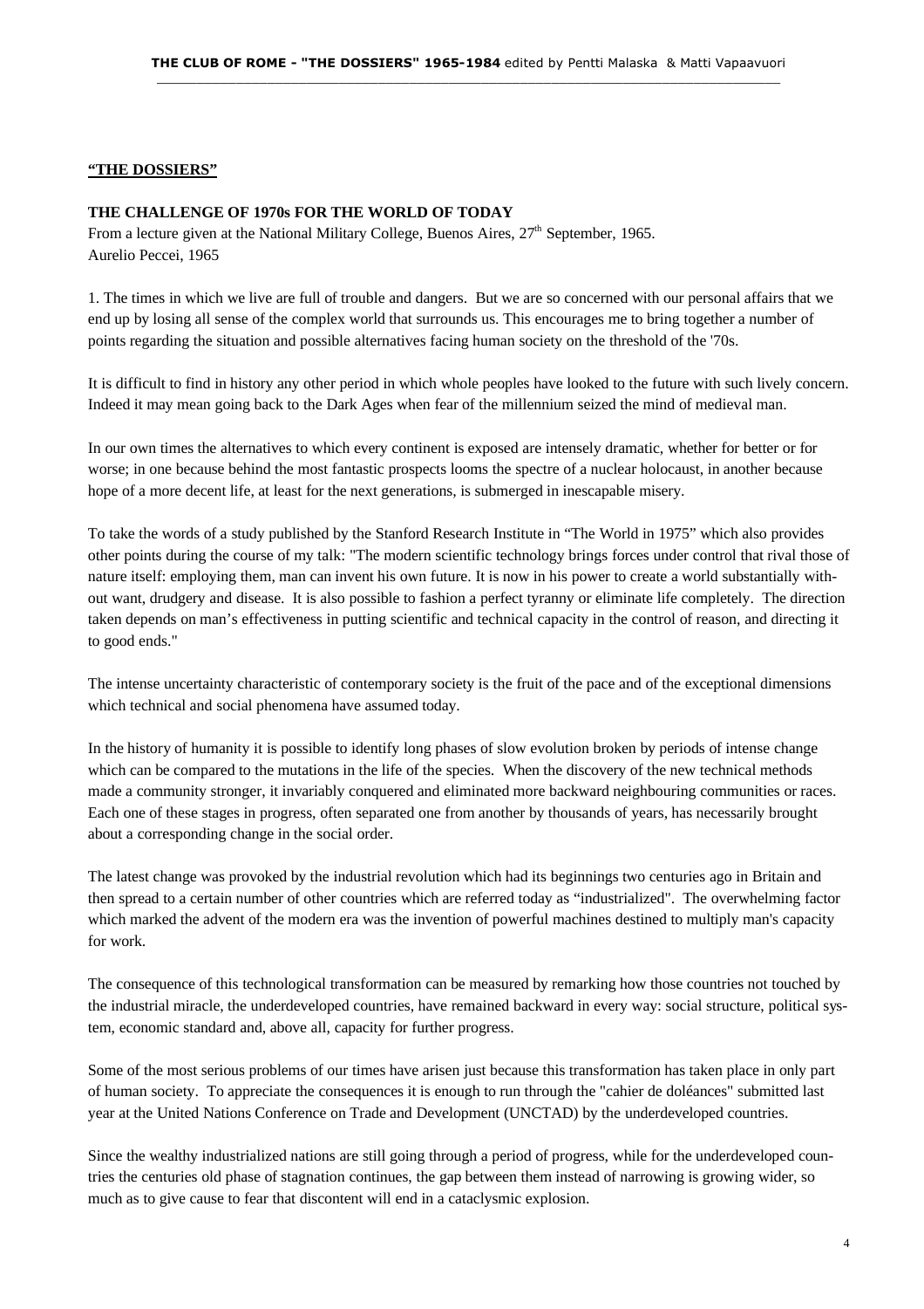**<u>"THE DOSSIERS"</u>**

**THE CHALLENGE OF 1970s FOR THE WORLD OF TODAY**

From a lecture given at the National Military College, Buenos Aires, 27th September, 1965.
Aurelio Peccei, 1965

1. The times in which we live are full of trouble and dangers. But we are so concerned with our personal affairs that we end up by losing all sense of the complex world that surrounds us. This encourages me to bring together a number of points regarding the situation and possible alternatives facing human society on the threshold of the '70s.

It is difficult to find in history any other period in which whole peoples have looked to the future with such lively concern. Indeed it may mean going back to the Dark Ages when fear of the millennium seized the mind of medieval man.

In our own times the alternatives to which every continent is exposed are intensely dramatic, whether for better or for worse; in one because behind the most fantastic prospects looms the spectre of a nuclear holocaust, in another because hope of a more decent life, at least for the next generations, is submerged in inescapable misery.

To take the words of a study published by the Stanford Research Institute in "The World in 1975" which also provides other points during the course of my talk: "The modern scientific technology brings forces under control that rival those of nature itself: employing them, man can invent his own future. It is now in his power to create a world substantially without want, drudgery and disease. It is also possible to fashion a perfect tyranny or eliminate life completely. The direction taken depends on man's effectiveness in putting scientific and technical capacity in the control of reason, and directing it to good ends."

The intense uncertainty characteristic of contemporary society is the fruit of the pace and of the exceptional dimensions which technical and social phenomena have assumed today.

In the history of humanity it is possible to identify long phases of slow evolution broken by periods of intense change which can be compared to the mutations in the life of the species. When the discovery of the new technical methods made a community stronger, it invariably conquered and eliminated more backward neighbouring communities or races. Each one of these stages in progress, often separated one from another by thousands of years, has necessarily brought about a corresponding change in the social order.

The latest change was provoked by the industrial revolution which had its beginnings two centuries ago in Britain and then spread to a certain number of other countries which are referred today as "industrialized". The overwhelming factor which marked the advent of the modern era was the invention of powerful machines destined to multiply man's capacity for work.

The consequence of this technological transformation can be measured by remarking how those countries not touched by the industrial miracle, the underdeveloped countries, have remained backward in every way: social structure, political system, economic standard and, above all, capacity for further progress.

Some of the most serious problems of our times have arisen just because this transformation has taken place in only part of human society. To appreciate the consequences it is enough to run through the "cahier de doléances" submitted last year at the United Nations Conference on Trade and Development (UNCTAD) by the underdeveloped countries.

Since the wealthy industrialized nations are still going through a period of progress, while for the underdeveloped countries the centuries old phase of stagnation continues, the gap between them instead of narrowing is growing wider, so much as to give cause to fear that discontent will end in a cataclysmic explosion.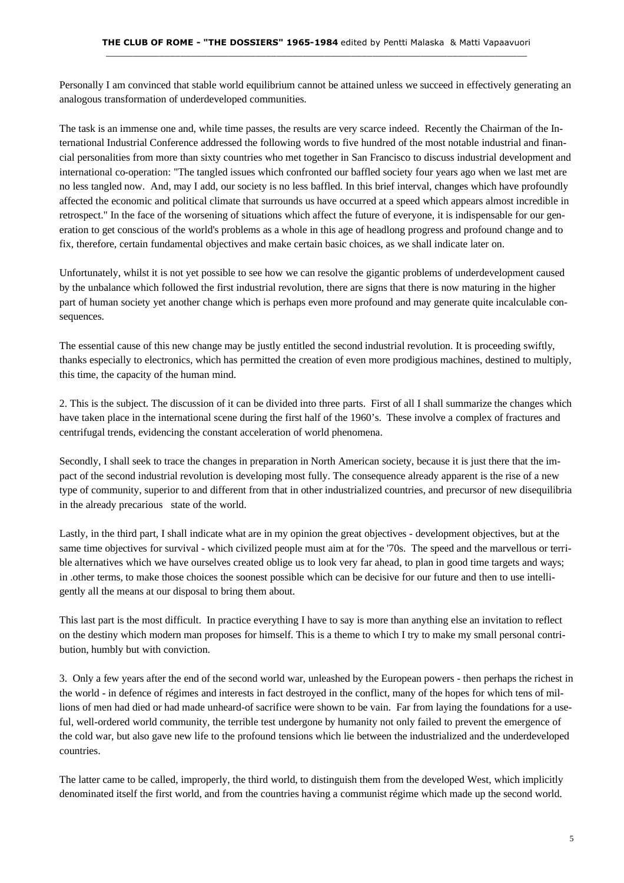Personally I am convinced that stable world equilibrium cannot be attained unless we succeed in effectively generating an analogous transformation of underdeveloped communities.

The task is an immense one and, while time passes, the results are very scarce indeed. Recently the Chairman of the International Industrial Conference addressed the following words to five hundred of the most notable industrial and financial personalities from more than sixty countries who met together in San Francisco to discuss industrial development and international co-operation: "The tangled issues which confronted our baffled society four years ago when we last met are no less tangled now. And, may I add, our society is no less baffled. In this brief interval, changes which have profoundly affected the economic and political climate that surrounds us have occurred at a speed which appears almost incredible in retrospect." In the face of the worsening of situations which affect the future of everyone, it is indispensable for our generation to get conscious of the world's problems as a whole in this age of headlong progress and profound change and to fix, therefore, certain fundamental objectives and make certain basic choices, as we shall indicate later on.

Unfortunately, whilst it is not yet possible to see how we can resolve the gigantic problems of underdevelopment caused by the unbalance which followed the first industrial revolution, there are signs that there is now maturing in the higher part of human society yet another change which is perhaps even more profound and may generate quite incalculable consequences.

The essential cause of this new change may be justly entitled the second industrial revolution. It is proceeding swiftly, thanks especially to electronics, which has permitted the creation of even more prodigious machines, destined to multiply, this time, the capacity of the human mind.

2. This is the subject. The discussion of it can be divided into three parts. First of all I shall summarize the changes which have taken place in the international scene during the first half of the 1960's. These involve a complex of fractures and centrifugal trends, evidencing the constant acceleration of world phenomena.

Secondly, I shall seek to trace the changes in preparation in North American society, because it is just there that the impact of the second industrial revolution is developing most fully. The consequence already apparent is the rise of a new type of community, superior to and different from that in other industrialized countries, and precursor of new disequilibria in the already precarious state of the world.

Lastly, in the third part, I shall indicate what are in my opinion the great objectives - development objectives, but at the same time objectives for survival - which civilized people must aim at for the '70s. The speed and the marvellous or terrible alternatives which we have ourselves created oblige us to look very far ahead, to plan in good time targets and ways; in .other terms, to make those choices the soonest possible which can be decisive for our future and then to use intelligently all the means at our disposal to bring them about.

This last part is the most difficult. In practice everything I have to say is more than anything else an invitation to reflect on the destiny which modern man proposes for himself. This is a theme to which I try to make my small personal contribution, humbly but with conviction.

3. Only a few years after the end of the second world war, unleashed by the European powers - then perhaps the richest in the world - in defence of régimes and interests in fact destroyed in the conflict, many of the hopes for which tens of millions of men had died or had made unheard-of sacrifice were shown to be vain. Far from laying the foundations for a useful, well-ordered world community, the terrible test undergone by humanity not only failed to prevent the emergence of the cold war, but also gave new life to the profound tensions which lie between the industrialized and the underdeveloped countries.

The latter came to be called, improperly, the third world, to distinguish them from the developed West, which implicitly denominated itself the first world, and from the countries having a communist régime which made up the second world.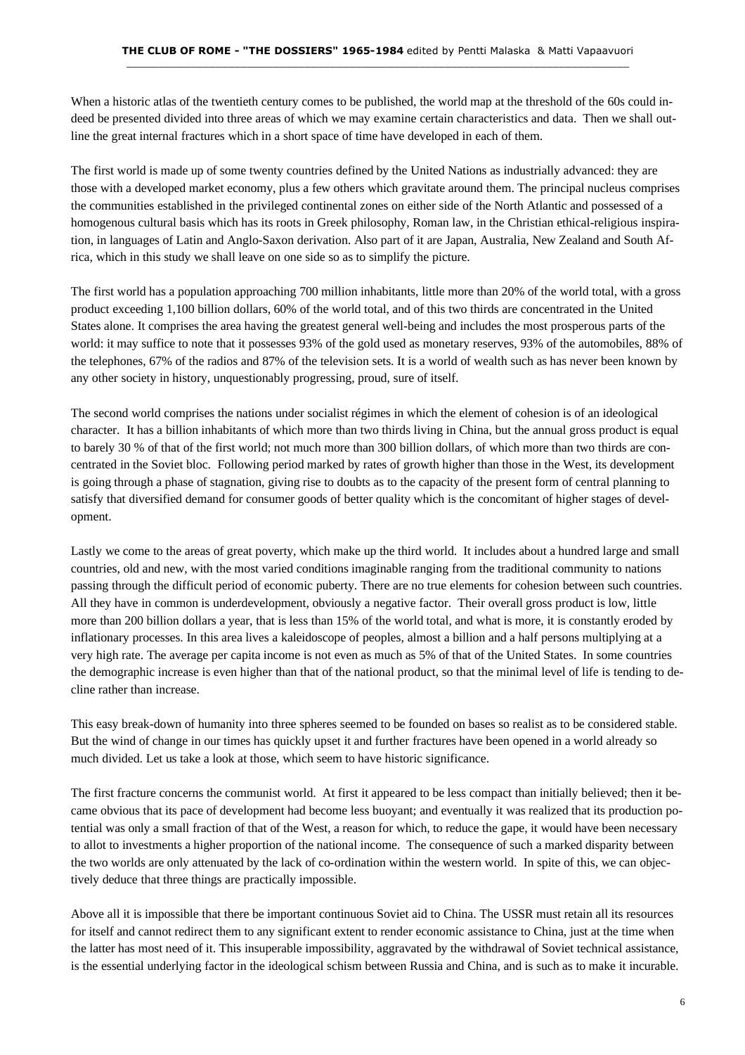When a historic atlas of the twentieth century comes to be published, the world map at the threshold of the 60s could indeed be presented divided into three areas of which we may examine certain characteristics and data. Then we shall outline the great internal fractures which in a short space of time have developed in each of them.

The first world is made up of some twenty countries defined by the United Nations as industrially advanced: they are those with a developed market economy, plus a few others which gravitate around them. The principal nucleus comprises the communities established in the privileged continental zones on either side of the North Atlantic and possessed of a homogenous cultural basis which has its roots in Greek philosophy, Roman law, in the Christian ethical-religious inspiration, in languages of Latin and Anglo-Saxon derivation. Also part of it are Japan, Australia, New Zealand and South Africa, which in this study we shall leave on one side so as to simplify the picture.

The first world has a population approaching 700 million inhabitants, little more than 20% of the world total, with a gross product exceeding 1,100 billion dollars, 60% of the world total, and of this two thirds are concentrated in the United States alone. It comprises the area having the greatest general well-being and includes the most prosperous parts of the world: it may suffice to note that it possesses 93% of the gold used as monetary reserves, 93% of the automobiles, 88% of the telephones, 67% of the radios and 87% of the television sets. It is a world of wealth such as has never been known by any other society in history, unquestionably progressing, proud, sure of itself.

The second world comprises the nations under socialist régimes in which the element of cohesion is of an ideological character. It has a billion inhabitants of which more than two thirds living in China, but the annual gross product is equal to barely 30 % of that of the first world; not much more than 300 billion dollars, of which more than two thirds are concentrated in the Soviet bloc. Following period marked by rates of growth higher than those in the West, its development is going through a phase of stagnation, giving rise to doubts as to the capacity of the present form of central planning to satisfy that diversified demand for consumer goods of better quality which is the concomitant of higher stages of development.

Lastly we come to the areas of great poverty, which make up the third world. It includes about a hundred large and small countries, old and new, with the most varied conditions imaginable ranging from the traditional community to nations passing through the difficult period of economic puberty. There are no true elements for cohesion between such countries. All they have in common is underdevelopment, obviously a negative factor. Their overall gross product is low, little more than 200 billion dollars a year, that is less than 15% of the world total, and what is more, it is constantly eroded by inflationary processes. In this area lives a kaleidoscope of peoples, almost a billion and a half persons multiplying at a very high rate. The average per capita income is not even as much as 5% of that of the United States. In some countries the demographic increase is even higher than that of the national product, so that the minimal level of life is tending to decline rather than increase.

This easy break-down of humanity into three spheres seemed to be founded on bases so realist as to be considered stable. But the wind of change in our times has quickly upset it and further fractures have been opened in a world already so much divided. Let us take a look at those, which seem to have historic significance.

The first fracture concerns the communist world. At first it appeared to be less compact than initially believed; then it became obvious that its pace of development had become less buoyant; and eventually it was realized that its production potential was only a small fraction of that of the West, a reason for which, to reduce the gape, it would have been necessary to allot to investments a higher proportion of the national income. The consequence of such a marked disparity between the two worlds are only attenuated by the lack of co-ordination within the western world. In spite of this, we can objectively deduce that three things are practically impossible.

Above all it is impossible that there be important continuous Soviet aid to China. The USSR must retain all its resources for itself and cannot redirect them to any significant extent to render economic assistance to China, just at the time when the latter has most need of it. This insuperable impossibility, aggravated by the withdrawal of Soviet technical assistance, is the essential underlying factor in the ideological schism between Russia and China, and is such as to make it incurable.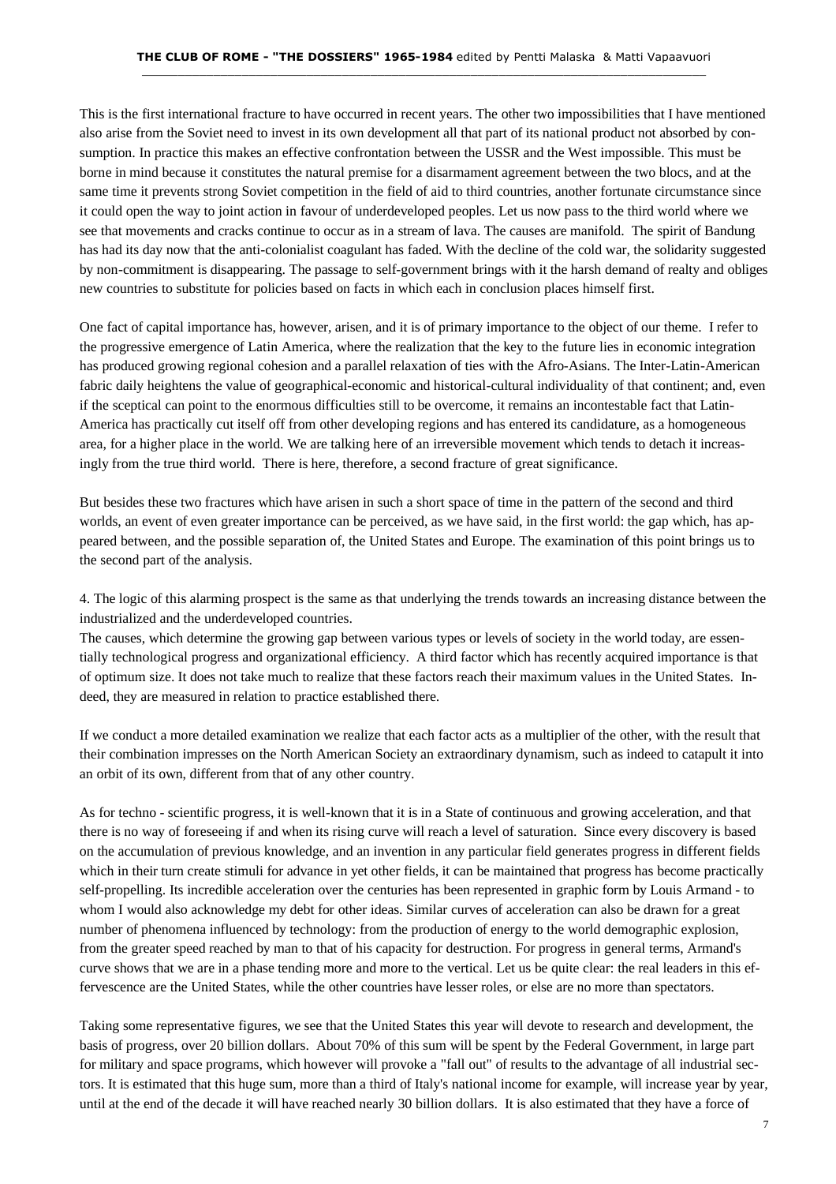This is the first international fracture to have occurred in recent years. The other two impossibilities that I have mentioned also arise from the Soviet need to invest in its own development all that part of its national product not absorbed by consumption. In practice this makes an effective confrontation between the USSR and the West impossible. This must be borne in mind because it constitutes the natural premise for a disarmament agreement between the two blocs, and at the same time it prevents strong Soviet competition in the field of aid to third countries, another fortunate circumstance since it could open the way to joint action in favour of underdeveloped peoples. Let us now pass to the third world where we see that movements and cracks continue to occur as in a stream of lava. The causes are manifold. The spirit of Bandung has had its day now that the anti-colonialist coagulant has faded. With the decline of the cold war, the solidarity suggested by non-commitment is disappearing. The passage to self-government brings with it the harsh demand of realty and obliges new countries to substitute for policies based on facts in which each in conclusion places himself first.

One fact of capital importance has, however, arisen, and it is of primary importance to the object of our theme. I refer to the progressive emergence of Latin America, where the realization that the key to the future lies in economic integration has produced growing regional cohesion and a parallel relaxation of ties with the Afro-Asians. The Inter-Latin-American fabric daily heightens the value of geographical-economic and historical-cultural individuality of that continent; and, even if the sceptical can point to the enormous difficulties still to be overcome, it remains an incontestable fact that Latin-America has practically cut itself off from other developing regions and has entered its candidature, as a homogeneous area, for a higher place in the world. We are talking here of an irreversible movement which tends to detach it increasingly from the true third world. There is here, therefore, a second fracture of great significance.

But besides these two fractures which have arisen in such a short space of time in the pattern of the second and third worlds, an event of even greater importance can be perceived, as we have said, in the first world: the gap which, has appeared between, and the possible separation of, the United States and Europe. The examination of this point brings us to the second part of the analysis.

4. The logic of this alarming prospect is the same as that underlying the trends towards an increasing distance between the industrialized and the underdeveloped countries.
The causes, which determine the growing gap between various types or levels of society in the world today, are essentially technological progress and organizational efficiency. A third factor which has recently acquired importance is that of optimum size. It does not take much to realize that these factors reach their maximum values in the United States. Indeed, they are measured in relation to practice established there.

If we conduct a more detailed examination we realize that each factor acts as a multiplier of the other, with the result that their combination impresses on the North American Society an extraordinary dynamism, such as indeed to catapult it into an orbit of its own, different from that of any other country.

As for techno - scientific progress, it is well-known that it is in a State of continuous and growing acceleration, and that there is no way of foreseeing if and when its rising curve will reach a level of saturation. Since every discovery is based on the accumulation of previous knowledge, and an invention in any particular field generates progress in different fields which in their turn create stimuli for advance in yet other fields, it can be maintained that progress has become practically self-propelling. Its incredible acceleration over the centuries has been represented in graphic form by Louis Armand - to whom I would also acknowledge my debt for other ideas. Similar curves of acceleration can also be drawn for a great number of phenomena influenced by technology: from the production of energy to the world demographic explosion, from the greater speed reached by man to that of his capacity for destruction. For progress in general terms, Armand's curve shows that we are in a phase tending more and more to the vertical. Let us be quite clear: the real leaders in this effervescence are the United States, while the other countries have lesser roles, or else are no more than spectators.

Taking some representative figures, we see that the United States this year will devote to research and development, the basis of progress, over 20 billion dollars. About 70% of this sum will be spent by the Federal Government, in large part for military and space programs, which however will provoke a "fall out" of results to the advantage of all industrial sectors. It is estimated that this huge sum, more than a third of Italy's national income for example, will increase year by year, until at the end of the decade it will have reached nearly 30 billion dollars. It is also estimated that they have a force of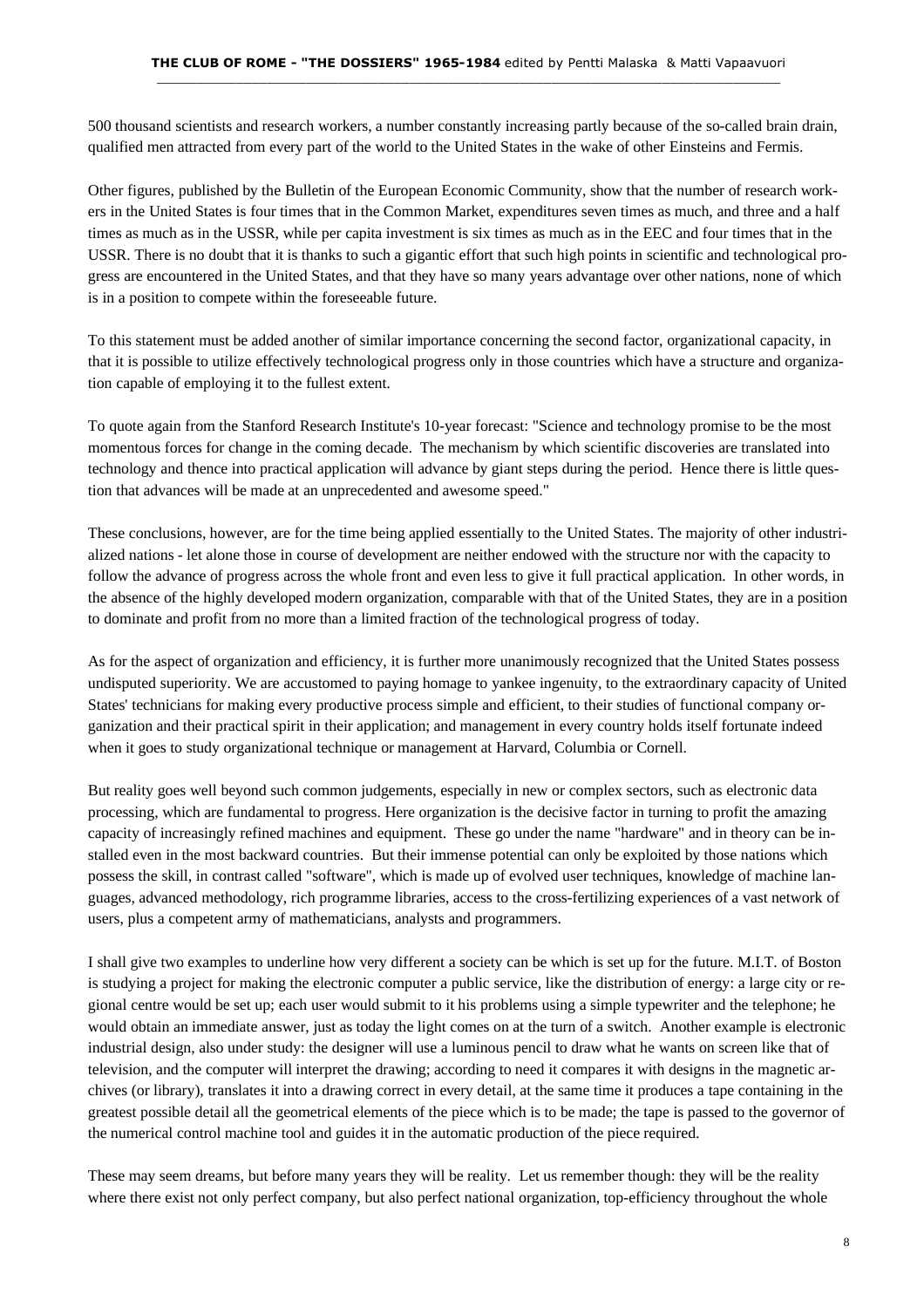500 thousand scientists and research workers, a number constantly increasing partly because of the so-called brain drain, qualified men attracted from every part of the world to the United States in the wake of other Einsteins and Fermis.

Other figures, published by the Bulletin of the European Economic Community, show that the number of research workers in the United States is four times that in the Common Market, expenditures seven times as much, and three and a half times as much as in the USSR, while per capita investment is six times as much as in the EEC and four times that in the USSR. There is no doubt that it is thanks to such a gigantic effort that such high points in scientific and technological progress are encountered in the United States, and that they have so many years advantage over other nations, none of which is in a position to compete within the foreseeable future.

To this statement must be added another of similar importance concerning the second factor, organizational capacity, in that it is possible to utilize effectively technological progress only in those countries which have a structure and organization capable of employing it to the fullest extent.

To quote again from the Stanford Research Institute's 10-year forecast: "Science and technology promise to be the most momentous forces for change in the coming decade. The mechanism by which scientific discoveries are translated into technology and thence into practical application will advance by giant steps during the period. Hence there is little question that advances will be made at an unprecedented and awesome speed."

These conclusions, however, are for the time being applied essentially to the United States. The majority of other industrialized nations - let alone those in course of development are neither endowed with the structure nor with the capacity to follow the advance of progress across the whole front and even less to give it full practical application. In other words, in the absence of the highly developed modern organization, comparable with that of the United States, they are in a position to dominate and profit from no more than a limited fraction of the technological progress of today.

As for the aspect of organization and efficiency, it is further more unanimously recognized that the United States possess undisputed superiority. We are accustomed to paying homage to yankee ingenuity, to the extraordinary capacity of United States' technicians for making every productive process simple and efficient, to their studies of functional company organization and their practical spirit in their application; and management in every country holds itself fortunate indeed when it goes to study organizational technique or management at Harvard, Columbia or Cornell.

But reality goes well beyond such common judgements, especially in new or complex sectors, such as electronic data processing, which are fundamental to progress. Here organization is the decisive factor in turning to profit the amazing capacity of increasingly refined machines and equipment. These go under the name "hardware" and in theory can be installed even in the most backward countries. But their immense potential can only be exploited by those nations which possess the skill, in contrast called "software", which is made up of evolved user techniques, knowledge of machine languages, advanced methodology, rich programme libraries, access to the cross-fertilizing experiences of a vast network of users, plus a competent army of mathematicians, analysts and programmers.

I shall give two examples to underline how very different a society can be which is set up for the future. M.I.T. of Boston is studying a project for making the electronic computer a public service, like the distribution of energy: a large city or regional centre would be set up; each user would submit to it his problems using a simple typewriter and the telephone; he would obtain an immediate answer, just as today the light comes on at the turn of a switch. Another example is electronic industrial design, also under study: the designer will use a luminous pencil to draw what he wants on screen like that of television, and the computer will interpret the drawing; according to need it compares it with designs in the magnetic archives (or library), translates it into a drawing correct in every detail, at the same time it produces a tape containing in the greatest possible detail all the geometrical elements of the piece which is to be made; the tape is passed to the governor of the numerical control machine tool and guides it in the automatic production of the piece required.

These may seem dreams, but before many years they will be reality. Let us remember though: they will be the reality where there exist not only perfect company, but also perfect national organization, top-efficiency throughout the whole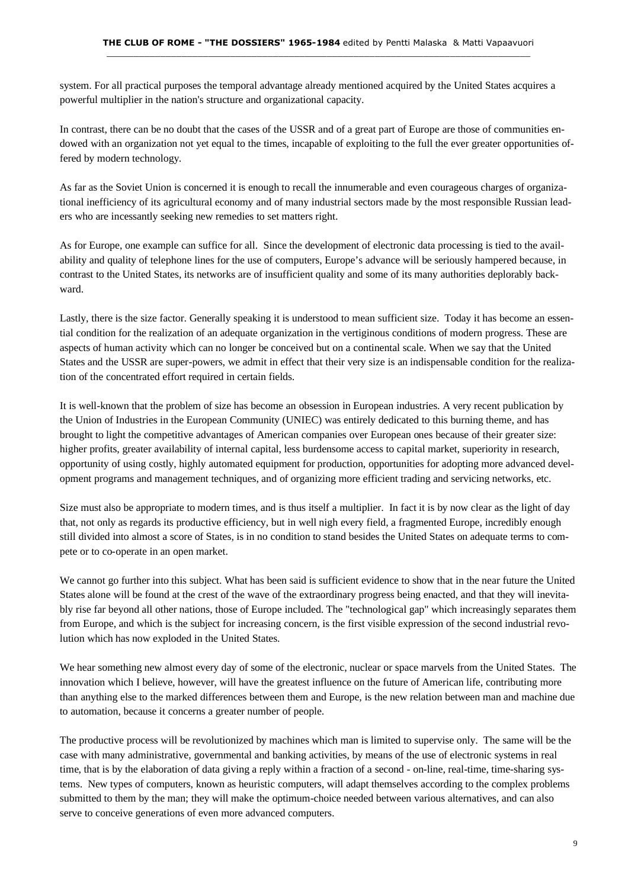system. For all practical purposes the temporal advantage already mentioned acquired by the United States acquires a powerful multiplier in the nation's structure and organizational capacity.

In contrast, there can be no doubt that the cases of the USSR and of a great part of Europe are those of communities endowed with an organization not yet equal to the times, incapable of exploiting to the full the ever greater opportunities offered by modern technology.

As far as the Soviet Union is concerned it is enough to recall the innumerable and even courageous charges of organizational inefficiency of its agricultural economy and of many industrial sectors made by the most responsible Russian leaders who are incessantly seeking new remedies to set matters right.

As for Europe, one example can suffice for all. Since the development of electronic data processing is tied to the availability and quality of telephone lines for the use of computers, Europe's advance will be seriously hampered because, in contrast to the United States, its networks are of insufficient quality and some of its many authorities deplorably backward.

Lastly, there is the size factor. Generally speaking it is understood to mean sufficient size. Today it has become an essential condition for the realization of an adequate organization in the vertiginous conditions of modern progress. These are aspects of human activity which can no longer be conceived but on a continental scale. When we say that the United States and the USSR are super-powers, we admit in effect that their very size is an indispensable condition for the realization of the concentrated effort required in certain fields.

It is well-known that the problem of size has become an obsession in European industries. A very recent publication by the Union of Industries in the European Community (UNIEC) was entirely dedicated to this burning theme, and has brought to light the competitive advantages of American companies over European ones because of their greater size: higher profits, greater availability of internal capital, less burdensome access to capital market, superiority in research, opportunity of using costly, highly automated equipment for production, opportunities for adopting more advanced development programs and management techniques, and of organizing more efficient trading and servicing networks, etc.

Size must also be appropriate to modern times, and is thus itself a multiplier. In fact it is by now clear as the light of day that, not only as regards its productive efficiency, but in well nigh every field, a fragmented Europe, incredibly enough still divided into almost a score of States, is in no condition to stand besides the United States on adequate terms to compete or to co-operate in an open market.

We cannot go further into this subject. What has been said is sufficient evidence to show that in the near future the United States alone will be found at the crest of the wave of the extraordinary progress being enacted, and that they will inevitably rise far beyond all other nations, those of Europe included. The "technological gap" which increasingly separates them from Europe, and which is the subject for increasing concern, is the first visible expression of the second industrial revolution which has now exploded in the United States.

We hear something new almost every day of some of the electronic, nuclear or space marvels from the United States. The innovation which I believe, however, will have the greatest influence on the future of American life, contributing more than anything else to the marked differences between them and Europe, is the new relation between man and machine due to automation, because it concerns a greater number of people.

The productive process will be revolutionized by machines which man is limited to supervise only. The same will be the case with many administrative, governmental and banking activities, by means of the use of electronic systems in real time, that is by the elaboration of data giving a reply within a fraction of a second - on-line, real-time, time-sharing systems. New types of computers, known as heuristic computers, will adapt themselves according to the complex problems submitted to them by the man; they will make the optimum-choice needed between various alternatives, and can also serve to conceive generations of even more advanced computers.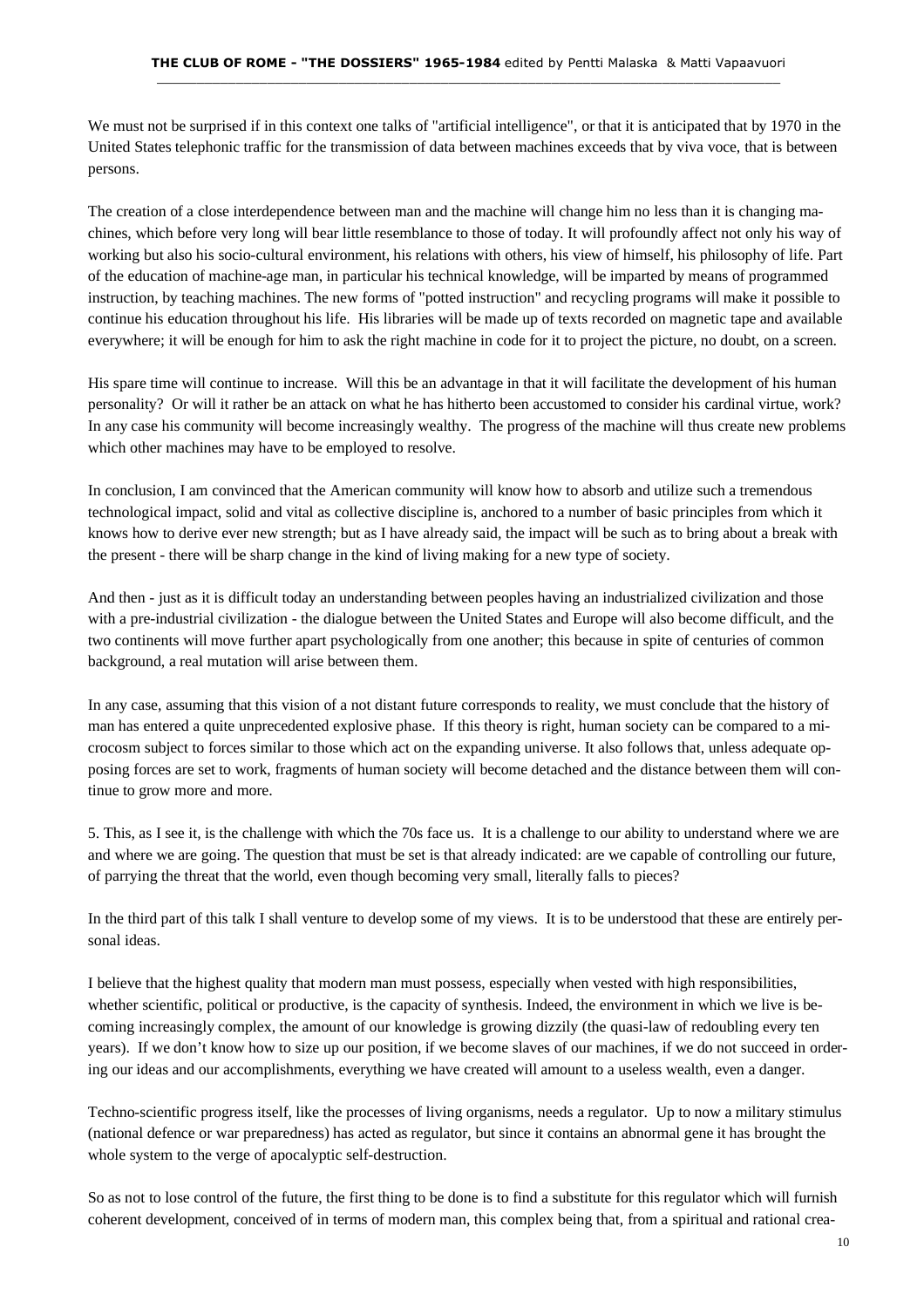We must not be surprised if in this context one talks of "artificial intelligence", or that it is anticipated that by 1970 in the United States telephonic traffic for the transmission of data between machines exceeds that by viva voce, that is between persons.

The creation of a close interdependence between man and the machine will change him no less than it is changing machines, which before very long will bear little resemblance to those of today. It will profoundly affect not only his way of working but also his socio-cultural environment, his relations with others, his view of himself, his philosophy of life. Part of the education of machine-age man, in particular his technical knowledge, will be imparted by means of programmed instruction, by teaching machines. The new forms of "potted instruction" and recycling programs will make it possible to continue his education throughout his life. His libraries will be made up of texts recorded on magnetic tape and available everywhere; it will be enough for him to ask the right machine in code for it to project the picture, no doubt, on a screen.

His spare time will continue to increase. Will this be an advantage in that it will facilitate the development of his human personality? Or will it rather be an attack on what he has hitherto been accustomed to consider his cardinal virtue, work? In any case his community will become increasingly wealthy. The progress of the machine will thus create new problems which other machines may have to be employed to resolve.

In conclusion, I am convinced that the American community will know how to absorb and utilize such a tremendous technological impact, solid and vital as collective discipline is, anchored to a number of basic principles from which it knows how to derive ever new strength; but as I have already said, the impact will be such as to bring about a break with the present - there will be sharp change in the kind of living making for a new type of society.

And then - just as it is difficult today an understanding between peoples having an industrialized civilization and those with a pre-industrial civilization - the dialogue between the United States and Europe will also become difficult, and the two continents will move further apart psychologically from one another; this because in spite of centuries of common background, a real mutation will arise between them.

In any case, assuming that this vision of a not distant future corresponds to reality, we must conclude that the history of man has entered a quite unprecedented explosive phase. If this theory is right, human society can be compared to a microcosm subject to forces similar to those which act on the expanding universe. It also follows that, unless adequate opposing forces are set to work, fragments of human society will become detached and the distance between them will continue to grow more and more.

5. This, as I see it, is the challenge with which the 70s face us. It is a challenge to our ability to understand where we are and where we are going. The question that must be set is that already indicated: are we capable of controlling our future, of parrying the threat that the world, even though becoming very small, literally falls to pieces?

In the third part of this talk I shall venture to develop some of my views. It is to be understood that these are entirely personal ideas.

I believe that the highest quality that modern man must possess, especially when vested with high responsibilities, whether scientific, political or productive, is the capacity of synthesis. Indeed, the environment in which we live is becoming increasingly complex, the amount of our knowledge is growing dizzily (the quasi-law of redoubling every ten years). If we don't know how to size up our position, if we become slaves of our machines, if we do not succeed in ordering our ideas and our accomplishments, everything we have created will amount to a useless wealth, even a danger.

Techno-scientific progress itself, like the processes of living organisms, needs a regulator. Up to now a military stimulus (national defence or war preparedness) has acted as regulator, but since it contains an abnormal gene it has brought the whole system to the verge of apocalyptic self-destruction.

So as not to lose control of the future, the first thing to be done is to find a substitute for this regulator which will furnish coherent development, conceived of in terms of modern man, this complex being that, from a spiritual and rational crea-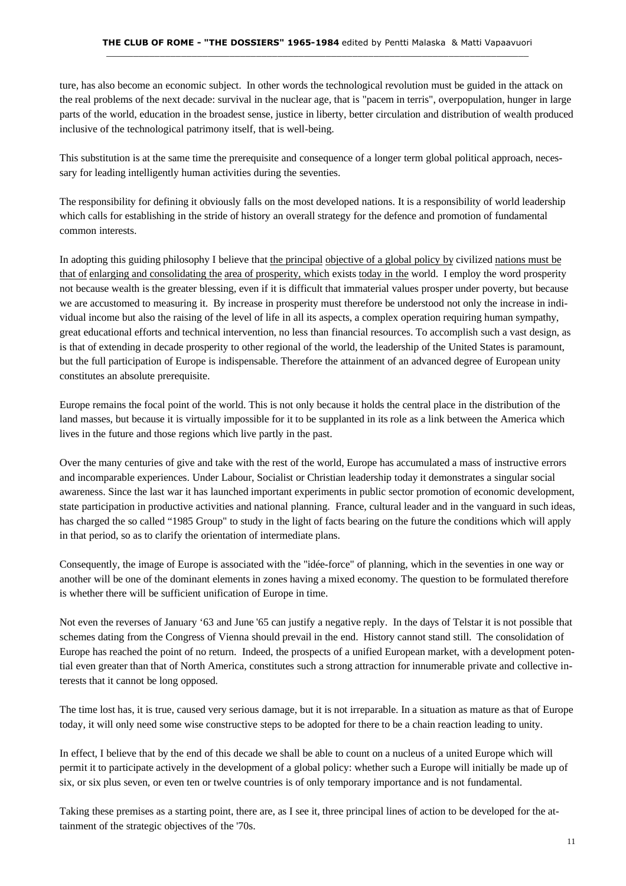ture, has also become an economic subject. In other words the technological revolution must be guided in the attack on the real problems of the next decade: survival in the nuclear age, that is "pacem in terris", overpopulation, hunger in large parts of the world, education in the broadest sense, justice in liberty, better circulation and distribution of wealth produced inclusive of the technological patrimony itself, that is well-being.

This substitution is at the same time the prerequisite and consequence of a longer term global political approach, necessary for leading intelligently human activities during the seventies.

The responsibility for defining it obviously falls on the most developed nations. It is a responsibility of world leadership which calls for establishing in the stride of history an overall strategy for the defence and promotion of fundamental common interests.

In adopting this guiding philosophy I believe that the principal objective of a global policy by civilized nations must be that of enlarging and consolidating the area of prosperity, which exists today in the world. I employ the word prosperity not because wealth is the greater blessing, even if it is difficult that immaterial values prosper under poverty, but because we are accustomed to measuring it. By increase in prosperity must therefore be understood not only the increase in individual income but also the raising of the level of life in all its aspects, a complex operation requiring human sympathy, great educational efforts and technical intervention, no less than financial resources. To accomplish such a vast design, as is that of extending in decade prosperity to other regional of the world, the leadership of the United States is paramount, but the full participation of Europe is indispensable. Therefore the attainment of an advanced degree of European unity constitutes an absolute prerequisite.

Europe remains the focal point of the world. This is not only because it holds the central place in the distribution of the land masses, but because it is virtually impossible for it to be supplanted in its role as a link between the America which lives in the future and those regions which live partly in the past.

Over the many centuries of give and take with the rest of the world, Europe has accumulated a mass of instructive errors and incomparable experiences. Under Labour, Socialist or Christian leadership today it demonstrates a singular social awareness. Since the last war it has launched important experiments in public sector promotion of economic development, state participation in productive activities and national planning. France, cultural leader and in the vanguard in such ideas, has charged the so called "1985 Group" to study in the light of facts bearing on the future the conditions which will apply in that period, so as to clarify the orientation of intermediate plans.

Consequently, the image of Europe is associated with the "idée-force" of planning, which in the seventies in one way or another will be one of the dominant elements in zones having a mixed economy. The question to be formulated therefore is whether there will be sufficient unification of Europe in time.

Not even the reverses of January '63 and June '65 can justify a negative reply. In the days of Telstar it is not possible that schemes dating from the Congress of Vienna should prevail in the end. History cannot stand still. The consolidation of Europe has reached the point of no return. Indeed, the prospects of a unified European market, with a development potential even greater than that of North America, constitutes such a strong attraction for innumerable private and collective interests that it cannot be long opposed.

The time lost has, it is true, caused very serious damage, but it is not irreparable. In a situation as mature as that of Europe today, it will only need some wise constructive steps to be adopted for there to be a chain reaction leading to unity.

In effect, I believe that by the end of this decade we shall be able to count on a nucleus of a united Europe which will permit it to participate actively in the development of a global policy: whether such a Europe will initially be made up of six, or six plus seven, or even ten or twelve countries is of only temporary importance and is not fundamental.

Taking these premises as a starting point, there are, as I see it, three principal lines of action to be developed for the attainment of the strategic objectives of the '70s.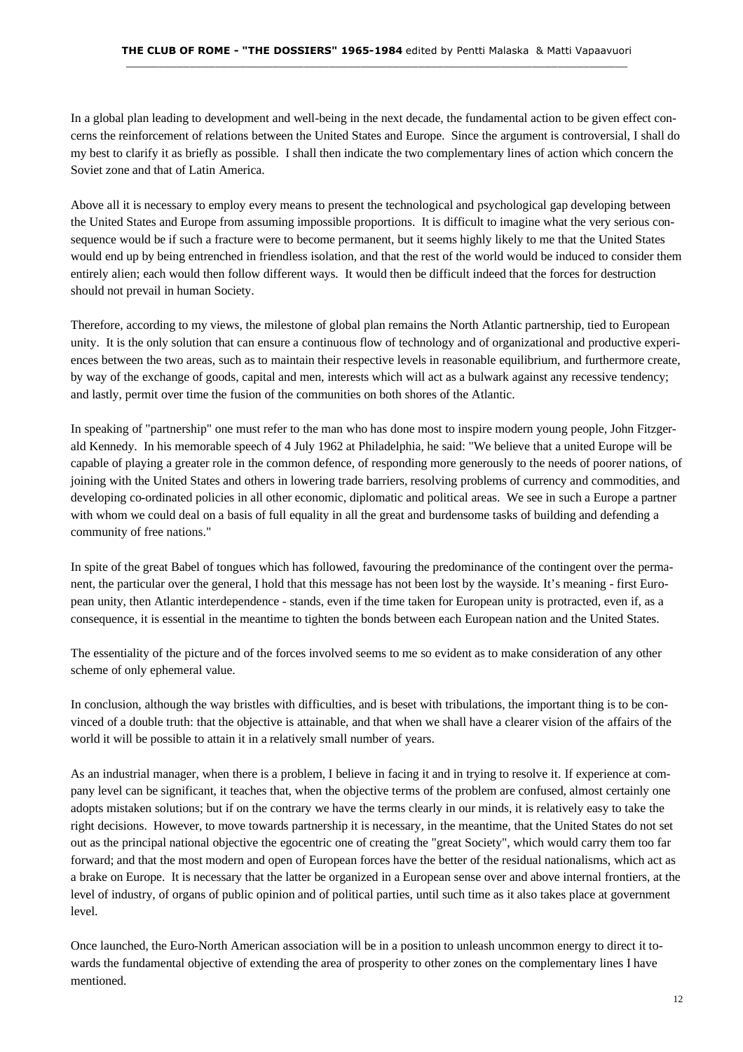In a global plan leading to development and well-being in the next decade, the fundamental action to be given effect concerns the reinforcement of relations between the United States and Europe. Since the argument is controversial, I shall do my best to clarify it as briefly as possible. I shall then indicate the two complementary lines of action which concern the Soviet zone and that of Latin America.

Above all it is necessary to employ every means to present the technological and psychological gap developing between the United States and Europe from assuming impossible proportions. It is difficult to imagine what the very serious consequence would be if such a fracture were to become permanent, but it seems highly likely to me that the United States would end up by being entrenched in friendless isolation, and that the rest of the world would be induced to consider them entirely alien; each would then follow different ways. It would then be difficult indeed that the forces for destruction should not prevail in human Society.

Therefore, according to my views, the milestone of global plan remains the North Atlantic partnership, tied to European unity. It is the only solution that can ensure a continuous flow of technology and of organizational and productive experiences between the two areas, such as to maintain their respective levels in reasonable equilibrium, and furthermore create, by way of the exchange of goods, capital and men, interests which will act as a bulwark against any recessive tendency; and lastly, permit over time the fusion of the communities on both shores of the Atlantic.

In speaking of "partnership" one must refer to the man who has done most to inspire modern young people, John Fitzgerald Kennedy. In his memorable speech of 4 July 1962 at Philadelphia, he said: "We believe that a united Europe will be capable of playing a greater role in the common defence, of responding more generously to the needs of poorer nations, of joining with the United States and others in lowering trade barriers, resolving problems of currency and commodities, and developing co-ordinated policies in all other economic, diplomatic and political areas. We see in such a Europe a partner with whom we could deal on a basis of full equality in all the great and burdensome tasks of building and defending a community of free nations."

In spite of the great Babel of tongues which has followed, favouring the predominance of the contingent over the permanent, the particular over the general, I hold that this message has not been lost by the wayside. It's meaning - first European unity, then Atlantic interdependence - stands, even if the time taken for European unity is protracted, even if, as a consequence, it is essential in the meantime to tighten the bonds between each European nation and the United States.

The essentiality of the picture and of the forces involved seems to me so evident as to make consideration of any other scheme of only ephemeral value.

In conclusion, although the way bristles with difficulties, and is beset with tribulations, the important thing is to be convinced of a double truth: that the objective is attainable, and that when we shall have a clearer vision of the affairs of the world it will be possible to attain it in a relatively small number of years.

As an industrial manager, when there is a problem, I believe in facing it and in trying to resolve it. If experience at company level can be significant, it teaches that, when the objective terms of the problem are confused, almost certainly one adopts mistaken solutions; but if on the contrary we have the terms clearly in our minds, it is relatively easy to take the right decisions. However, to move towards partnership it is necessary, in the meantime, that the United States do not set out as the principal national objective the egocentric one of creating the "great Society", which would carry them too far forward; and that the most modern and open of European forces have the better of the residual nationalisms, which act as a brake on Europe. It is necessary that the latter be organized in a European sense over and above internal frontiers, at the level of industry, of organs of public opinion and of political parties, until such time as it also takes place at government level.

Once launched, the Euro-North American association will be in a position to unleash uncommon energy to direct it towards the fundamental objective of extending the area of prosperity to other zones on the complementary lines I have mentioned.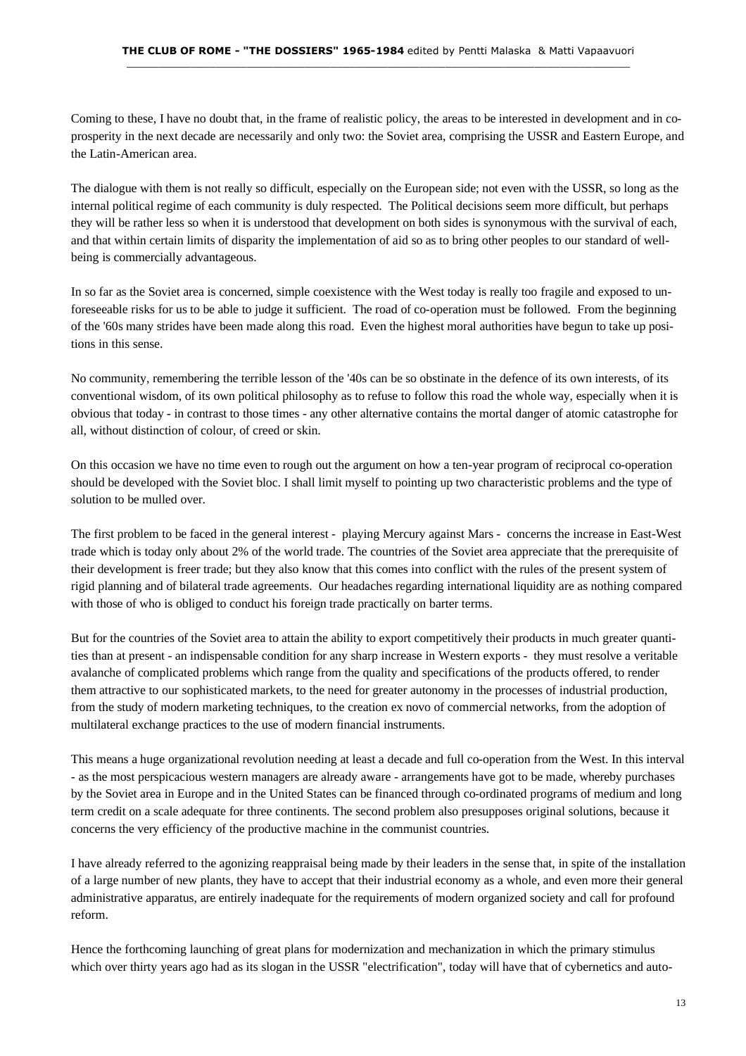Coming to these, I have no doubt that, in the frame of realistic policy, the areas to be interested in development and in co-prosperity in the next decade are necessarily and only two: the Soviet area, comprising the USSR and Eastern Europe, and the Latin-American area.

The dialogue with them is not really so difficult, especially on the European side; not even with the USSR, so long as the internal political regime of each community is duly respected. The Political decisions seem more difficult, but perhaps they will be rather less so when it is understood that development on both sides is synonymous with the survival of each, and that within certain limits of disparity the implementation of aid so as to bring other peoples to our standard of well-being is commercially advantageous.

In so far as the Soviet area is concerned, simple coexistence with the West today is really too fragile and exposed to unforeseeable risks for us to be able to judge it sufficient. The road of co-operation must be followed. From the beginning of the '60s many strides have been made along this road. Even the highest moral authorities have begun to take up positions in this sense.

No community, remembering the terrible lesson of the '40s can be so obstinate in the defence of its own interests, of its conventional wisdom, of its own political philosophy as to refuse to follow this road the whole way, especially when it is obvious that today - in contrast to those times - any other alternative contains the mortal danger of atomic catastrophe for all, without distinction of colour, of creed or skin.

On this occasion we have no time even to rough out the argument on how a ten-year program of reciprocal co-operation should be developed with the Soviet bloc. I shall limit myself to pointing up two characteristic problems and the type of solution to be mulled over.

The first problem to be faced in the general interest - playing Mercury against Mars - concerns the increase in East-West trade which is today only about 2% of the world trade. The countries of the Soviet area appreciate that the prerequisite of their development is freer trade; but they also know that this comes into conflict with the rules of the present system of rigid planning and of bilateral trade agreements. Our headaches regarding international liquidity are as nothing compared with those of who is obliged to conduct his foreign trade practically on barter terms.

But for the countries of the Soviet area to attain the ability to export competitively their products in much greater quantities than at present - an indispensable condition for any sharp increase in Western exports - they must resolve a veritable avalanche of complicated problems which range from the quality and specifications of the products offered, to render them attractive to our sophisticated markets, to the need for greater autonomy in the processes of industrial production, from the study of modern marketing techniques, to the creation ex novo of commercial networks, from the adoption of multilateral exchange practices to the use of modern financial instruments.

This means a huge organizational revolution needing at least a decade and full co-operation from the West. In this interval - as the most perspicacious western managers are already aware - arrangements have got to be made, whereby purchases by the Soviet area in Europe and in the United States can be financed through co-ordinated programs of medium and long term credit on a scale adequate for three continents. The second problem also presupposes original solutions, because it concerns the very efficiency of the productive machine in the communist countries.

I have already referred to the agonizing reappraisal being made by their leaders in the sense that, in spite of the installation of a large number of new plants, they have to accept that their industrial economy as a whole, and even more their general administrative apparatus, are entirely inadequate for the requirements of modern organized society and call for profound reform.

Hence the forthcoming launching of great plans for modernization and mechanization in which the primary stimulus which over thirty years ago had as its slogan in the USSR "electrification", today will have that of cybernetics and auto-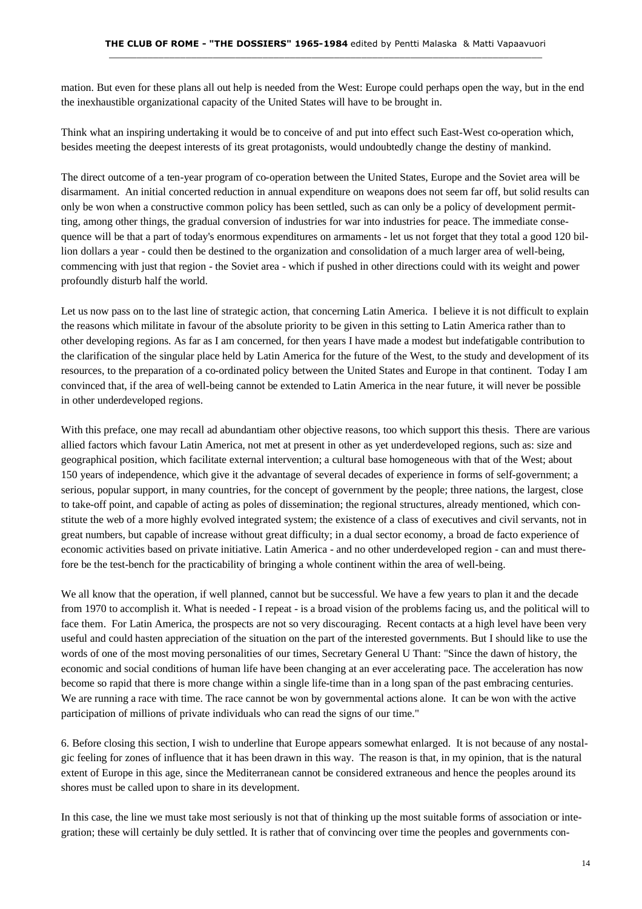mation. But even for these plans all out help is needed from the West: Europe could perhaps open the way, but in the end the inexhaustible organizational capacity of the United States will have to be brought in.

Think what an inspiring undertaking it would be to conceive of and put into effect such East-West co-operation which, besides meeting the deepest interests of its great protagonists, would undoubtedly change the destiny of mankind.

The direct outcome of a ten-year program of co-operation between the United States, Europe and the Soviet area will be disarmament. An initial concerted reduction in annual expenditure on weapons does not seem far off, but solid results can only be won when a constructive common policy has been settled, such as can only be a policy of development permitting, among other things, the gradual conversion of industries for war into industries for peace. The immediate consequence will be that a part of today's enormous expenditures on armaments - let us not forget that they total a good 120 billion dollars a year - could then be destined to the organization and consolidation of a much larger area of well-being, commencing with just that region - the Soviet area - which if pushed in other directions could with its weight and power profoundly disturb half the world.

Let us now pass on to the last line of strategic action, that concerning Latin America. I believe it is not difficult to explain the reasons which militate in favour of the absolute priority to be given in this setting to Latin America rather than to other developing regions. As far as I am concerned, for then years I have made a modest but indefatigable contribution to the clarification of the singular place held by Latin America for the future of the West, to the study and development of its resources, to the preparation of a co-ordinated policy between the United States and Europe in that continent. Today I am convinced that, if the area of well-being cannot be extended to Latin America in the near future, it will never be possible in other underdeveloped regions.

With this preface, one may recall ad abundantiam other objective reasons, too which support this thesis. There are various allied factors which favour Latin America, not met at present in other as yet underdeveloped regions, such as: size and geographical position, which facilitate external intervention; a cultural base homogeneous with that of the West; about 150 years of independence, which give it the advantage of several decades of experience in forms of self-government; a serious, popular support, in many countries, for the concept of government by the people; three nations, the largest, close to take-off point, and capable of acting as poles of dissemination; the regional structures, already mentioned, which constitute the web of a more highly evolved integrated system; the existence of a class of executives and civil servants, not in great numbers, but capable of increase without great difficulty; in a dual sector economy, a broad de facto experience of economic activities based on private initiative. Latin America - and no other underdeveloped region - can and must therefore be the test-bench for the practicability of bringing a whole continent within the area of well-being.

We all know that the operation, if well planned, cannot but be successful. We have a few years to plan it and the decade from 1970 to accomplish it. What is needed - I repeat - is a broad vision of the problems facing us, and the political will to face them. For Latin America, the prospects are not so very discouraging. Recent contacts at a high level have been very useful and could hasten appreciation of the situation on the part of the interested governments. But I should like to use the words of one of the most moving personalities of our times, Secretary General U Thant: "Since the dawn of history, the economic and social conditions of human life have been changing at an ever accelerating pace. The acceleration has now become so rapid that there is more change within a single life-time than in a long span of the past embracing centuries. We are running a race with time. The race cannot be won by governmental actions alone. It can be won with the active participation of millions of private individuals who can read the signs of our time."

6. Before closing this section, I wish to underline that Europe appears somewhat enlarged. It is not because of any nostalgic feeling for zones of influence that it has been drawn in this way. The reason is that, in my opinion, that is the natural extent of Europe in this age, since the Mediterranean cannot be considered extraneous and hence the peoples around its shores must be called upon to share in its development.

In this case, the line we must take most seriously is not that of thinking up the most suitable forms of association or integration; these will certainly be duly settled. It is rather that of convincing over time the peoples and governments con-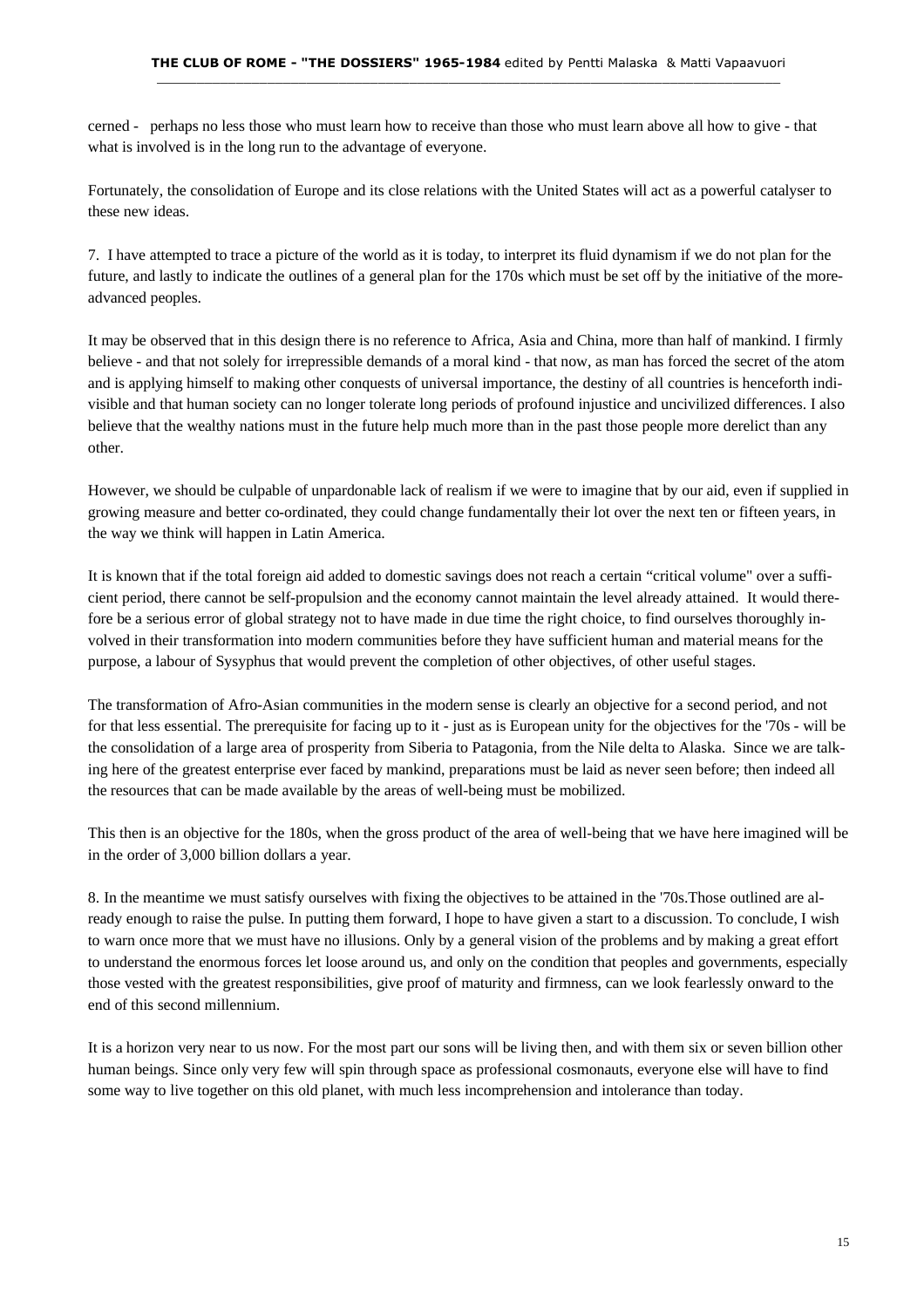cerned - perhaps no less those who must learn how to receive than those who must learn above all how to give - that what is involved is in the long run to the advantage of everyone.

Fortunately, the consolidation of Europe and its close relations with the United States will act as a powerful catalyser to these new ideas.

7. I have attempted to trace a picture of the world as it is today, to interpret its fluid dynamism if we do not plan for the future, and lastly to indicate the outlines of a general plan for the 170s which must be set off by the initiative of the more-advanced peoples.

It may be observed that in this design there is no reference to Africa, Asia and China, more than half of mankind. I firmly believe - and that not solely for irrepressible demands of a moral kind - that now, as man has forced the secret of the atom and is applying himself to making other conquests of universal importance, the destiny of all countries is henceforth indivisible and that human society can no longer tolerate long periods of profound injustice and uncivilized differences. I also believe that the wealthy nations must in the future help much more than in the past those people more derelict than any other.

However, we should be culpable of unpardonable lack of realism if we were to imagine that by our aid, even if supplied in growing measure and better co-ordinated, they could change fundamentally their lot over the next ten or fifteen years, in the way we think will happen in Latin America.

It is known that if the total foreign aid added to domestic savings does not reach a certain "critical volume" over a sufficient period, there cannot be self-propulsion and the economy cannot maintain the level already attained. It would therefore be a serious error of global strategy not to have made in due time the right choice, to find ourselves thoroughly involved in their transformation into modern communities before they have sufficient human and material means for the purpose, a labour of Sysyphus that would prevent the completion of other objectives, of other useful stages.

The transformation of Afro-Asian communities in the modern sense is clearly an objective for a second period, and not for that less essential. The prerequisite for facing up to it - just as is European unity for the objectives for the '70s - will be the consolidation of a large area of prosperity from Siberia to Patagonia, from the Nile delta to Alaska. Since we are talking here of the greatest enterprise ever faced by mankind, preparations must be laid as never seen before; then indeed all the resources that can be made available by the areas of well-being must be mobilized.

This then is an objective for the 180s, when the gross product of the area of well-being that we have here imagined will be in the order of 3,000 billion dollars a year.

8. In the meantime we must satisfy ourselves with fixing the objectives to be attained in the '70s.Those outlined are already enough to raise the pulse. In putting them forward, I hope to have given a start to a discussion. To conclude, I wish to warn once more that we must have no illusions. Only by a general vision of the problems and by making a great effort to understand the enormous forces let loose around us, and only on the condition that peoples and governments, especially those vested with the greatest responsibilities, give proof of maturity and firmness, can we look fearlessly onward to the end of this second millennium.

It is a horizon very near to us now. For the most part our sons will be living then, and with them six or seven billion other human beings. Since only very few will spin through space as professional cosmonauts, everyone else will have to find some way to live together on this old planet, with much less incomprehension and intolerance than today.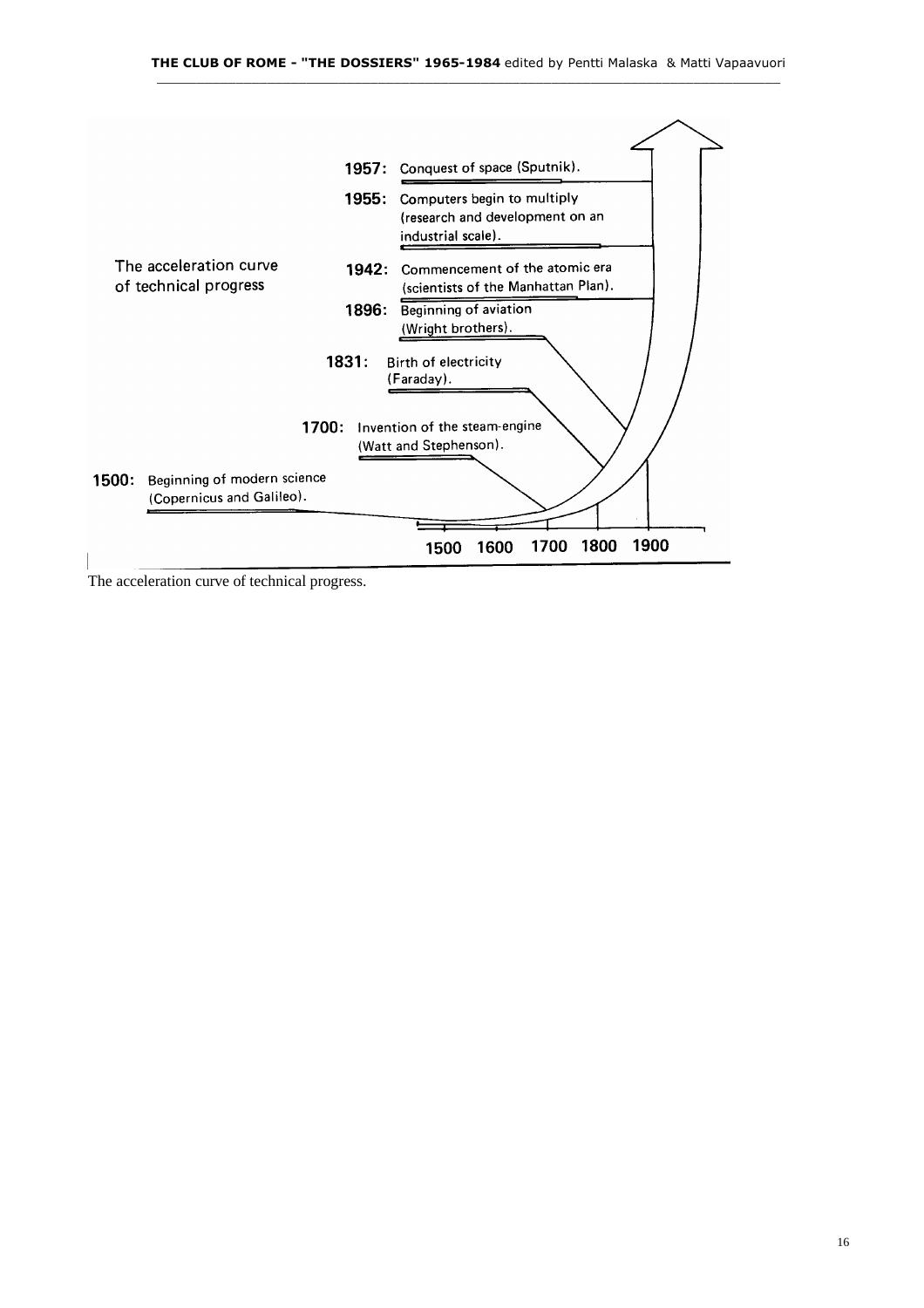The acceleration curve of technical progress

1957: Conquest of space (Sputnik).

1955: Computers begin to multiply (research and development on an industrial scale).

1942: Commencement of the atomic era (scientists of the Manhattan Plan).

1896: Beginning of aviation (Wright brothers).

1831: Birth of electricity (Faraday).

1700: Invention of the steam-engine (Watt and Stephenson).

1500: Beginning of modern science (Copernicus and Galileo).

1500 1600 1700 1800 1900

The acceleration curve of technical progress.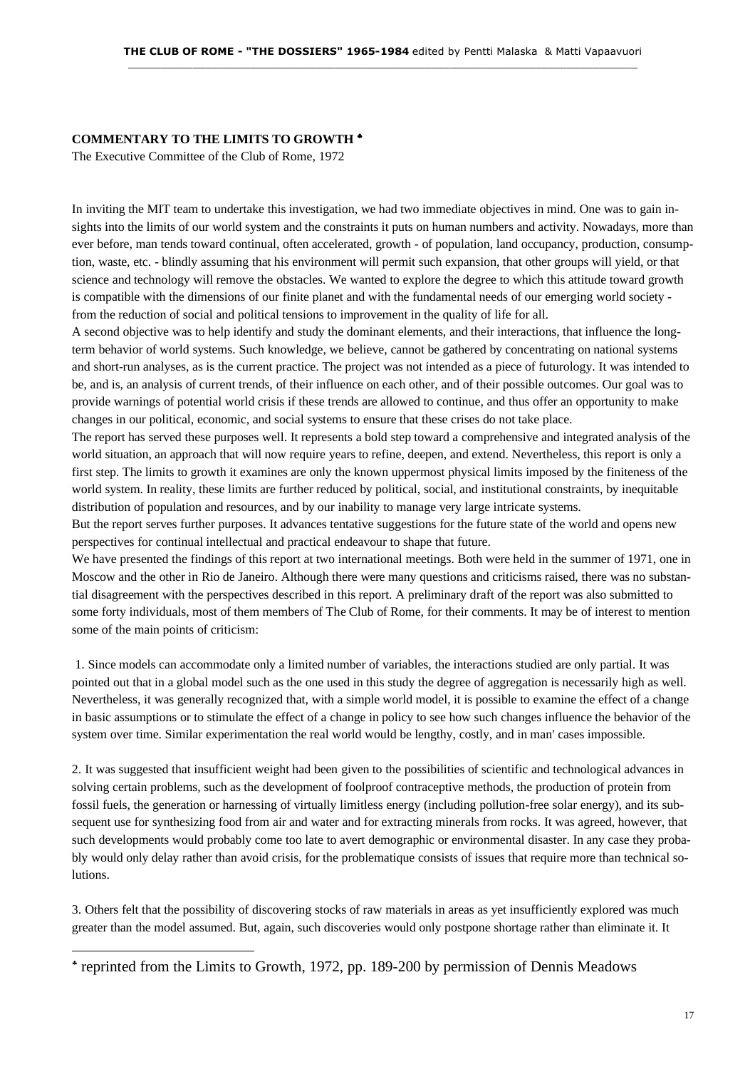**COMMENTARY TO THE LIMITS TO GROWTH ♣**

The Executive Committee of the Club of Rome, 1972

In inviting the MIT team to undertake this investigation, we had two immediate objectives in mind. One was to gain insights into the limits of our world system and the constraints it puts on human numbers and activity. Nowadays, more than ever before, man tends toward continual, often accelerated, growth - of population, land occupancy, production, consumption, waste, etc. - blindly assuming that his environment will permit such expansion, that other groups will yield, or that science and technology will remove the obstacles. We wanted to explore the degree to which this attitude toward growth is compatible with the dimensions of our finite planet and with the fundamental needs of our emerging world society - from the reduction of social and political tensions to improvement in the quality of life for all.

A second objective was to help identify and study the dominant elements, and their interactions, that influence the long-term behavior of world systems. Such knowledge, we believe, cannot be gathered by concentrating on national systems and short-run analyses, as is the current practice. The project was not intended as a piece of futurology. It was intended to be, and is, an analysis of current trends, of their influence on each other, and of their possible outcomes. Our goal was to provide warnings of potential world crisis if these trends are allowed to continue, and thus offer an opportunity to make changes in our political, economic, and social systems to ensure that these crises do not take place.

The report has served these purposes well. It represents a bold step toward a comprehensive and integrated analysis of the world situation, an approach that will now require years to refine, deepen, and extend. Nevertheless, this report is only a first step. The limits to growth it examines are only the known uppermost physical limits imposed by the finiteness of the world system. In reality, these limits are further reduced by political, social, and institutional constraints, by inequitable distribution of population and resources, and by our inability to manage very large intricate systems.

But the report serves further purposes. It advances tentative suggestions for the future state of the world and opens new perspectives for continual intellectual and practical endeavour to shape that future.

We have presented the findings of this report at two international meetings. Both were held in the summer of 1971, one in Moscow and the other in Rio de Janeiro. Although there were many questions and criticisms raised, there was no substantial disagreement with the perspectives described in this report. A preliminary draft of the report was also submitted to some forty individuals, most of them members of The Club of Rome, for their comments. It may be of interest to mention some of the main points of criticism:

1. Since models can accommodate only a limited number of variables, the interactions studied are only partial. It was pointed out that in a global model such as the one used in this study the degree of aggregation is necessarily high as well. Nevertheless, it was generally recognized that, with a simple world model, it is possible to examine the effect of a change in basic assumptions or to stimulate the effect of a change in policy to see how such changes influence the behavior of the system over time. Similar experimentation the real world would be lengthy, costly, and in man' cases impossible.

2. It was suggested that insufficient weight had been given to the possibilities of scientific and technological advances in solving certain problems, such as the development of foolproof contraceptive methods, the production of protein from fossil fuels, the generation or harnessing of virtually limitless energy (including pollution-free solar energy), and its subsequent use for synthesizing food from air and water and for extracting minerals from rocks. It was agreed, however, that such developments would probably come too late to avert demographic or environmental disaster. In any case they probably would only delay rather than avoid crisis, for the problematique consists of issues that require more than technical solutions.

3. Others felt that the possibility of discovering stocks of raw materials in areas as yet insufficiently explored was much greater than the model assumed. But, again, such discoveries would only postpone shortage rather than eliminate it. It

♣ reprinted from the Limits to Growth, 1972, pp. 189-200 by permission of Dennis Meadows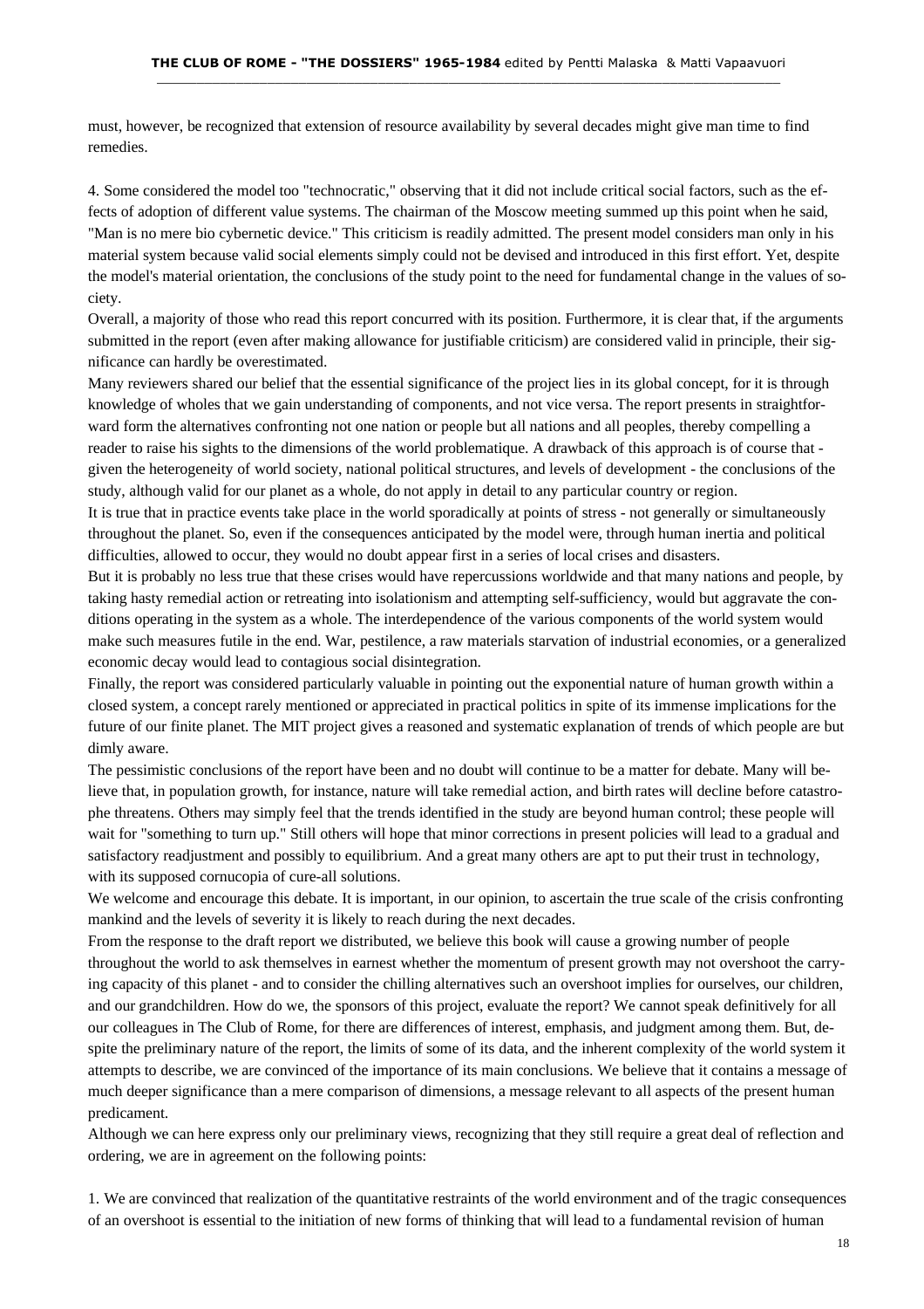must, however, be recognized that extension of resource availability by several decades might give man time to find remedies.

4. Some considered the model too "technocratic," observing that it did not include critical social factors, such as the effects of adoption of different value systems. The chairman of the Moscow meeting summed up this point when he said, "Man is no mere bio cybernetic device." This criticism is readily admitted. The present model considers man only in his material system because valid social elements simply could not be devised and introduced in this first effort. Yet, despite the model's material orientation, the conclusions of the study point to the need for fundamental change in the values of society.

Overall, a majority of those who read this report concurred with its position. Furthermore, it is clear that, if the arguments submitted in the report (even after making allowance for justifiable criticism) are considered valid in principle, their significance can hardly be overestimated.

Many reviewers shared our belief that the essential significance of the project lies in its global concept, for it is through knowledge of wholes that we gain understanding of components, and not vice versa. The report presents in straightforward form the alternatives confronting not one nation or people but all nations and all peoples, thereby compelling a reader to raise his sights to the dimensions of the world problematique. A drawback of this approach is of course that - given the heterogeneity of world society, national political structures, and levels of development - the conclusions of the study, although valid for our planet as a whole, do not apply in detail to any particular country or region.

It is true that in practice events take place in the world sporadically at points of stress - not generally or simultaneously throughout the planet. So, even if the consequences anticipated by the model were, through human inertia and political difficulties, allowed to occur, they would no doubt appear first in a series of local crises and disasters.

But it is probably no less true that these crises would have repercussions worldwide and that many nations and people, by taking hasty remedial action or retreating into isolationism and attempting self-sufficiency, would but aggravate the conditions operating in the system as a whole. The interdependence of the various components of the world system would make such measures futile in the end. War, pestilence, a raw materials starvation of industrial economies, or a generalized economic decay would lead to contagious social disintegration.

Finally, the report was considered particularly valuable in pointing out the exponential nature of human growth within a closed system, a concept rarely mentioned or appreciated in practical politics in spite of its immense implications for the future of our finite planet. The MIT project gives a reasoned and systematic explanation of trends of which people are but dimly aware.

The pessimistic conclusions of the report have been and no doubt will continue to be a matter for debate. Many will believe that, in population growth, for instance, nature will take remedial action, and birth rates will decline before catastrophe threatens. Others may simply feel that the trends identified in the study are beyond human control; these people will wait for "something to turn up." Still others will hope that minor corrections in present policies will lead to a gradual and satisfactory readjustment and possibly to equilibrium. And a great many others are apt to put their trust in technology, with its supposed cornucopia of cure-all solutions.

We welcome and encourage this debate. It is important, in our opinion, to ascertain the true scale of the crisis confronting mankind and the levels of severity it is likely to reach during the next decades.

From the response to the draft report we distributed, we believe this book will cause a growing number of people throughout the world to ask themselves in earnest whether the momentum of present growth may not overshoot the carrying capacity of this planet - and to consider the chilling alternatives such an overshoot implies for ourselves, our children, and our grandchildren. How do we, the sponsors of this project, evaluate the report? We cannot speak definitively for all our colleagues in The Club of Rome, for there are differences of interest, emphasis, and judgment among them. But, despite the preliminary nature of the report, the limits of some of its data, and the inherent complexity of the world system it attempts to describe, we are convinced of the importance of its main conclusions. We believe that it contains a message of much deeper significance than a mere comparison of dimensions, a message relevant to all aspects of the present human predicament.

Although we can here express only our preliminary views, recognizing that they still require a great deal of reflection and ordering, we are in agreement on the following points:

1. We are convinced that realization of the quantitative restraints of the world environment and of the tragic consequences of an overshoot is essential to the initiation of new forms of thinking that will lead to a fundamental revision of human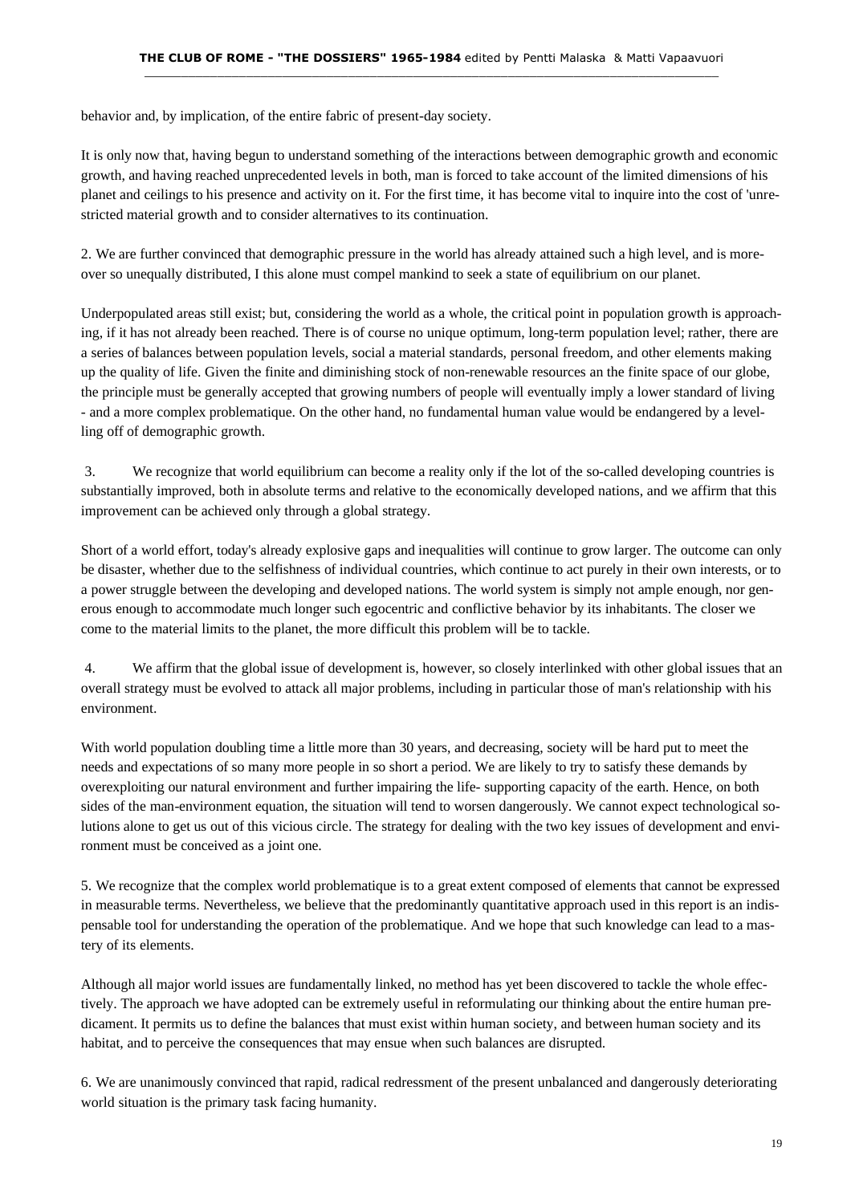behavior and, by implication, of the entire fabric of present-day society.

It is only now that, having begun to understand something of the interactions between demographic growth and economic growth, and having reached unprecedented levels in both, man is forced to take account of the limited dimensions of his planet and ceilings to his presence and activity on it. For the first time, it has become vital to inquire into the cost of 'unrestricted material growth and to consider alternatives to its continuation.

2. We are further convinced that demographic pressure in the world has already attained such a high level, and is moreover so unequally distributed, I this alone must compel mankind to seek a state of equilibrium on our planet.

Underpopulated areas still exist; but, considering the world as a whole, the critical point in population growth is approaching, if it has not already been reached. There is of course no unique optimum, long-term population level; rather, there are a series of balances between population levels, social a material standards, personal freedom, and other elements making up the quality of life. Given the finite and diminishing stock of non-renewable resources an the finite space of our globe, the principle must be generally accepted that growing numbers of people will eventually imply a lower standard of living - and a more complex problematique. On the other hand, no fundamental human value would be endangered by a levelling off of demographic growth.

3. We recognize that world equilibrium can become a reality only if the lot of the so-called developing countries is substantially improved, both in absolute terms and relative to the economically developed nations, and we affirm that this improvement can be achieved only through a global strategy.

Short of a world effort, today's already explosive gaps and inequalities will continue to grow larger. The outcome can only be disaster, whether due to the selfishness of individual countries, which continue to act purely in their own interests, or to a power struggle between the developing and developed nations. The world system is simply not ample enough, nor generous enough to accommodate much longer such egocentric and conflictive behavior by its inhabitants. The closer we come to the material limits to the planet, the more difficult this problem will be to tackle.

4. We affirm that the global issue of development is, however, so closely interlinked with other global issues that an overall strategy must be evolved to attack all major problems, including in particular those of man's relationship with his environment.

With world population doubling time a little more than 30 years, and decreasing, society will be hard put to meet the needs and expectations of so many more people in so short a period. We are likely to try to satisfy these demands by overexploiting our natural environment and further impairing the life- supporting capacity of the earth. Hence, on both sides of the man-environment equation, the situation will tend to worsen dangerously. We cannot expect technological solutions alone to get us out of this vicious circle. The strategy for dealing with the two key issues of development and environment must be conceived as a joint one.

5. We recognize that the complex world problematique is to a great extent composed of elements that cannot be expressed in measurable terms. Nevertheless, we believe that the predominantly quantitative approach used in this report is an indispensable tool for understanding the operation of the problematique. And we hope that such knowledge can lead to a mastery of its elements.

Although all major world issues are fundamentally linked, no method has yet been discovered to tackle the whole effectively. The approach we have adopted can be extremely useful in reformulating our thinking about the entire human predicament. It permits us to define the balances that must exist within human society, and between human society and its habitat, and to perceive the consequences that may ensue when such balances are disrupted.

6. We are unanimously convinced that rapid, radical redressment of the present unbalanced and dangerously deteriorating world situation is the primary task facing humanity.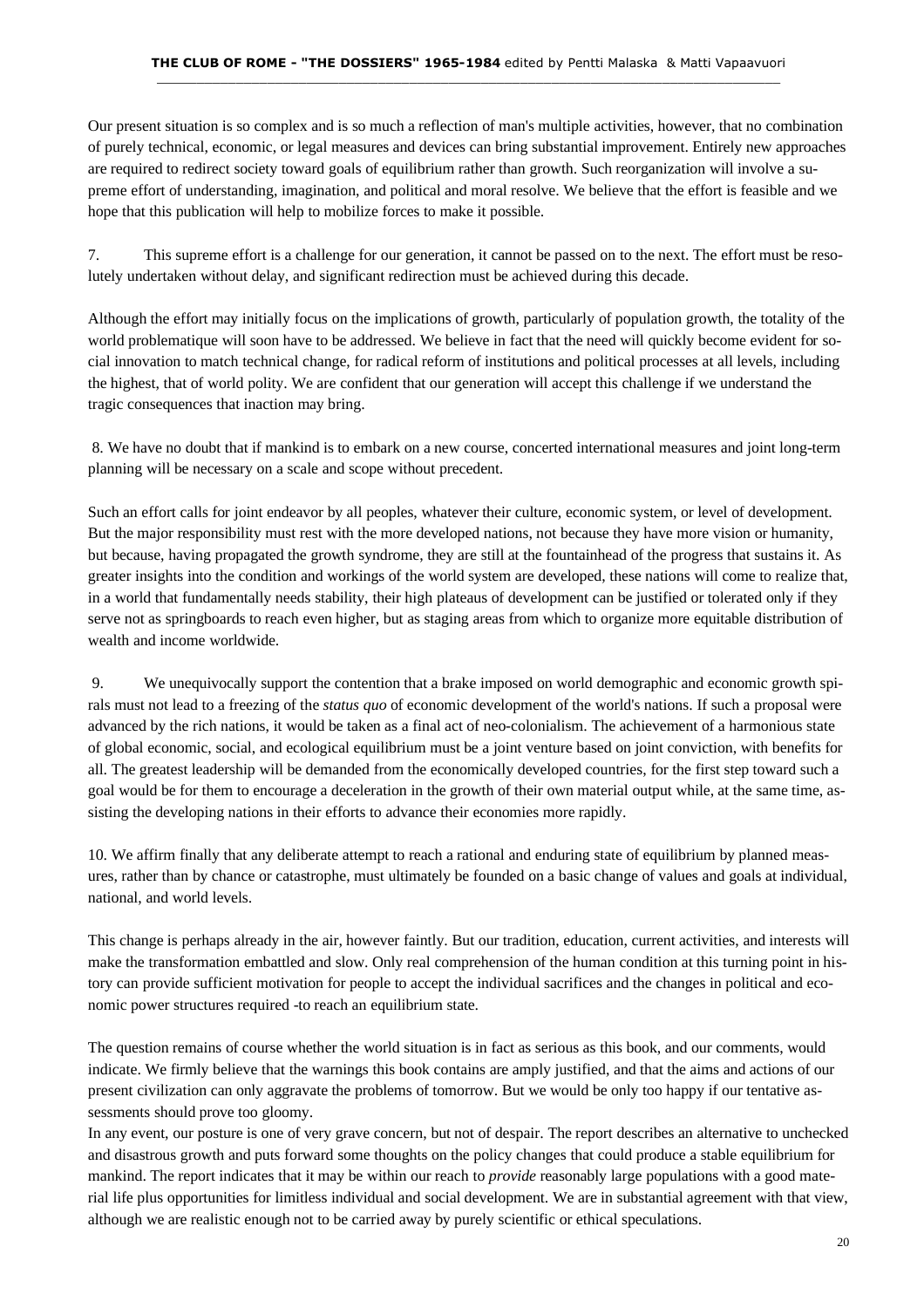Our present situation is so complex and is so much a reflection of man's multiple activities, however, that no combination of purely technical, economic, or legal measures and devices can bring substantial improvement. Entirely new approaches are required to redirect society toward goals of equilibrium rather than growth. Such reorganization will involve a supreme effort of understanding, imagination, and political and moral resolve. We believe that the effort is feasible and we hope that this publication will help to mobilize forces to make it possible.

7. This supreme effort is a challenge for our generation, it cannot be passed on to the next. The effort must be resolutely undertaken without delay, and significant redirection must be achieved during this decade.

Although the effort may initially focus on the implications of growth, particularly of population growth, the totality of the world problematique will soon have to be addressed. We believe in fact that the need will quickly become evident for social innovation to match technical change, for radical reform of institutions and political processes at all levels, including the highest, that of world polity. We are confident that our generation will accept this challenge if we understand the tragic consequences that inaction may bring.

8. We have no doubt that if mankind is to embark on a new course, concerted international measures and joint long-term planning will be necessary on a scale and scope without precedent.

Such an effort calls for joint endeavor by all peoples, whatever their culture, economic system, or level of development. But the major responsibility must rest with the more developed nations, not because they have more vision or humanity, but because, having propagated the growth syndrome, they are still at the fountainhead of the progress that sustains it. As greater insights into the condition and workings of the world system are developed, these nations will come to realize that, in a world that fundamentally needs stability, their high plateaus of development can be justified or tolerated only if they serve not as springboards to reach even higher, but as staging areas from which to organize more equitable distribution of wealth and income worldwide.

9. We unequivocally support the contention that a brake imposed on world demographic and economic growth spirals must not lead to a freezing of the *status quo* of economic development of the world's nations. If such a proposal were advanced by the rich nations, it would be taken as a final act of neo-colonialism. The achievement of a harmonious state of global economic, social, and ecological equilibrium must be a joint venture based on joint conviction, with benefits for all. The greatest leadership will be demanded from the economically developed countries, for the first step toward such a goal would be for them to encourage a deceleration in the growth of their own material output while, at the same time, assisting the developing nations in their efforts to advance their economies more rapidly.

10. We affirm finally that any deliberate attempt to reach a rational and enduring state of equilibrium by planned measures, rather than by chance or catastrophe, must ultimately be founded on a basic change of values and goals at individual, national, and world levels.

This change is perhaps already in the air, however faintly. But our tradition, education, current activities, and interests will make the transformation embattled and slow. Only real comprehension of the human condition at this turning point in history can provide sufficient motivation for people to accept the individual sacrifices and the changes in political and economic power structures required -to reach an equilibrium state.

The question remains of course whether the world situation is in fact as serious as this book, and our comments, would indicate. We firmly believe that the warnings this book contains are amply justified, and that the aims and actions of our present civilization can only aggravate the problems of tomorrow. But we would be only too happy if our tentative assessments should prove too gloomy.

In any event, our posture is one of very grave concern, but not of despair. The report describes an alternative to unchecked and disastrous growth and puts forward some thoughts on the policy changes that could produce a stable equilibrium for mankind. The report indicates that it may be within our reach to *provide* reasonably large populations with a good material life plus opportunities for limitless individual and social development. We are in substantial agreement with that view, although we are realistic enough not to be carried away by purely scientific or ethical speculations.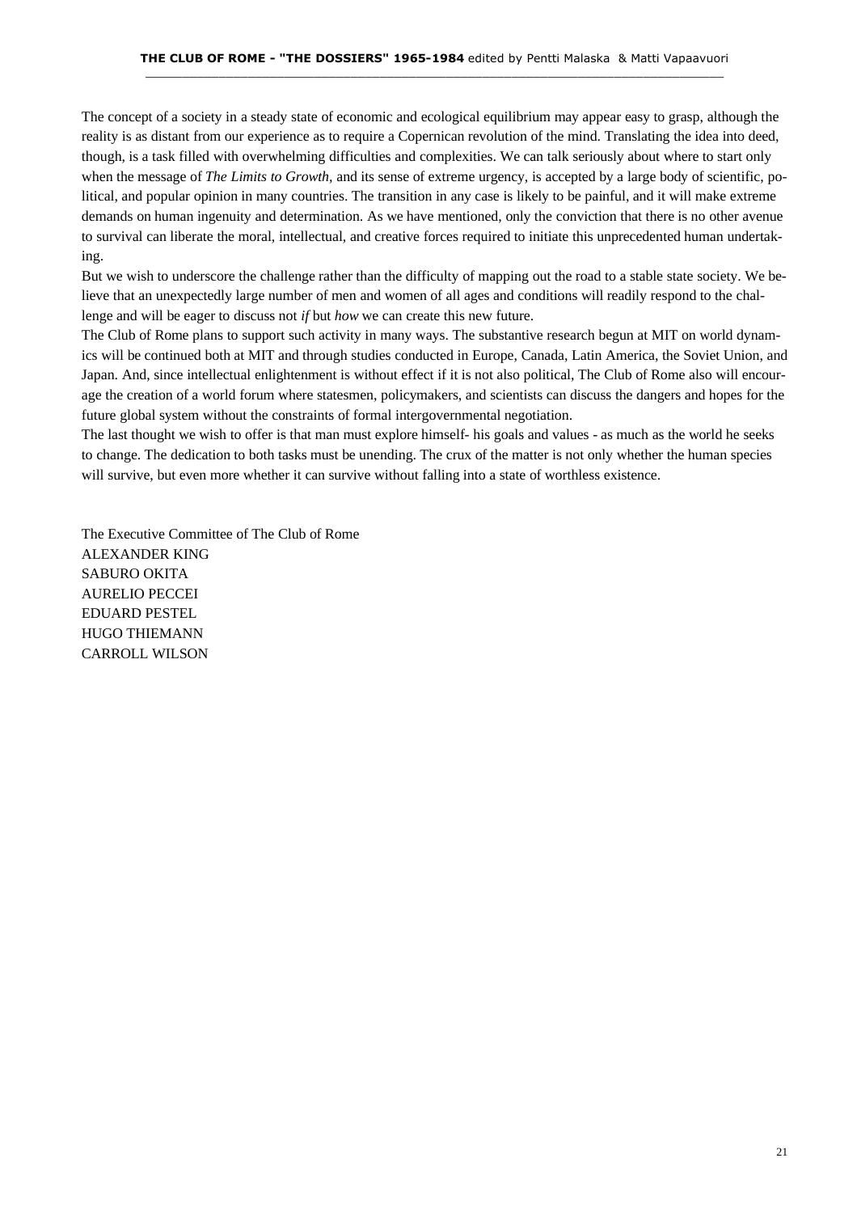The concept of a society in a steady state of economic and ecological equilibrium may appear easy to grasp, although the reality is as distant from our experience as to require a Copernican revolution of the mind. Translating the idea into deed, though, is a task filled with overwhelming difficulties and complexities. We can talk seriously about where to start only when the message of *The Limits to Growth*, and its sense of extreme urgency, is accepted by a large body of scientific, political, and popular opinion in many countries. The transition in any case is likely to be painful, and it will make extreme demands on human ingenuity and determination. As we have mentioned, only the conviction that there is no other avenue to survival can liberate the moral, intellectual, and creative forces required to initiate this unprecedented human undertaking.

But we wish to underscore the challenge rather than the difficulty of mapping out the road to a stable state society. We believe that an unexpectedly large number of men and women of all ages and conditions will readily respond to the challenge and will be eager to discuss not *if* but *how* we can create this new future.

The Club of Rome plans to support such activity in many ways. The substantive research begun at MIT on world dynamics will be continued both at MIT and through studies conducted in Europe, Canada, Latin America, the Soviet Union, and Japan. And, since intellectual enlightenment is without effect if it is not also political, The Club of Rome also will encourage the creation of a world forum where statesmen, policymakers, and scientists can discuss the dangers and hopes for the future global system without the constraints of formal intergovernmental negotiation.

The last thought we wish to offer is that man must explore himself- his goals and values - as much as the world he seeks to change. The dedication to both tasks must be unending. The crux of the matter is not only whether the human species will survive, but even more whether it can survive without falling into a state of worthless existence.

The Executive Committee of The Club of Rome
ALEXANDER KING
SABURO OKITA
AURELIO PECCEI
EDUARD PESTEL
HUGO THIEMANN
CARROLL WILSON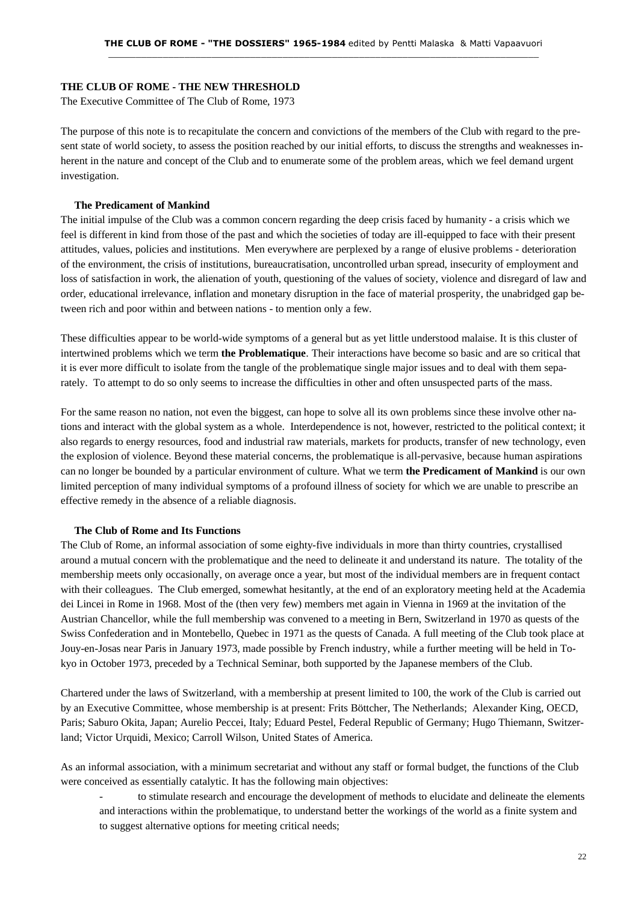## THE CLUB OF ROME - THE NEW THRESHOLD

The Executive Committee of The Club of Rome, 1973

The purpose of this note is to recapitulate the concern and convictions of the members of the Club with regard to the present state of world society, to assess the position reached by our initial efforts, to discuss the strengths and weaknesses inherent in the nature and concept of the Club and to enumerate some of the problem areas, which we feel demand urgent investigation.

### The Predicament of Mankind

The initial impulse of the Club was a common concern regarding the deep crisis faced by humanity - a crisis which we feel is different in kind from those of the past and which the societies of today are ill-equipped to face with their present attitudes, values, policies and institutions. Men everywhere are perplexed by a range of elusive problems - deterioration of the environment, the crisis of institutions, bureaucratisation, uncontrolled urban spread, insecurity of employment and loss of satisfaction in work, the alienation of youth, questioning of the values of society, violence and disregard of law and order, educational irrelevance, inflation and monetary disruption in the face of material prosperity, the unabridged gap between rich and poor within and between nations - to mention only a few.

These difficulties appear to be world-wide symptoms of a general but as yet little understood malaise. It is this cluster of intertwined problems which we term **the Problematique**. Their interactions have become so basic and are so critical that it is ever more difficult to isolate from the tangle of the problematique single major issues and to deal with them separately. To attempt to do so only seems to increase the difficulties in other and often unsuspected parts of the mass.

For the same reason no nation, not even the biggest, can hope to solve all its own problems since these involve other nations and interact with the global system as a whole. Interdependence is not, however, restricted to the political context; it also regards to energy resources, food and industrial raw materials, markets for products, transfer of new technology, even the explosion of violence. Beyond these material concerns, the problematique is all-pervasive, because human aspirations can no longer be bounded by a particular environment of culture. What we term **the Predicament of Mankind** is our own limited perception of many individual symptoms of a profound illness of society for which we are unable to prescribe an effective remedy in the absence of a reliable diagnosis.

### The Club of Rome and Its Functions

The Club of Rome, an informal association of some eighty-five individuals in more than thirty countries, crystallised around a mutual concern with the problematique and the need to delineate it and understand its nature. The totality of the membership meets only occasionally, on average once a year, but most of the individual members are in frequent contact with their colleagues. The Club emerged, somewhat hesitantly, at the end of an exploratory meeting held at the Academia dei Lincei in Rome in 1968. Most of the (then very few) members met again in Vienna in 1969 at the invitation of the Austrian Chancellor, while the full membership was convened to a meeting in Bern, Switzerland in 1970 as quests of the Swiss Confederation and in Montebello, Quebec in 1971 as the quests of Canada. A full meeting of the Club took place at Jouy-en-Josas near Paris in January 1973, made possible by French industry, while a further meeting will be held in Tokyo in October 1973, preceded by a Technical Seminar, both supported by the Japanese members of the Club.

Chartered under the laws of Switzerland, with a membership at present limited to 100, the work of the Club is carried out by an Executive Committee, whose membership is at present: Frits Böttcher, The Netherlands; Alexander King, OECD, Paris; Saburo Okita, Japan; Aurelio Peccei, Italy; Eduard Pestel, Federal Republic of Germany; Hugo Thiemann, Switzerland; Victor Urquidi, Mexico; Carroll Wilson, United States of America.

As an informal association, with a minimum secretariat and without any staff or formal budget, the functions of the Club were conceived as essentially catalytic. It has the following main objectives:

- to stimulate research and encourage the development of methods to elucidate and delineate the elements and interactions within the problematique, to understand better the workings of the world as a finite system and to suggest alternative options for meeting critical needs;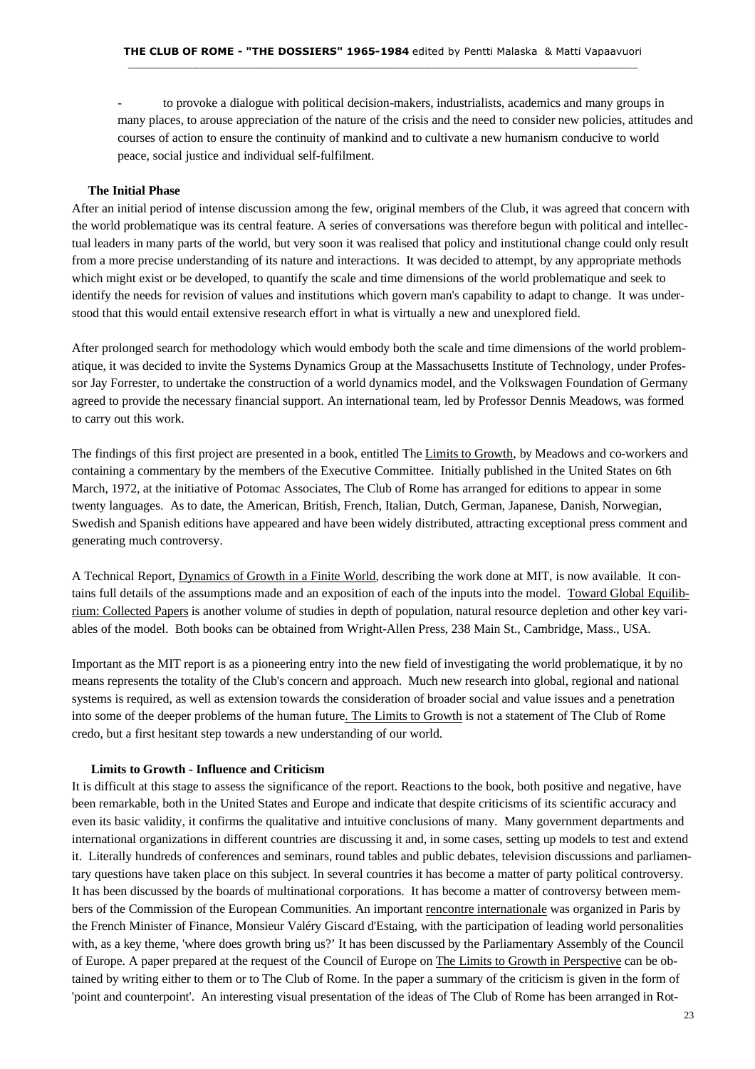- to provoke a dialogue with political decision-makers, industrialists, academics and many groups in many places, to arouse appreciation of the nature of the crisis and the need to consider new policies, attitudes and courses of action to ensure the continuity of mankind and to cultivate a new humanism conducive to world peace, social justice and individual self-fulfilment.

**The Initial Phase**

After an initial period of intense discussion among the few, original members of the Club, it was agreed that concern with the world problematique was its central feature. A series of conversations was therefore begun with political and intellectual leaders in many parts of the world, but very soon it was realised that policy and institutional change could only result from a more precise understanding of its nature and interactions. It was decided to attempt, by any appropriate methods which might exist or be developed, to quantify the scale and time dimensions of the world problematique and seek to identify the needs for revision of values and institutions which govern man's capability to adapt to change. It was understood that this would entail extensive research effort in what is virtually a new and unexplored field.

After prolonged search for methodology which would embody both the scale and time dimensions of the world problematique, it was decided to invite the Systems Dynamics Group at the Massachusetts Institute of Technology, under Professor Jay Forrester, to undertake the construction of a world dynamics model, and the Volkswagen Foundation of Germany agreed to provide the necessary financial support. An international team, led by Professor Dennis Meadows, was formed to carry out this work.

The findings of this first project are presented in a book, entitled The Limits to Growth, by Meadows and co-workers and containing a commentary by the members of the Executive Committee. Initially published in the United States on 6th March, 1972, at the initiative of Potomac Associates, The Club of Rome has arranged for editions to appear in some twenty languages. As to date, the American, British, French, Italian, Dutch, German, Japanese, Danish, Norwegian, Swedish and Spanish editions have appeared and have been widely distributed, attracting exceptional press comment and generating much controversy.

A Technical Report, Dynamics of Growth in a Finite World, describing the work done at MIT, is now available. It contains full details of the assumptions made and an exposition of each of the inputs into the model. Toward Global Equilibrium: Collected Papers is another volume of studies in depth of population, natural resource depletion and other key variables of the model. Both books can be obtained from Wright-Allen Press, 238 Main St., Cambridge, Mass., USA.

Important as the MIT report is as a pioneering entry into the new field of investigating the world problematique, it by no means represents the totality of the Club's concern and approach. Much new research into global, regional and national systems is required, as well as extension towards the consideration of broader social and value issues and a penetration into some of the deeper problems of the human future. The Limits to Growth is not a statement of The Club of Rome credo, but a first hesitant step towards a new understanding of our world.

**Limits to Growth - Influence and Criticism**

It is difficult at this stage to assess the significance of the report. Reactions to the book, both positive and negative, have been remarkable, both in the United States and Europe and indicate that despite criticisms of its scientific accuracy and even its basic validity, it confirms the qualitative and intuitive conclusions of many. Many government departments and international organizations in different countries are discussing it and, in some cases, setting up models to test and extend it. Literally hundreds of conferences and seminars, round tables and public debates, television discussions and parliamentary questions have taken place on this subject. In several countries it has become a matter of party political controversy. It has been discussed by the boards of multinational corporations. It has become a matter of controversy between members of the Commission of the European Communities. An important rencontre internationale was organized in Paris by the French Minister of Finance, Monsieur Valéry Giscard d'Estaing, with the participation of leading world personalities with, as a key theme, 'where does growth bring us?' It has been discussed by the Parliamentary Assembly of the Council of Europe. A paper prepared at the request of the Council of Europe on The Limits to Growth in Perspective can be obtained by writing either to them or to The Club of Rome. In the paper a summary of the criticism is given in the form of 'point and counterpoint'. An interesting visual presentation of the ideas of The Club of Rome has been arranged in Rot-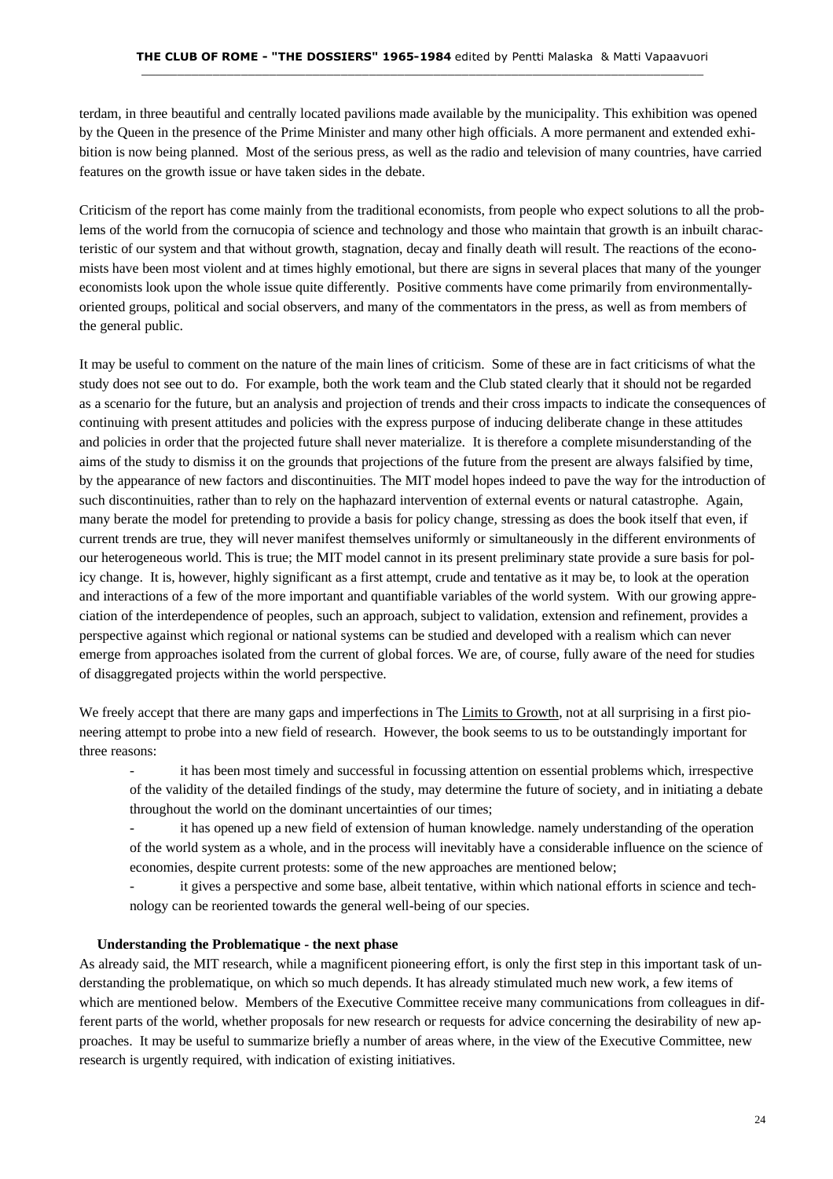terdam, in three beautiful and centrally located pavilions made available by the municipality. This exhibition was opened by the Queen in the presence of the Prime Minister and many other high officials. A more permanent and extended exhibition is now being planned. Most of the serious press, as well as the radio and television of many countries, have carried features on the growth issue or have taken sides in the debate.

Criticism of the report has come mainly from the traditional economists, from people who expect solutions to all the problems of the world from the cornucopia of science and technology and those who maintain that growth is an inbuilt characteristic of our system and that without growth, stagnation, decay and finally death will result. The reactions of the economists have been most violent and at times highly emotional, but there are signs in several places that many of the younger economists look upon the whole issue quite differently. Positive comments have come primarily from environmentally-oriented groups, political and social observers, and many of the commentators in the press, as well as from members of the general public.

It may be useful to comment on the nature of the main lines of criticism. Some of these are in fact criticisms of what the study does not see out to do. For example, both the work team and the Club stated clearly that it should not be regarded as a scenario for the future, but an analysis and projection of trends and their cross impacts to indicate the consequences of continuing with present attitudes and policies with the express purpose of inducing deliberate change in these attitudes and policies in order that the projected future shall never materialize. It is therefore a complete misunderstanding of the aims of the study to dismiss it on the grounds that projections of the future from the present are always falsified by time, by the appearance of new factors and discontinuities. The MIT model hopes indeed to pave the way for the introduction of such discontinuities, rather than to rely on the haphazard intervention of external events or natural catastrophe. Again, many berate the model for pretending to provide a basis for policy change, stressing as does the book itself that even, if current trends are true, they will never manifest themselves uniformly or simultaneously in the different environments of our heterogeneous world. This is true; the MIT model cannot in its present preliminary state provide a sure basis for policy change. It is, however, highly significant as a first attempt, crude and tentative as it may be, to look at the operation and interactions of a few of the more important and quantifiable variables of the world system. With our growing appreciation of the interdependence of peoples, such an approach, subject to validation, extension and refinement, provides a perspective against which regional or national systems can be studied and developed with a realism which can never emerge from approaches isolated from the current of global forces. We are, of course, fully aware of the need for studies of disaggregated projects within the world perspective.

We freely accept that there are many gaps and imperfections in The Limits to Growth, not at all surprising in a first pioneering attempt to probe into a new field of research. However, the book seems to us to be outstandingly important for three reasons:

- it has been most timely and successful in focussing attention on essential problems which, irrespective of the validity of the detailed findings of the study, may determine the future of society, and in initiating a debate throughout the world on the dominant uncertainties of our times;
- it has opened up a new field of extension of human knowledge. namely understanding of the operation of the world system as a whole, and in the process will inevitably have a considerable influence on the science of economies, despite current protests: some of the new approaches are mentioned below;
- it gives a perspective and some base, albeit tentative, within which national efforts in science and technology can be reoriented towards the general well-being of our species.

**Understanding the Problematique - the next phase**

As already said, the MIT research, while a magnificent pioneering effort, is only the first step in this important task of understanding the problematique, on which so much depends. It has already stimulated much new work, a few items of which are mentioned below. Members of the Executive Committee receive many communications from colleagues in different parts of the world, whether proposals for new research or requests for advice concerning the desirability of new approaches. It may be useful to summarize briefly a number of areas where, in the view of the Executive Committee, new research is urgently required, with indication of existing initiatives.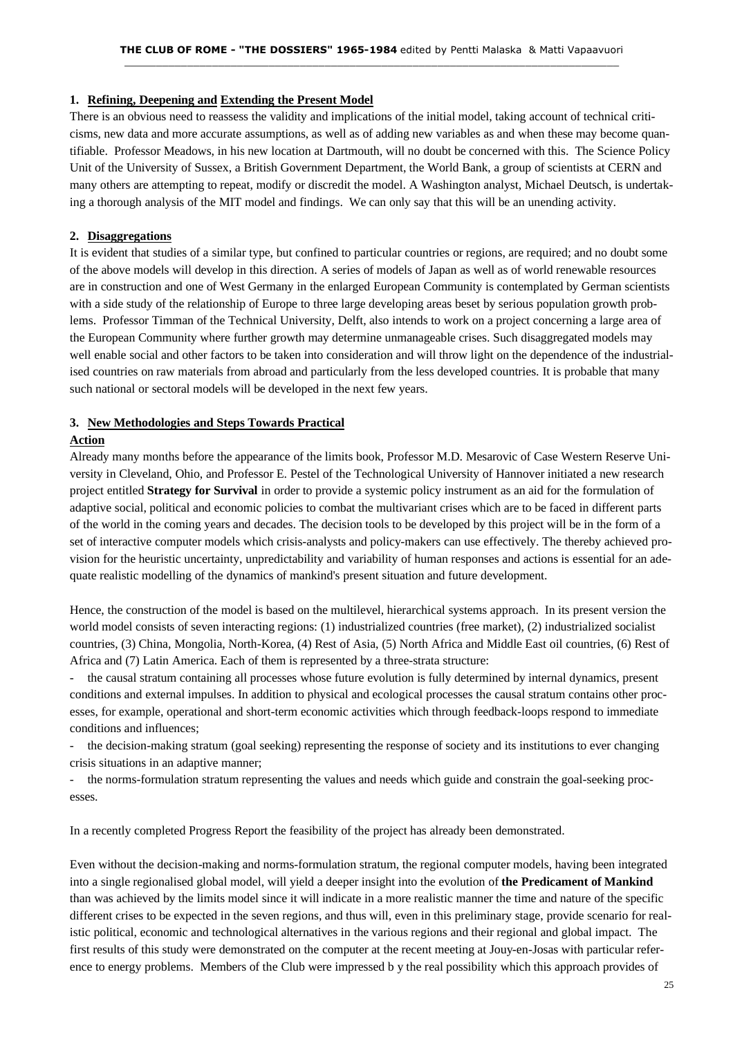## 1. Refining, Deepening and Extending the Present Model

There is an obvious need to reassess the validity and implications of the initial model, taking account of technical criticisms, new data and more accurate assumptions, as well as of adding new variables as and when these may become quantifiable. Professor Meadows, in his new location at Dartmouth, will no doubt be concerned with this. The Science Policy Unit of the University of Sussex, a British Government Department, the World Bank, a group of scientists at CERN and many others are attempting to repeat, modify or discredit the model. A Washington analyst, Michael Deutsch, is undertaking a thorough analysis of the MIT model and findings. We can only say that this will be an unending activity.

## 2. Disaggregations

It is evident that studies of a similar type, but confined to particular countries or regions, are required; and no doubt some of the above models will develop in this direction. A series of models of Japan as well as of world renewable resources are in construction and one of West Germany in the enlarged European Community is contemplated by German scientists with a side study of the relationship of Europe to three large developing areas beset by serious population growth problems. Professor Timman of the Technical University, Delft, also intends to work on a project concerning a large area of the European Community where further growth may determine unmanageable crises. Such disaggregated models may well enable social and other factors to be taken into consideration and will throw light on the dependence of the industrialised countries on raw materials from abroad and particularly from the less developed countries. It is probable that many such national or sectoral models will be developed in the next few years.

## 3. New Methodologies and Steps Towards Practical Action

Already many months before the appearance of the limits book, Professor M.D. Mesarovic of Case Western Reserve University in Cleveland, Ohio, and Professor E. Pestel of the Technological University of Hannover initiated a new research project entitled **Strategy for Survival** in order to provide a systemic policy instrument as an aid for the formulation of adaptive social, political and economic policies to combat the multivariant crises which are to be faced in different parts of the world in the coming years and decades. The decision tools to be developed by this project will be in the form of a set of interactive computer models which crisis-analysts and policy-makers can use effectively. The thereby achieved provision for the heuristic uncertainty, unpredictability and variability of human responses and actions is essential for an adequate realistic modelling of the dynamics of mankind's present situation and future development.

Hence, the construction of the model is based on the multilevel, hierarchical systems approach. In its present version the world model consists of seven interacting regions: (1) industrialized countries (free market), (2) industrialized socialist countries, (3) China, Mongolia, North-Korea, (4) Rest of Asia, (5) North Africa and Middle East oil countries, (6) Rest of Africa and (7) Latin America. Each of them is represented by a three-strata structure:

- the causal stratum containing all processes whose future evolution is fully determined by internal dynamics, present conditions and external impulses. In addition to physical and ecological processes the causal stratum contains other processes, for example, operational and short-term economic activities which through feedback-loops respond to immediate conditions and influences;
- the decision-making stratum (goal seeking) representing the response of society and its institutions to ever changing crisis situations in an adaptive manner;
- the norms-formulation stratum representing the values and needs which guide and constrain the goal-seeking processes.

In a recently completed Progress Report the feasibility of the project has already been demonstrated.

Even without the decision-making and norms-formulation stratum, the regional computer models, having been integrated into a single regionalised global model, will yield a deeper insight into the evolution of **the Predicament of Mankind** than was achieved by the limits model since it will indicate in a more realistic manner the time and nature of the specific different crises to be expected in the seven regions, and thus will, even in this preliminary stage, provide scenario for realistic political, economic and technological alternatives in the various regions and their regional and global impact. The first results of this study were demonstrated on the computer at the recent meeting at Jouy-en-Josas with particular reference to energy problems. Members of the Club were impressed b y the real possibility which this approach provides of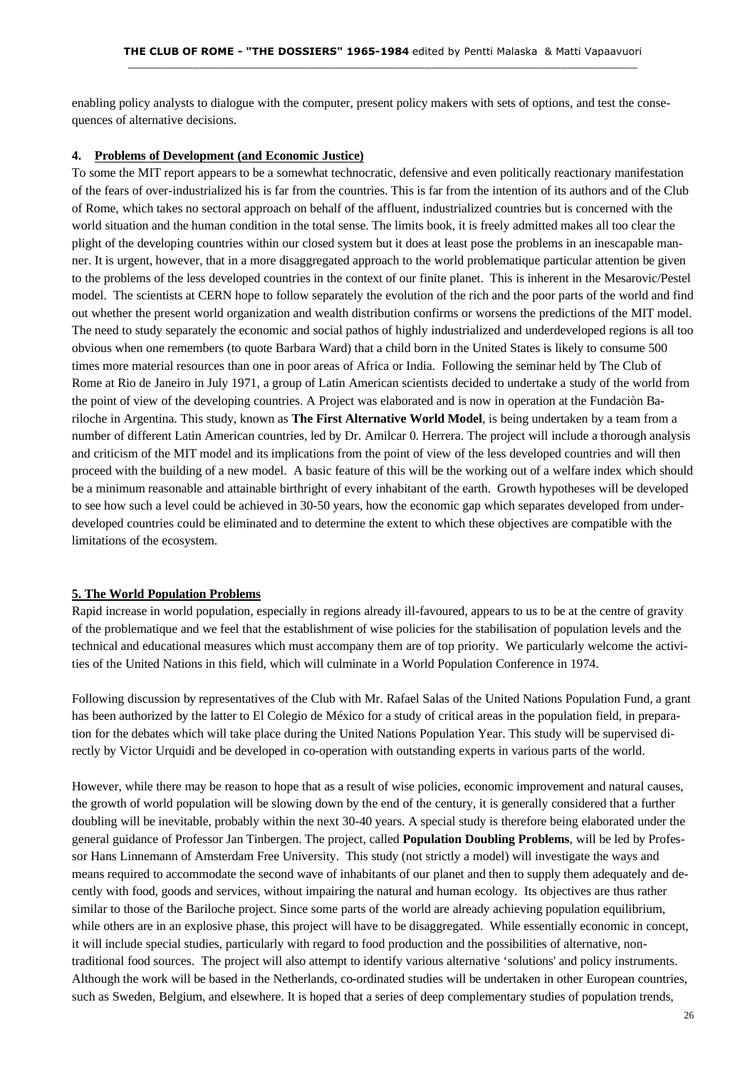enabling policy analysts to dialogue with the computer, present policy makers with sets of options, and test the consequences of alternative decisions.

## 4. Problems of Development (and Economic Justice)

To some the MIT report appears to be a somewhat technocratic, defensive and even politically reactionary manifestation of the fears of over-industrialized his is far from the countries. This is far from the intention of its authors and of the Club of Rome, which takes no sectoral approach on behalf of the affluent, industrialized countries but is concerned with the world situation and the human condition in the total sense. The limits book, it is freely admitted makes all too clear the plight of the developing countries within our closed system but it does at least pose the problems in an inescapable manner. It is urgent, however, that in a more disaggregated approach to the world problematique particular attention be given to the problems of the less developed countries in the context of our finite planet. This is inherent in the Mesarovic/Pestel model. The scientists at CERN hope to follow separately the evolution of the rich and the poor parts of the world and find out whether the present world organization and wealth distribution confirms or worsens the predictions of the MIT model. The need to study separately the economic and social pathos of highly industrialized and underdeveloped regions is all too obvious when one remembers (to quote Barbara Ward) that a child born in the United States is likely to consume 500 times more material resources than one in poor areas of Africa or India. Following the seminar held by The Club of Rome at Rio de Janeiro in July 1971, a group of Latin American scientists decided to undertake a study of the world from the point of view of the developing countries. A Project was elaborated and is now in operation at the Fundaciòn Bariloche in Argentina. This study, known as **The First Alternative World Model**, is being undertaken by a team from a number of different Latin American countries, led by Dr. Amilcar 0. Herrera. The project will include a thorough analysis and criticism of the MIT model and its implications from the point of view of the less developed countries and will then proceed with the building of a new model. A basic feature of this will be the working out of a welfare index which should be a minimum reasonable and attainable birthright of every inhabitant of the earth. Growth hypotheses will be developed to see how such a level could be achieved in 30-50 years, how the economic gap which separates developed from underdeveloped countries could be eliminated and to determine the extent to which these objectives are compatible with the limitations of the ecosystem.

## 5. The World Population Problems

Rapid increase in world population, especially in regions already ill-favoured, appears to us to be at the centre of gravity of the problematique and we feel that the establishment of wise policies for the stabilisation of population levels and the technical and educational measures which must accompany them are of top priority. We particularly welcome the activities of the United Nations in this field, which will culminate in a World Population Conference in 1974.

Following discussion by representatives of the Club with Mr. Rafael Salas of the United Nations Population Fund, a grant has been authorized by the latter to El Colegio de México for a study of critical areas in the population field, in preparation for the debates which will take place during the United Nations Population Year. This study will be supervised directly by Victor Urquidi and be developed in co-operation with outstanding experts in various parts of the world.

However, while there may be reason to hope that as a result of wise policies, economic improvement and natural causes, the growth of world population will be slowing down by the end of the century, it is generally considered that a further doubling will be inevitable, probably within the next 30-40 years. A special study is therefore being elaborated under the general guidance of Professor Jan Tinbergen. The project, called **Population Doubling Problems**, will be led by Professor Hans Linnemann of Amsterdam Free University. This study (not strictly a model) will investigate the ways and means required to accommodate the second wave of inhabitants of our planet and then to supply them adequately and decently with food, goods and services, without impairing the natural and human ecology. Its objectives are thus rather similar to those of the Bariloche project. Since some parts of the world are already achieving population equilibrium, while others are in an explosive phase, this project will have to be disaggregated. While essentially economic in concept, it will include special studies, particularly with regard to food production and the possibilities of alternative, non-traditional food sources. The project will also attempt to identify various alternative 'solutions' and policy instruments. Although the work will be based in the Netherlands, co-ordinated studies will be undertaken in other European countries, such as Sweden, Belgium, and elsewhere. It is hoped that a series of deep complementary studies of population trends,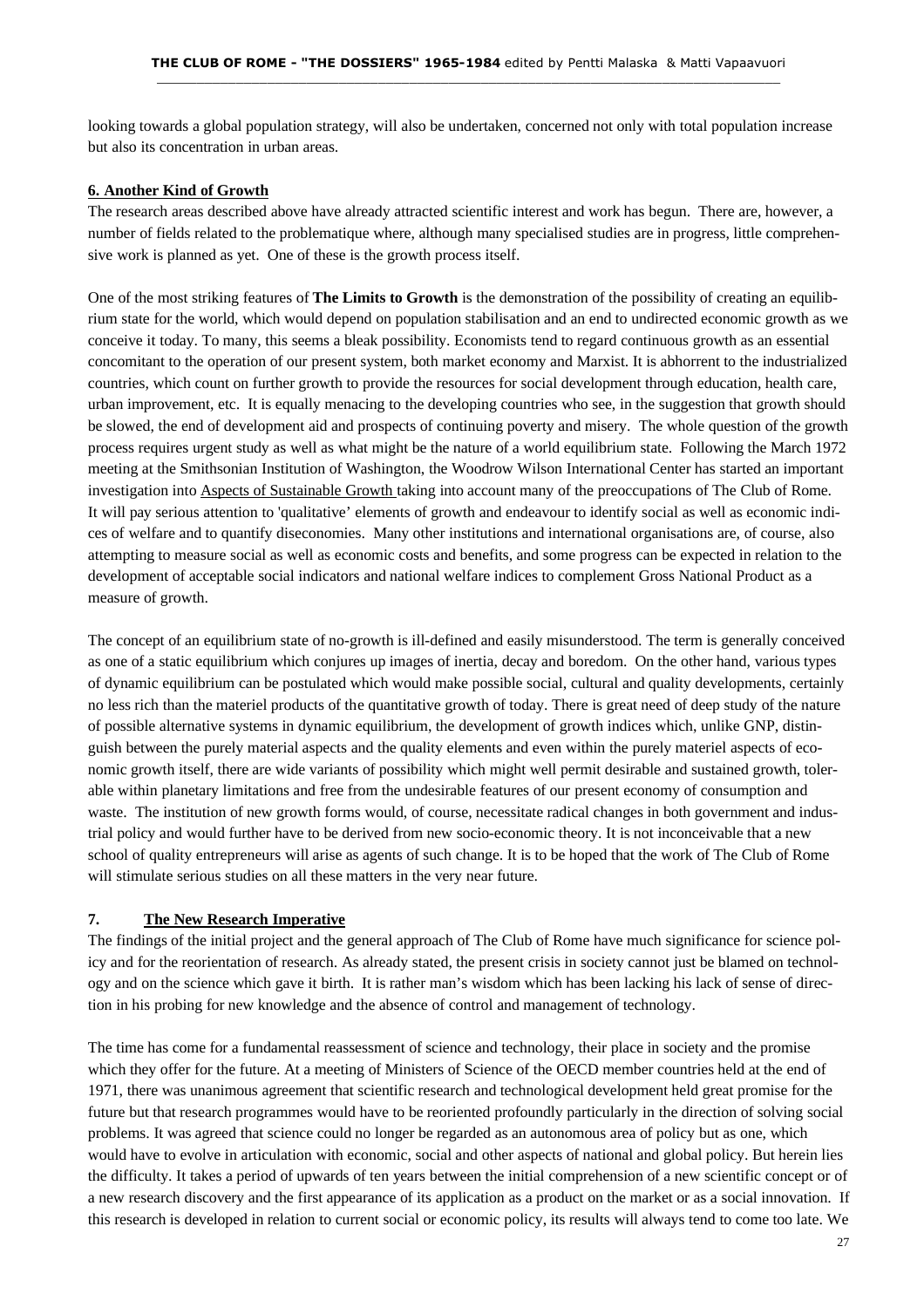looking towards a global population strategy, will also be undertaken, concerned not only with total population increase but also its concentration in urban areas.

**6. Another Kind of Growth**

The research areas described above have already attracted scientific interest and work has begun. There are, however, a number of fields related to the problematique where, although many specialised studies are in progress, little comprehensive work is planned as yet. One of these is the growth process itself.

One of the most striking features of **The Limits to Growth** is the demonstration of the possibility of creating an equilibrium state for the world, which would depend on population stabilisation and an end to undirected economic growth as we conceive it today. To many, this seems a bleak possibility. Economists tend to regard continuous growth as an essential concomitant to the operation of our present system, both market economy and Marxist. It is abhorrent to the industrialized countries, which count on further growth to provide the resources for social development through education, health care, urban improvement, etc. It is equally menacing to the developing countries who see, in the suggestion that growth should be slowed, the end of development aid and prospects of continuing poverty and misery. The whole question of the growth process requires urgent study as well as what might be the nature of a world equilibrium state. Following the March 1972 meeting at the Smithsonian Institution of Washington, the Woodrow Wilson International Center has started an important investigation into Aspects of Sustainable Growth taking into account many of the preoccupations of The Club of Rome. It will pay serious attention to 'qualitative' elements of growth and endeavour to identify social as well as economic indices of welfare and to quantify diseconomies. Many other institutions and international organisations are, of course, also attempting to measure social as well as economic costs and benefits, and some progress can be expected in relation to the development of acceptable social indicators and national welfare indices to complement Gross National Product as a measure of growth.

The concept of an equilibrium state of no-growth is ill-defined and easily misunderstood. The term is generally conceived as one of a static equilibrium which conjures up images of inertia, decay and boredom. On the other hand, various types of dynamic equilibrium can be postulated which would make possible social, cultural and quality developments, certainly no less rich than the materiel products of the quantitative growth of today. There is great need of deep study of the nature of possible alternative systems in dynamic equilibrium, the development of growth indices which, unlike GNP, distinguish between the purely material aspects and the quality elements and even within the purely materiel aspects of economic growth itself, there are wide variants of possibility which might well permit desirable and sustained growth, tolerable within planetary limitations and free from the undesirable features of our present economy of consumption and waste. The institution of new growth forms would, of course, necessitate radical changes in both government and industrial policy and would further have to be derived from new socio-economic theory. It is not inconceivable that a new school of quality entrepreneurs will arise as agents of such change. It is to be hoped that the work of The Club of Rome will stimulate serious studies on all these matters in the very near future.

**7. The New Research Imperative**

The findings of the initial project and the general approach of The Club of Rome have much significance for science policy and for the reorientation of research. As already stated, the present crisis in society cannot just be blamed on technology and on the science which gave it birth. It is rather man's wisdom which has been lacking his lack of sense of direction in his probing for new knowledge and the absence of control and management of technology.

The time has come for a fundamental reassessment of science and technology, their place in society and the promise which they offer for the future. At a meeting of Ministers of Science of the OECD member countries held at the end of 1971, there was unanimous agreement that scientific research and technological development held great promise for the future but that research programmes would have to be reoriented profoundly particularly in the direction of solving social problems. It was agreed that science could no longer be regarded as an autonomous area of policy but as one, which would have to evolve in articulation with economic, social and other aspects of national and global policy. But herein lies the difficulty. It takes a period of upwards of ten years between the initial comprehension of a new scientific concept or of a new research discovery and the first appearance of its application as a product on the market or as a social innovation. If this research is developed in relation to current social or economic policy, its results will always tend to come too late. We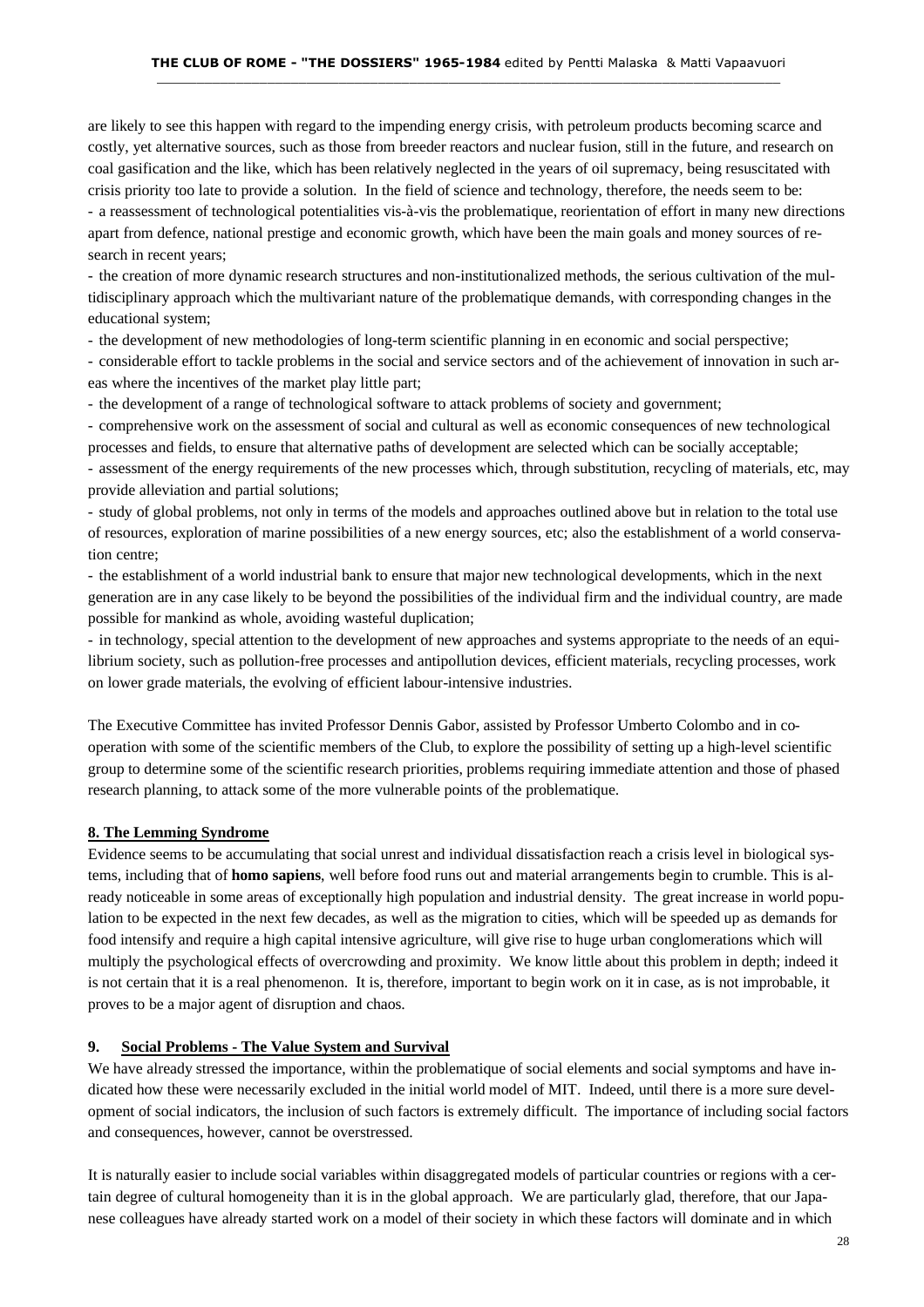are likely to see this happen with regard to the impending energy crisis, with petroleum products becoming scarce and costly, yet alternative sources, such as those from breeder reactors and nuclear fusion, still in the future, and research on coal gasification and the like, which has been relatively neglected in the years of oil supremacy, being resuscitated with crisis priority too late to provide a solution. In the field of science and technology, therefore, the needs seem to be:

- a reassessment of technological potentialities vis-à-vis the problematique, reorientation of effort in many new directions apart from defence, national prestige and economic growth, which have been the main goals and money sources of research in recent years;
- the creation of more dynamic research structures and non-institutionalized methods, the serious cultivation of the multidisciplinary approach which the multivariant nature of the problematique demands, with corresponding changes in the educational system;
- the development of new methodologies of long-term scientific planning in en economic and social perspective;
- considerable effort to tackle problems in the social and service sectors and of the achievement of innovation in such areas where the incentives of the market play little part;
- the development of a range of technological software to attack problems of society and government;
- comprehensive work on the assessment of social and cultural as well as economic consequences of new technological processes and fields, to ensure that alternative paths of development are selected which can be socially acceptable;
- assessment of the energy requirements of the new processes which, through substitution, recycling of materials, etc, may provide alleviation and partial solutions;
- study of global problems, not only in terms of the models and approaches outlined above but in relation to the total use of resources, exploration of marine possibilities of a new energy sources, etc; also the establishment of a world conservation centre;
- the establishment of a world industrial bank to ensure that major new technological developments, which in the next generation are in any case likely to be beyond the possibilities of the individual firm and the individual country, are made possible for mankind as whole, avoiding wasteful duplication;
- in technology, special attention to the development of new approaches and systems appropriate to the needs of an equilibrium society, such as pollution-free processes and antipollution devices, efficient materials, recycling processes, work on lower grade materials, the evolving of efficient labour-intensive industries.

The Executive Committee has invited Professor Dennis Gabor, assisted by Professor Umberto Colombo and in co-operation with some of the scientific members of the Club, to explore the possibility of setting up a high-level scientific group to determine some of the scientific research priorities, problems requiring immediate attention and those of phased research planning, to attack some of the more vulnerable points of the problematique.

## 8. The Lemming Syndrome

Evidence seems to be accumulating that social unrest and individual dissatisfaction reach a crisis level in biological systems, including that of **homo sapiens**, well before food runs out and material arrangements begin to crumble. This is already noticeable in some areas of exceptionally high population and industrial density. The great increase in world population to be expected in the next few decades, as well as the migration to cities, which will be speeded up as demands for food intensify and require a high capital intensive agriculture, will give rise to huge urban conglomerations which will multiply the psychological effects of overcrowding and proximity. We know little about this problem in depth; indeed it is not certain that it is a real phenomenon. It is, therefore, important to begin work on it in case, as is not improbable, it proves to be a major agent of disruption and chaos.

## 9. Social Problems - The Value System and Survival

We have already stressed the importance, within the problematique of social elements and social symptoms and have indicated how these were necessarily excluded in the initial world model of MIT. Indeed, until there is a more sure development of social indicators, the inclusion of such factors is extremely difficult. The importance of including social factors and consequences, however, cannot be overstressed.

It is naturally easier to include social variables within disaggregated models of particular countries or regions with a certain degree of cultural homogeneity than it is in the global approach. We are particularly glad, therefore, that our Japanese colleagues have already started work on a model of their society in which these factors will dominate and in which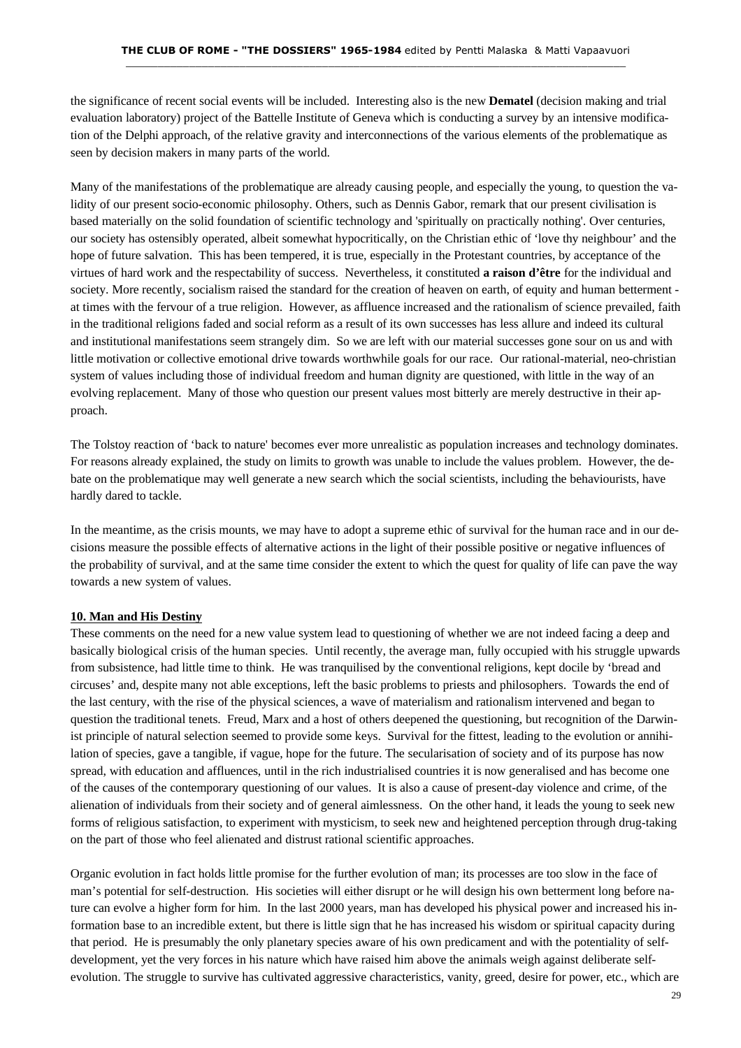the significance of recent social events will be included. Interesting also is the new **Dematel** (decision making and trial evaluation laboratory) project of the Battelle Institute of Geneva which is conducting a survey by an intensive modification of the Delphi approach, of the relative gravity and interconnections of the various elements of the problematique as seen by decision makers in many parts of the world.

Many of the manifestations of the problematique are already causing people, and especially the young, to question the validity of our present socio-economic philosophy. Others, such as Dennis Gabor, remark that our present civilisation is based materially on the solid foundation of scientific technology and 'spiritually on practically nothing'. Over centuries, our society has ostensibly operated, albeit somewhat hypocritically, on the Christian ethic of 'love thy neighbour' and the hope of future salvation. This has been tempered, it is true, especially in the Protestant countries, by acceptance of the virtues of hard work and the respectability of success. Nevertheless, it constituted **a raison d'être** for the individual and society. More recently, socialism raised the standard for the creation of heaven on earth, of equity and human betterment - at times with the fervour of a true religion. However, as affluence increased and the rationalism of science prevailed, faith in the traditional religions faded and social reform as a result of its own successes has less allure and indeed its cultural and institutional manifestations seem strangely dim. So we are left with our material successes gone sour on us and with little motivation or collective emotional drive towards worthwhile goals for our race. Our rational-material, neo-christian system of values including those of individual freedom and human dignity are questioned, with little in the way of an evolving replacement. Many of those who question our present values most bitterly are merely destructive in their approach.

The Tolstoy reaction of 'back to nature' becomes ever more unrealistic as population increases and technology dominates. For reasons already explained, the study on limits to growth was unable to include the values problem. However, the debate on the problematique may well generate a new search which the social scientists, including the behaviourists, have hardly dared to tackle.

In the meantime, as the crisis mounts, we may have to adopt a supreme ethic of survival for the human race and in our decisions measure the possible effects of alternative actions in the light of their possible positive or negative influences of the probability of survival, and at the same time consider the extent to which the quest for quality of life can pave the way towards a new system of values.

## 10. Man and His Destiny

These comments on the need for a new value system lead to questioning of whether we are not indeed facing a deep and basically biological crisis of the human species. Until recently, the average man, fully occupied with his struggle upwards from subsistence, had little time to think. He was tranquilised by the conventional religions, kept docile by 'bread and circuses' and, despite many not able exceptions, left the basic problems to priests and philosophers. Towards the end of the last century, with the rise of the physical sciences, a wave of materialism and rationalism intervened and began to question the traditional tenets. Freud, Marx and a host of others deepened the questioning, but recognition of the Darwinist principle of natural selection seemed to provide some keys. Survival for the fittest, leading to the evolution or annihilation of species, gave a tangible, if vague, hope for the future. The secularisation of society and of its purpose has now spread, with education and affluences, until in the rich industrialised countries it is now generalised and has become one of the causes of the contemporary questioning of our values. It is also a cause of present-day violence and crime, of the alienation of individuals from their society and of general aimlessness. On the other hand, it leads the young to seek new forms of religious satisfaction, to experiment with mysticism, to seek new and heightened perception through drug-taking on the part of those who feel alienated and distrust rational scientific approaches.

Organic evolution in fact holds little promise for the further evolution of man; its processes are too slow in the face of man's potential for self-destruction. His societies will either disrupt or he will design his own betterment long before nature can evolve a higher form for him. In the last 2000 years, man has developed his physical power and increased his information base to an incredible extent, but there is little sign that he has increased his wisdom or spiritual capacity during that period. He is presumably the only planetary species aware of his own predicament and with the potentiality of self-development, yet the very forces in his nature which have raised him above the animals weigh against deliberate self-evolution. The struggle to survive has cultivated aggressive characteristics, vanity, greed, desire for power, etc., which are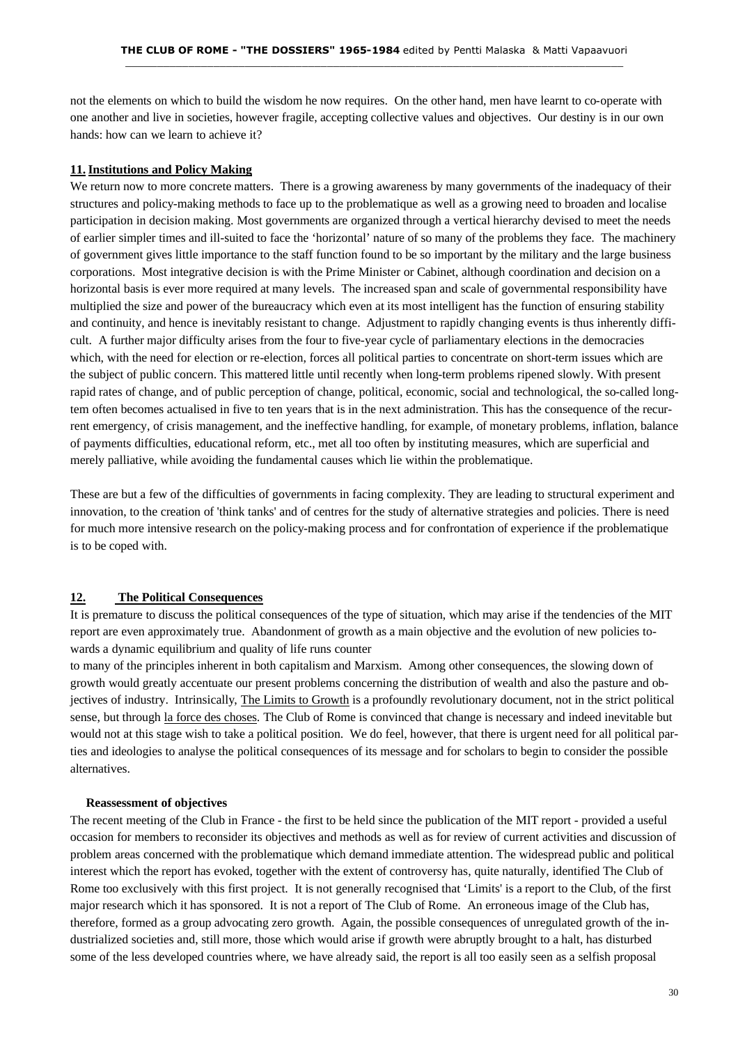not the elements on which to build the wisdom he now requires. On the other hand, men have learnt to co-operate with one another and live in societies, however fragile, accepting collective values and objectives. Our destiny is in our own hands: how can we learn to achieve it?

## 11. Institutions and Policy Making

We return now to more concrete matters. There is a growing awareness by many governments of the inadequacy of their structures and policy-making methods to face up to the problematique as well as a growing need to broaden and localise participation in decision making. Most governments are organized through a vertical hierarchy devised to meet the needs of earlier simpler times and ill-suited to face the 'horizontal' nature of so many of the problems they face. The machinery of government gives little importance to the staff function found to be so important by the military and the large business corporations. Most integrative decision is with the Prime Minister or Cabinet, although coordination and decision on a horizontal basis is ever more required at many levels. The increased span and scale of governmental responsibility have multiplied the size and power of the bureaucracy which even at its most intelligent has the function of ensuring stability and continuity, and hence is inevitably resistant to change. Adjustment to rapidly changing events is thus inherently difficult. A further major difficulty arises from the four to five-year cycle of parliamentary elections in the democracies which, with the need for election or re-election, forces all political parties to concentrate on short-term issues which are the subject of public concern. This mattered little until recently when long-term problems ripened slowly. With present rapid rates of change, and of public perception of change, political, economic, social and technological, the so-called long-tem often becomes actualised in five to ten years that is in the next administration. This has the consequence of the recurrent emergency, of crisis management, and the ineffective handling, for example, of monetary problems, inflation, balance of payments difficulties, educational reform, etc., met all too often by instituting measures, which are superficial and merely palliative, while avoiding the fundamental causes which lie within the problematique.

These are but a few of the difficulties of governments in facing complexity. They are leading to structural experiment and innovation, to the creation of 'think tanks' and of centres for the study of alternative strategies and policies. There is need for much more intensive research on the policy-making process and for confrontation of experience if the problematique is to be coped with.

## 12. The Political Consequences

It is premature to discuss the political consequences of the type of situation, which may arise if the tendencies of the MIT report are even approximately true. Abandonment of growth as a main objective and the evolution of new policies towards a dynamic equilibrium and quality of life runs counter

to many of the principles inherent in both capitalism and Marxism. Among other consequences, the slowing down of growth would greatly accentuate our present problems concerning the distribution of wealth and also the pasture and objectives of industry. Intrinsically, The Limits to Growth is a profoundly revolutionary document, not in the strict political sense, but through la force des choses. The Club of Rome is convinced that change is necessary and indeed inevitable but would not at this stage wish to take a political position. We do feel, however, that there is urgent need for all political parties and ideologies to analyse the political consequences of its message and for scholars to begin to consider the possible alternatives.

### Reassessment of objectives

The recent meeting of the Club in France - the first to be held since the publication of the MIT report - provided a useful occasion for members to reconsider its objectives and methods as well as for review of current activities and discussion of problem areas concerned with the problematique which demand immediate attention. The widespread public and political interest which the report has evoked, together with the extent of controversy has, quite naturally, identified The Club of Rome too exclusively with this first project. It is not generally recognised that 'Limits' is a report to the Club, of the first major research which it has sponsored. It is not a report of The Club of Rome. An erroneous image of the Club has, therefore, formed as a group advocating zero growth. Again, the possible consequences of unregulated growth of the industrialized societies and, still more, those which would arise if growth were abruptly brought to a halt, has disturbed some of the less developed countries where, we have already said, the report is all too easily seen as a selfish proposal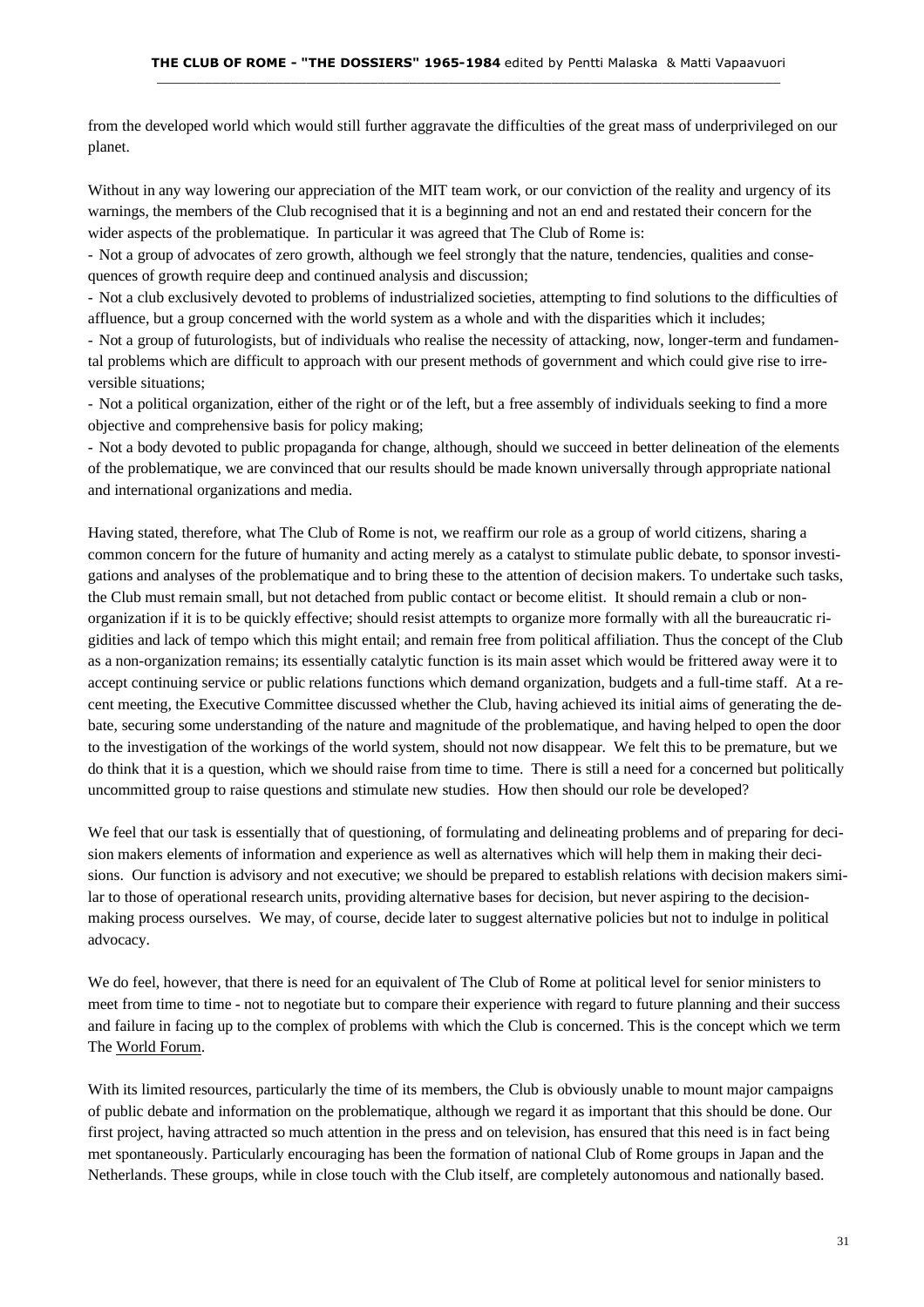from the developed world which would still further aggravate the difficulties of the great mass of underprivileged on our planet.

Without in any way lowering our appreciation of the MIT team work, or our conviction of the reality and urgency of its warnings, the members of the Club recognised that it is a beginning and not an end and restated their concern for the wider aspects of the problematique. In particular it was agreed that The Club of Rome is:

- Not a group of advocates of zero growth, although we feel strongly that the nature, tendencies, qualities and consequences of growth require deep and continued analysis and discussion;
- Not a club exclusively devoted to problems of industrialized societies, attempting to find solutions to the difficulties of affluence, but a group concerned with the world system as a whole and with the disparities which it includes;
- Not a group of futurologists, but of individuals who realise the necessity of attacking, now, longer-term and fundamental problems which are difficult to approach with our present methods of government and which could give rise to irreversible situations;
- Not a political organization, either of the right or of the left, but a free assembly of individuals seeking to find a more objective and comprehensive basis for policy making;
- Not a body devoted to public propaganda for change, although, should we succeed in better delineation of the elements of the problematique, we are convinced that our results should be made known universally through appropriate national and international organizations and media.

Having stated, therefore, what The Club of Rome is not, we reaffirm our role as a group of world citizens, sharing a common concern for the future of humanity and acting merely as a catalyst to stimulate public debate, to sponsor investigations and analyses of the problematique and to bring these to the attention of decision makers. To undertake such tasks, the Club must remain small, but not detached from public contact or become elitist. It should remain a club or non-organization if it is to be quickly effective; should resist attempts to organize more formally with all the bureaucratic rigidities and lack of tempo which this might entail; and remain free from political affiliation. Thus the concept of the Club as a non-organization remains; its essentially catalytic function is its main asset which would be frittered away were it to accept continuing service or public relations functions which demand organization, budgets and a full-time staff. At a recent meeting, the Executive Committee discussed whether the Club, having achieved its initial aims of generating the debate, securing some understanding of the nature and magnitude of the problematique, and having helped to open the door to the investigation of the workings of the world system, should not now disappear. We felt this to be premature, but we do think that it is a question, which we should raise from time to time. There is still a need for a concerned but politically uncommitted group to raise questions and stimulate new studies. How then should our role be developed?

We feel that our task is essentially that of questioning, of formulating and delineating problems and of preparing for decision makers elements of information and experience as well as alternatives which will help them in making their decisions. Our function is advisory and not executive; we should be prepared to establish relations with decision makers similar to those of operational research units, providing alternative bases for decision, but never aspiring to the decision-making process ourselves. We may, of course, decide later to suggest alternative policies but not to indulge in political advocacy.

We do feel, however, that there is need for an equivalent of The Club of Rome at political level for senior ministers to meet from time to time - not to negotiate but to compare their experience with regard to future planning and their success and failure in facing up to the complex of problems with which the Club is concerned. This is the concept which we term The World Forum.

With its limited resources, particularly the time of its members, the Club is obviously unable to mount major campaigns of public debate and information on the problematique, although we regard it as important that this should be done. Our first project, having attracted so much attention in the press and on television, has ensured that this need is in fact being met spontaneously. Particularly encouraging has been the formation of national Club of Rome groups in Japan and the Netherlands. These groups, while in close touch with the Club itself, are completely autonomous and nationally based.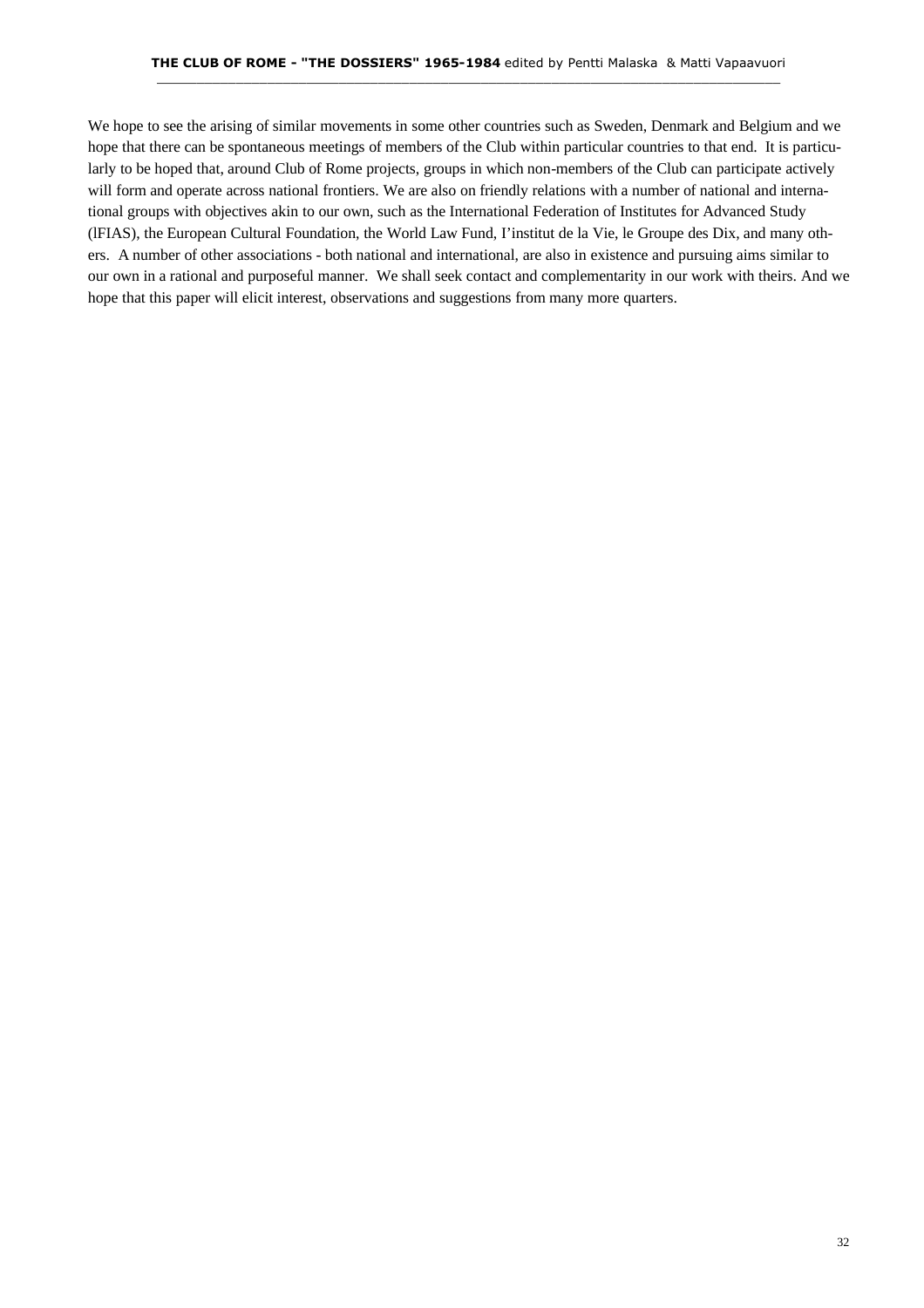We hope to see the arising of similar movements in some other countries such as Sweden, Denmark and Belgium and we hope that there can be spontaneous meetings of members of the Club within particular countries to that end. It is particularly to be hoped that, around Club of Rome projects, groups in which non-members of the Club can participate actively will form and operate across national frontiers. We are also on friendly relations with a number of national and international groups with objectives akin to our own, such as the International Federation of Institutes for Advanced Study (lFIAS), the European Cultural Foundation, the World Law Fund, I'institut de la Vie, le Groupe des Dix, and many others. A number of other associations - both national and international, are also in existence and pursuing aims similar to our own in a rational and purposeful manner. We shall seek contact and complementarity in our work with theirs. And we hope that this paper will elicit interest, observations and suggestions from many more quarters.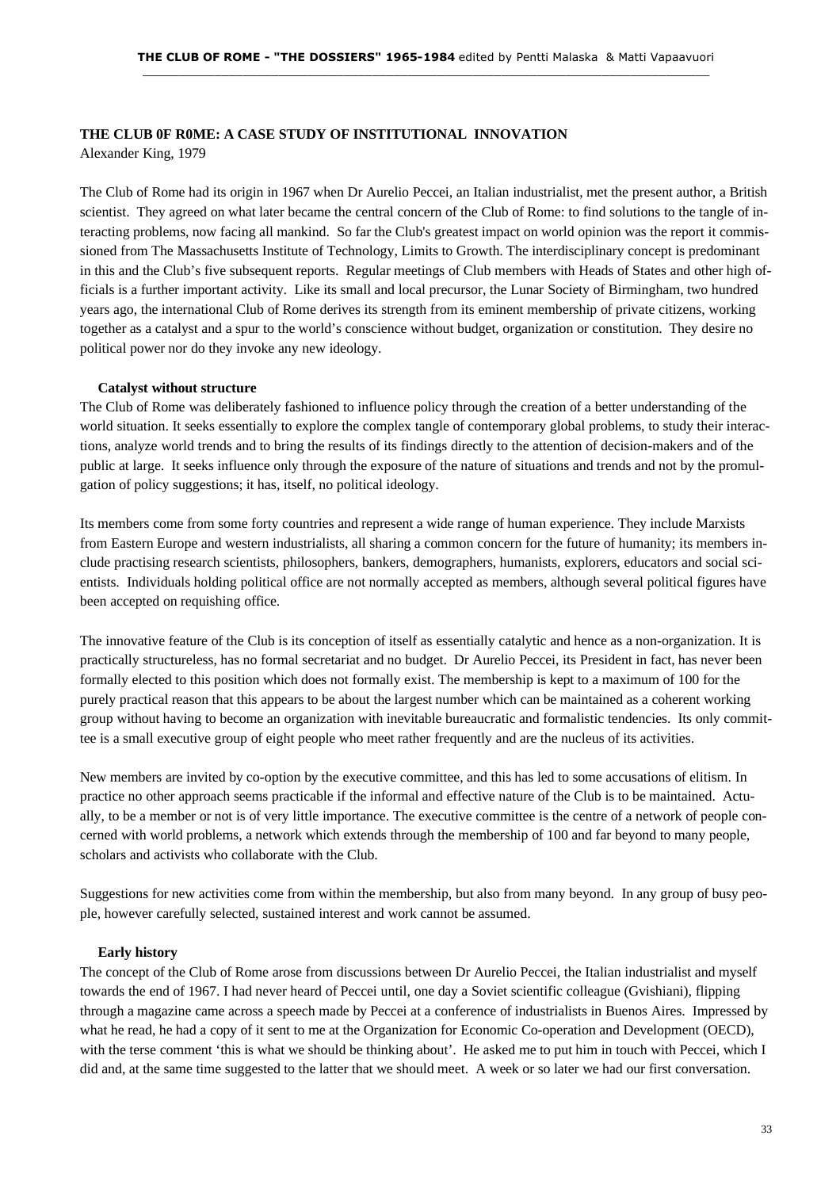## THE CLUB 0F R0ME: A CASE STUDY OF INSTITUTIONAL INNOVATION

Alexander King, 1979

The Club of Rome had its origin in 1967 when Dr Aurelio Peccei, an Italian industrialist, met the present author, a British scientist. They agreed on what later became the central concern of the Club of Rome: to find solutions to the tangle of interacting problems, now facing all mankind. So far the Club's greatest impact on world opinion was the report it commissioned from The Massachusetts Institute of Technology, Limits to Growth. The interdisciplinary concept is predominant in this and the Club's five subsequent reports. Regular meetings of Club members with Heads of States and other high officials is a further important activity. Like its small and local precursor, the Lunar Society of Birmingham, two hundred years ago, the international Club of Rome derives its strength from its eminent membership of private citizens, working together as a catalyst and a spur to the world's conscience without budget, organization or constitution. They desire no political power nor do they invoke any new ideology.

### Catalyst without structure

The Club of Rome was deliberately fashioned to influence policy through the creation of a better understanding of the world situation. It seeks essentially to explore the complex tangle of contemporary global problems, to study their interactions, analyze world trends and to bring the results of its findings directly to the attention of decision-makers and of the public at large. It seeks influence only through the exposure of the nature of situations and trends and not by the promulgation of policy suggestions; it has, itself, no political ideology.

Its members come from some forty countries and represent a wide range of human experience. They include Marxists from Eastern Europe and western industrialists, all sharing a common concern for the future of humanity; its members include practising research scientists, philosophers, bankers, demographers, humanists, explorers, educators and social scientists. Individuals holding political office are not normally accepted as members, although several political figures have been accepted on requishing office.

The innovative feature of the Club is its conception of itself as essentially catalytic and hence as a non-organization. It is practically structureless, has no formal secretariat and no budget. Dr Aurelio Peccei, its President in fact, has never been formally elected to this position which does not formally exist. The membership is kept to a maximum of 100 for the purely practical reason that this appears to be about the largest number which can be maintained as a coherent working group without having to become an organization with inevitable bureaucratic and formalistic tendencies. Its only committee is a small executive group of eight people who meet rather frequently and are the nucleus of its activities.

New members are invited by co-option by the executive committee, and this has led to some accusations of elitism. In practice no other approach seems practicable if the informal and effective nature of the Club is to be maintained. Actually, to be a member or not is of very little importance. The executive committee is the centre of a network of people concerned with world problems, a network which extends through the membership of 100 and far beyond to many people, scholars and activists who collaborate with the Club.

Suggestions for new activities come from within the membership, but also from many beyond. In any group of busy people, however carefully selected, sustained interest and work cannot be assumed.

### Early history

The concept of the Club of Rome arose from discussions between Dr Aurelio Peccei, the Italian industrialist and myself towards the end of 1967. I had never heard of Peccei until, one day a Soviet scientific colleague (Gvishiani), flipping through a magazine came across a speech made by Peccei at a conference of industrialists in Buenos Aires. Impressed by what he read, he had a copy of it sent to me at the Organization for Economic Co-operation and Development (OECD), with the terse comment 'this is what we should be thinking about'. He asked me to put him in touch with Peccei, which I did and, at the same time suggested to the latter that we should meet. A week or so later we had our first conversation.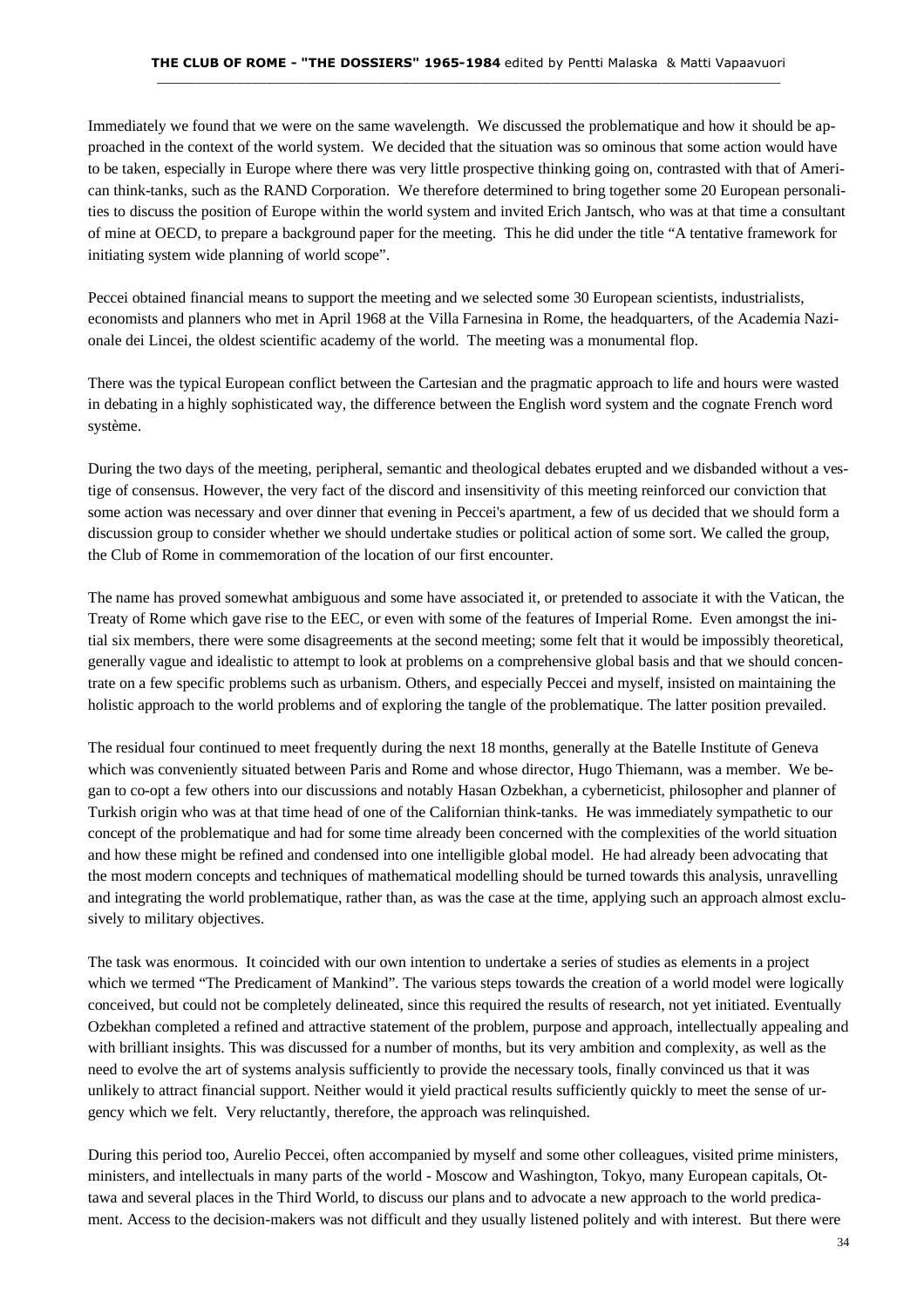Immediately we found that we were on the same wavelength. We discussed the problematique and how it should be approached in the context of the world system. We decided that the situation was so ominous that some action would have to be taken, especially in Europe where there was very little prospective thinking going on, contrasted with that of American think-tanks, such as the RAND Corporation. We therefore determined to bring together some 20 European personalities to discuss the position of Europe within the world system and invited Erich Jantsch, who was at that time a consultant of mine at OECD, to prepare a background paper for the meeting. This he did under the title "A tentative framework for initiating system wide planning of world scope".

Peccei obtained financial means to support the meeting and we selected some 30 European scientists, industrialists, economists and planners who met in April 1968 at the Villa Farnesina in Rome, the headquarters, of the Academia Nazionale dei Lincei, the oldest scientific academy of the world. The meeting was a monumental flop.

There was the typical European conflict between the Cartesian and the pragmatic approach to life and hours were wasted in debating in a highly sophisticated way, the difference between the English word system and the cognate French word système.

During the two days of the meeting, peripheral, semantic and theological debates erupted and we disbanded without a vestige of consensus. However, the very fact of the discord and insensitivity of this meeting reinforced our conviction that some action was necessary and over dinner that evening in Peccei's apartment, a few of us decided that we should form a discussion group to consider whether we should undertake studies or political action of some sort. We called the group, the Club of Rome in commemoration of the location of our first encounter.

The name has proved somewhat ambiguous and some have associated it, or pretended to associate it with the Vatican, the Treaty of Rome which gave rise to the EEC, or even with some of the features of Imperial Rome. Even amongst the initial six members, there were some disagreements at the second meeting; some felt that it would be impossibly theoretical, generally vague and idealistic to attempt to look at problems on a comprehensive global basis and that we should concentrate on a few specific problems such as urbanism. Others, and especially Peccei and myself, insisted on maintaining the holistic approach to the world problems and of exploring the tangle of the problematique. The latter position prevailed.

The residual four continued to meet frequently during the next 18 months, generally at the Batelle Institute of Geneva which was conveniently situated between Paris and Rome and whose director, Hugo Thiemann, was a member. We began to co-opt a few others into our discussions and notably Hasan Ozbekhan, a cyberneticist, philosopher and planner of Turkish origin who was at that time head of one of the Californian think-tanks. He was immediately sympathetic to our concept of the problematique and had for some time already been concerned with the complexities of the world situation and how these might be refined and condensed into one intelligible global model. He had already been advocating that the most modern concepts and techniques of mathematical modelling should be turned towards this analysis, unravelling and integrating the world problematique, rather than, as was the case at the time, applying such an approach almost exclusively to military objectives.

The task was enormous. It coincided with our own intention to undertake a series of studies as elements in a project which we termed "The Predicament of Mankind". The various steps towards the creation of a world model were logically conceived, but could not be completely delineated, since this required the results of research, not yet initiated. Eventually Ozbekhan completed a refined and attractive statement of the problem, purpose and approach, intellectually appealing and with brilliant insights. This was discussed for a number of months, but its very ambition and complexity, as well as the need to evolve the art of systems analysis sufficiently to provide the necessary tools, finally convinced us that it was unlikely to attract financial support. Neither would it yield practical results sufficiently quickly to meet the sense of urgency which we felt. Very reluctantly, therefore, the approach was relinquished.

During this period too, Aurelio Peccei, often accompanied by myself and some other colleagues, visited prime ministers, ministers, and intellectuals in many parts of the world - Moscow and Washington, Tokyo, many European capitals, Ottawa and several places in the Third World, to discuss our plans and to advocate a new approach to the world predicament. Access to the decision-makers was not difficult and they usually listened politely and with interest. But there were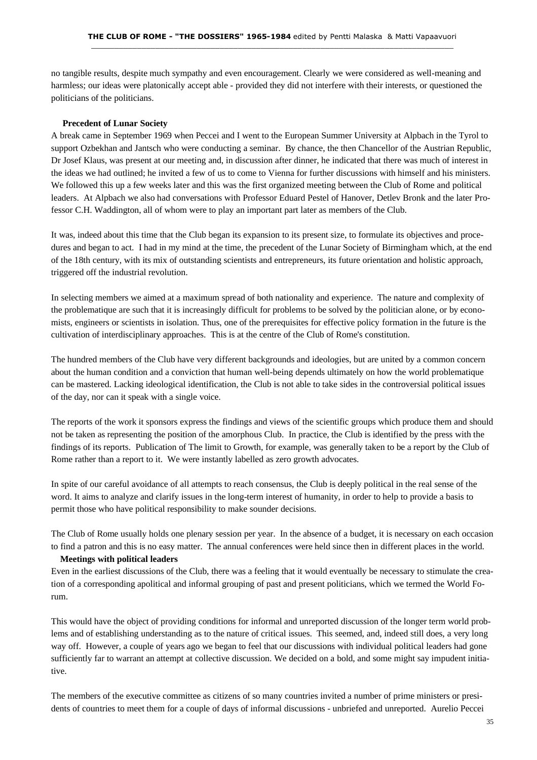no tangible results, despite much sympathy and even encouragement. Clearly we were considered as well-meaning and harmless; our ideas were platonically accept able - provided they did not interfere with their interests, or questioned the politicians of the politicians.

**Precedent of Lunar Society**

A break came in September 1969 when Peccei and I went to the European Summer University at Alpbach in the Tyrol to support Ozbekhan and Jantsch who were conducting a seminar. By chance, the then Chancellor of the Austrian Republic, Dr Josef Klaus, was present at our meeting and, in discussion after dinner, he indicated that there was much of interest in the ideas we had outlined; he invited a few of us to come to Vienna for further discussions with himself and his ministers. We followed this up a few weeks later and this was the first organized meeting between the Club of Rome and political leaders. At Alpbach we also had conversations with Professor Eduard Pestel of Hanover, Detlev Bronk and the later Professor C.H. Waddington, all of whom were to play an important part later as members of the Club.

It was, indeed about this time that the Club began its expansion to its present size, to formulate its objectives and procedures and began to act. I had in my mind at the time, the precedent of the Lunar Society of Birmingham which, at the end of the 18th century, with its mix of outstanding scientists and entrepreneurs, its future orientation and holistic approach, triggered off the industrial revolution.

In selecting members we aimed at a maximum spread of both nationality and experience. The nature and complexity of the problematique are such that it is increasingly difficult for problems to be solved by the politician alone, or by economists, engineers or scientists in isolation. Thus, one of the prerequisites for effective policy formation in the future is the cultivation of interdisciplinary approaches. This is at the centre of the Club of Rome's constitution.

The hundred members of the Club have very different backgrounds and ideologies, but are united by a common concern about the human condition and a conviction that human well-being depends ultimately on how the world problematique can be mastered. Lacking ideological identification, the Club is not able to take sides in the controversial political issues of the day, nor can it speak with a single voice.

The reports of the work it sponsors express the findings and views of the scientific groups which produce them and should not be taken as representing the position of the amorphous Club. In practice, the Club is identified by the press with the findings of its reports. Publication of The limit to Growth, for example, was generally taken to be a report by the Club of Rome rather than a report to it. We were instantly labelled as zero growth advocates.

In spite of our careful avoidance of all attempts to reach consensus, the Club is deeply political in the real sense of the word. It aims to analyze and clarify issues in the long-term interest of humanity, in order to help to provide a basis to permit those who have political responsibility to make sounder decisions.

The Club of Rome usually holds one plenary session per year. In the absence of a budget, it is necessary on each occasion to find a patron and this is no easy matter. The annual conferences were held since then in different places in the world.

**Meetings with political leaders**

Even in the earliest discussions of the Club, there was a feeling that it would eventually be necessary to stimulate the creation of a corresponding apolitical and informal grouping of past and present politicians, which we termed the World Forum.

This would have the object of providing conditions for informal and unreported discussion of the longer term world problems and of establishing understanding as to the nature of critical issues. This seemed, and, indeed still does, a very long way off. However, a couple of years ago we began to feel that our discussions with individual political leaders had gone sufficiently far to warrant an attempt at collective discussion. We decided on a bold, and some might say impudent initiative.

The members of the executive committee as citizens of so many countries invited a number of prime ministers or presidents of countries to meet them for a couple of days of informal discussions - unbriefed and unreported. Aurelio Peccei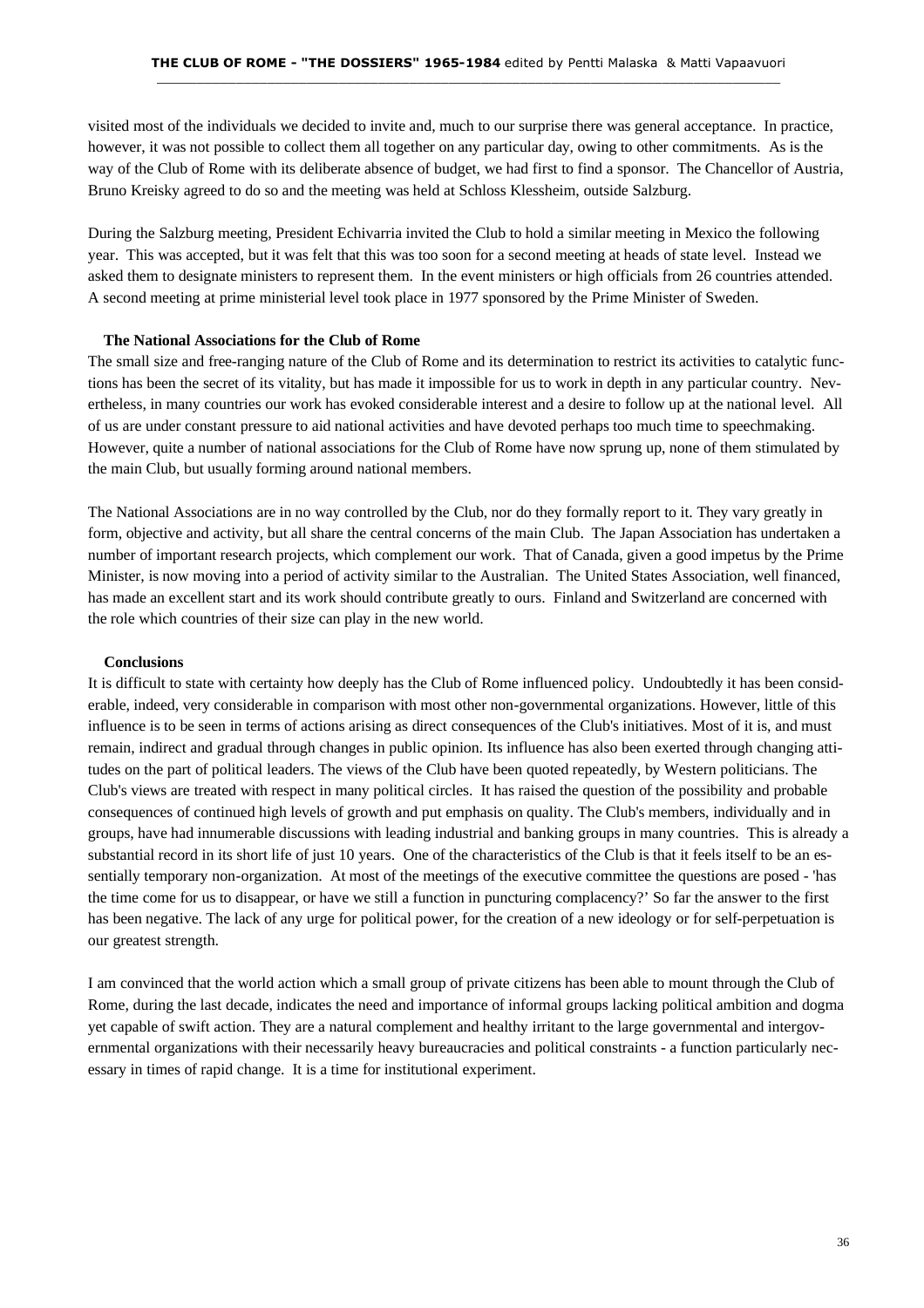visited most of the individuals we decided to invite and, much to our surprise there was general acceptance. In practice, however, it was not possible to collect them all together on any particular day, owing to other commitments. As is the way of the Club of Rome with its deliberate absence of budget, we had first to find a sponsor. The Chancellor of Austria, Bruno Kreisky agreed to do so and the meeting was held at Schloss Klessheim, outside Salzburg.

During the Salzburg meeting, President Echivarria invited the Club to hold a similar meeting in Mexico the following year. This was accepted, but it was felt that this was too soon for a second meeting at heads of state level. Instead we asked them to designate ministers to represent them. In the event ministers or high officials from 26 countries attended. A second meeting at prime ministerial level took place in 1977 sponsored by the Prime Minister of Sweden.

**The National Associations for the Club of Rome**

The small size and free-ranging nature of the Club of Rome and its determination to restrict its activities to catalytic functions has been the secret of its vitality, but has made it impossible for us to work in depth in any particular country. Nevertheless, in many countries our work has evoked considerable interest and a desire to follow up at the national level. All of us are under constant pressure to aid national activities and have devoted perhaps too much time to speechmaking. However, quite a number of national associations for the Club of Rome have now sprung up, none of them stimulated by the main Club, but usually forming around national members.

The National Associations are in no way controlled by the Club, nor do they formally report to it. They vary greatly in form, objective and activity, but all share the central concerns of the main Club. The Japan Association has undertaken a number of important research projects, which complement our work. That of Canada, given a good impetus by the Prime Minister, is now moving into a period of activity similar to the Australian. The United States Association, well financed, has made an excellent start and its work should contribute greatly to ours. Finland and Switzerland are concerned with the role which countries of their size can play in the new world.

**Conclusions**

It is difficult to state with certainty how deeply has the Club of Rome influenced policy. Undoubtedly it has been considerable, indeed, very considerable in comparison with most other non-governmental organizations. However, little of this influence is to be seen in terms of actions arising as direct consequences of the Club's initiatives. Most of it is, and must remain, indirect and gradual through changes in public opinion. Its influence has also been exerted through changing attitudes on the part of political leaders. The views of the Club have been quoted repeatedly, by Western politicians. The Club's views are treated with respect in many political circles. It has raised the question of the possibility and probable consequences of continued high levels of growth and put emphasis on quality. The Club's members, individually and in groups, have had innumerable discussions with leading industrial and banking groups in many countries. This is already a substantial record in its short life of just 10 years. One of the characteristics of the Club is that it feels itself to be an essentially temporary non-organization. At most of the meetings of the executive committee the questions are posed - 'has the time come for us to disappear, or have we still a function in puncturing complacency?' So far the answer to the first has been negative. The lack of any urge for political power, for the creation of a new ideology or for self-perpetuation is our greatest strength.

I am convinced that the world action which a small group of private citizens has been able to mount through the Club of Rome, during the last decade, indicates the need and importance of informal groups lacking political ambition and dogma yet capable of swift action. They are a natural complement and healthy irritant to the large governmental and intergovernmental organizations with their necessarily heavy bureaucracies and political constraints - a function particularly necessary in times of rapid change. It is a time for institutional experiment.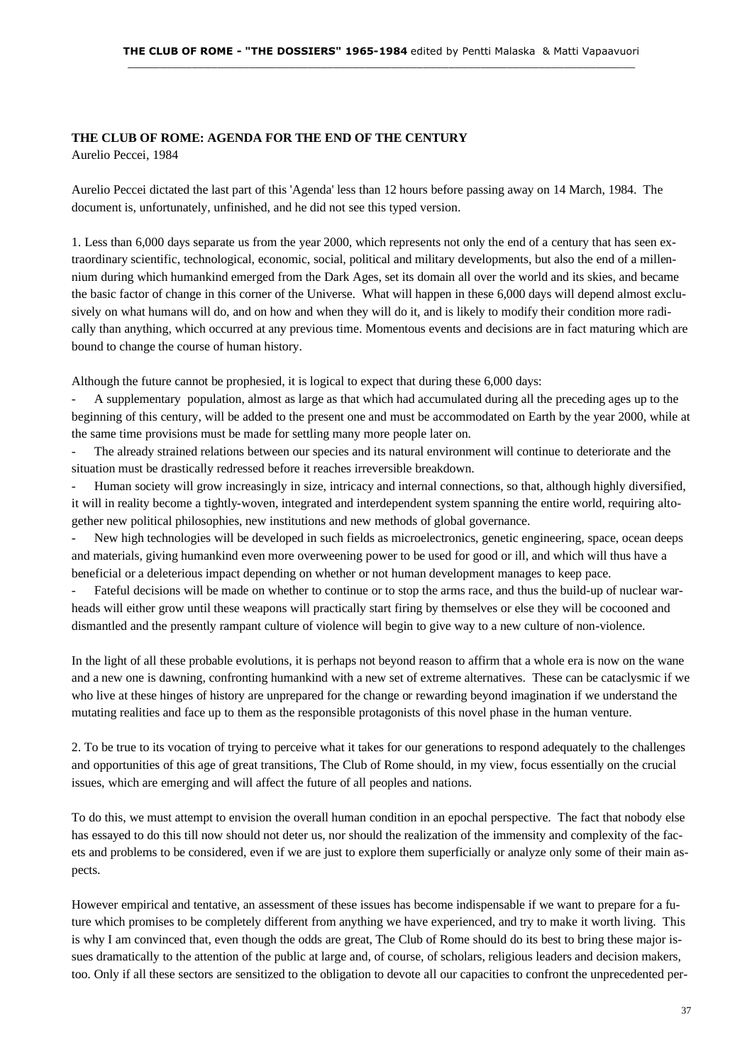**THE CLUB OF ROME: AGENDA FOR THE END OF THE CENTURY**

Aurelio Peccei, 1984

Aurelio Peccei dictated the last part of this 'Agenda' less than 12 hours before passing away on 14 March, 1984. The document is, unfortunately, unfinished, and he did not see this typed version.

1. Less than 6,000 days separate us from the year 2000, which represents not only the end of a century that has seen extraordinary scientific, technological, economic, social, political and military developments, but also the end of a millennium during which humankind emerged from the Dark Ages, set its domain all over the world and its skies, and became the basic factor of change in this corner of the Universe. What will happen in these 6,000 days will depend almost exclusively on what humans will do, and on how and when they will do it, and is likely to modify their condition more radically than anything, which occurred at any previous time. Momentous events and decisions are in fact maturing which are bound to change the course of human history.

Although the future cannot be prophesied, it is logical to expect that during these 6,000 days:

- A supplementary population, almost as large as that which had accumulated during all the preceding ages up to the beginning of this century, will be added to the present one and must be accommodated on Earth by the year 2000, while at the same time provisions must be made for settling many more people later on.
- The already strained relations between our species and its natural environment will continue to deteriorate and the situation must be drastically redressed before it reaches irreversible breakdown.
- Human society will grow increasingly in size, intricacy and internal connections, so that, although highly diversified, it will in reality become a tightly-woven, integrated and interdependent system spanning the entire world, requiring altogether new political philosophies, new institutions and new methods of global governance.
- New high technologies will be developed in such fields as microelectronics, genetic engineering, space, ocean deeps and materials, giving humankind even more overweening power to be used for good or ill, and which will thus have a beneficial or a deleterious impact depending on whether or not human development manages to keep pace.
- Fateful decisions will be made on whether to continue or to stop the arms race, and thus the build-up of nuclear warheads will either grow until these weapons will practically start firing by themselves or else they will be cocooned and dismantled and the presently rampant culture of violence will begin to give way to a new culture of non-violence.

In the light of all these probable evolutions, it is perhaps not beyond reason to affirm that a whole era is now on the wane and a new one is dawning, confronting humankind with a new set of extreme alternatives. These can be cataclysmic if we who live at these hinges of history are unprepared for the change or rewarding beyond imagination if we understand the mutating realities and face up to them as the responsible protagonists of this novel phase in the human venture.

2. To be true to its vocation of trying to perceive what it takes for our generations to respond adequately to the challenges and opportunities of this age of great transitions, The Club of Rome should, in my view, focus essentially on the crucial issues, which are emerging and will affect the future of all peoples and nations.

To do this, we must attempt to envision the overall human condition in an epochal perspective. The fact that nobody else has essayed to do this till now should not deter us, nor should the realization of the immensity and complexity of the facets and problems to be considered, even if we are just to explore them superficially or analyze only some of their main aspects.

However empirical and tentative, an assessment of these issues has become indispensable if we want to prepare for a future which promises to be completely different from anything we have experienced, and try to make it worth living. This is why I am convinced that, even though the odds are great, The Club of Rome should do its best to bring these major issues dramatically to the attention of the public at large and, of course, of scholars, religious leaders and decision makers, too. Only if all these sectors are sensitized to the obligation to devote all our capacities to confront the unprecedented per-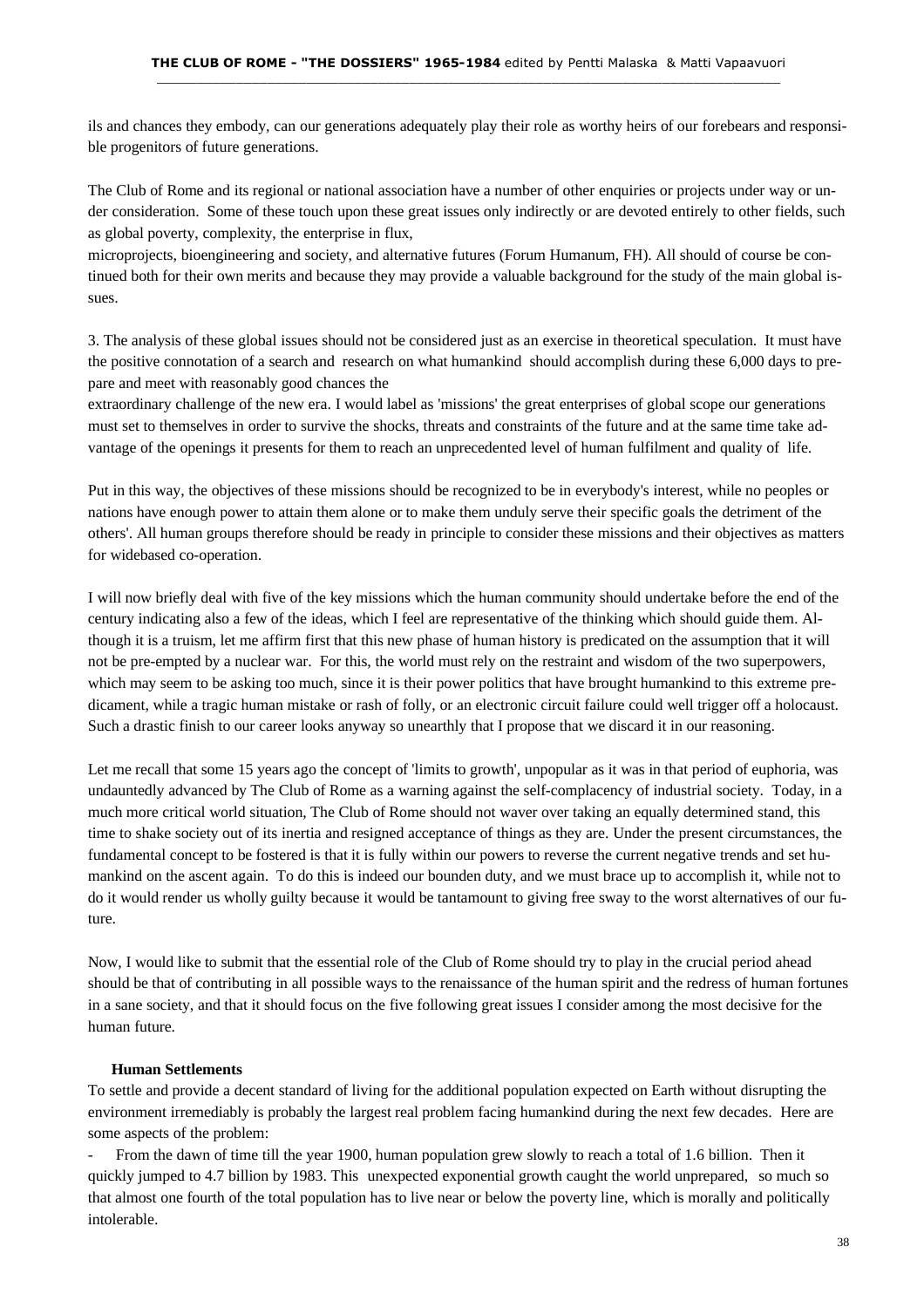ils and chances they embody, can our generations adequately play their role as worthy heirs of our forebears and responsible progenitors of future generations.

The Club of Rome and its regional or national association have a number of other enquiries or projects under way or under consideration. Some of these touch upon these great issues only indirectly or are devoted entirely to other fields, such as global poverty, complexity, the enterprise in flux,
microprojects, bioengineering and society, and alternative futures (Forum Humanum, FH). All should of course be continued both for their own merits and because they may provide a valuable background for the study of the main global issues.

3. The analysis of these global issues should not be considered just as an exercise in theoretical speculation. It must have the positive connotation of a search and research on what humankind should accomplish during these 6,000 days to prepare and meet with reasonably good chances the
extraordinary challenge of the new era. I would label as 'missions' the great enterprises of global scope our generations must set to themselves in order to survive the shocks, threats and constraints of the future and at the same time take advantage of the openings it presents for them to reach an unprecedented level of human fulfilment and quality of life.

Put in this way, the objectives of these missions should be recognized to be in everybody's interest, while no peoples or nations have enough power to attain them alone or to make them unduly serve their specific goals the detriment of the others'. All human groups therefore should be ready in principle to consider these missions and their objectives as matters for widebased co-operation.

I will now briefly deal with five of the key missions which the human community should undertake before the end of the century indicating also a few of the ideas, which I feel are representative of the thinking which should guide them. Although it is a truism, let me affirm first that this new phase of human history is predicated on the assumption that it will not be pre-empted by a nuclear war. For this, the world must rely on the restraint and wisdom of the two superpowers, which may seem to be asking too much, since it is their power politics that have brought humankind to this extreme predicament, while a tragic human mistake or rash of folly, or an electronic circuit failure could well trigger off a holocaust. Such a drastic finish to our career looks anyway so unearthly that I propose that we discard it in our reasoning.

Let me recall that some 15 years ago the concept of 'limits to growth', unpopular as it was in that period of euphoria, was undauntedly advanced by The Club of Rome as a warning against the self-complacency of industrial society. Today, in a much more critical world situation, The Club of Rome should not waver over taking an equally determined stand, this time to shake society out of its inertia and resigned acceptance of things as they are. Under the present circumstances, the fundamental concept to be fostered is that it is fully within our powers to reverse the current negative trends and set humankind on the ascent again. To do this is indeed our bounden duty, and we must brace up to accomplish it, while not to do it would render us wholly guilty because it would be tantamount to giving free sway to the worst alternatives of our future.

Now, I would like to submit that the essential role of the Club of Rome should try to play in the crucial period ahead should be that of contributing in all possible ways to the renaissance of the human spirit and the redress of human fortunes in a sane society, and that it should focus on the five following great issues I consider among the most decisive for the human future.

**Human Settlements**

To settle and provide a decent standard of living for the additional population expected on Earth without disrupting the environment irremediably is probably the largest real problem facing humankind during the next few decades. Here are some aspects of the problem:

- From the dawn of time till the year 1900, human population grew slowly to reach a total of 1.6 billion. Then it quickly jumped to 4.7 billion by 1983. This unexpected exponential growth caught the world unprepared, so much so that almost one fourth of the total population has to live near or below the poverty line, which is morally and politically intolerable.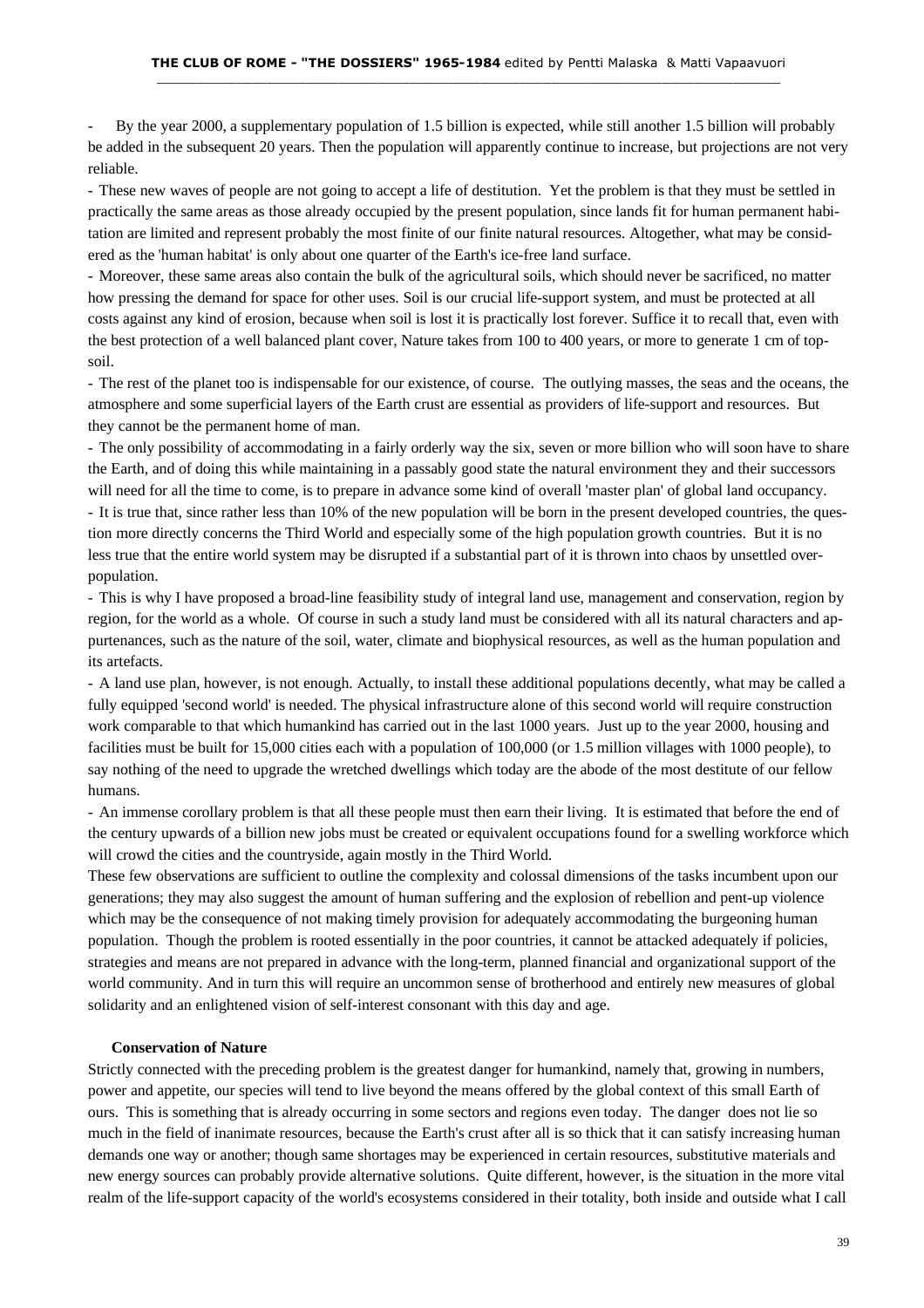- By the year 2000, a supplementary population of 1.5 billion is expected, while still another 1.5 billion will probably be added in the subsequent 20 years. Then the population will apparently continue to increase, but projections are not very reliable.

- These new waves of people are not going to accept a life of destitution. Yet the problem is that they must be settled in practically the same areas as those already occupied by the present population, since lands fit for human permanent habitation are limited and represent probably the most finite of our finite natural resources. Altogether, what may be considered as the 'human habitat' is only about one quarter of the Earth's ice-free land surface.

- Moreover, these same areas also contain the bulk of the agricultural soils, which should never be sacrificed, no matter how pressing the demand for space for other uses. Soil is our crucial life-support system, and must be protected at all costs against any kind of erosion, because when soil is lost it is practically lost forever. Suffice it to recall that, even with the best protection of a well balanced plant cover, Nature takes from 100 to 400 years, or more to generate 1 cm of topsoil.

- The rest of the planet too is indispensable for our existence, of course. The outlying masses, the seas and the oceans, the atmosphere and some superficial layers of the Earth crust are essential as providers of life-support and resources. But they cannot be the permanent home of man.

- The only possibility of accommodating in a fairly orderly way the six, seven or more billion who will soon have to share the Earth, and of doing this while maintaining in a passably good state the natural environment they and their successors will need for all the time to come, is to prepare in advance some kind of overall 'master plan' of global land occupancy.

- It is true that, since rather less than 10% of the new population will be born in the present developed countries, the question more directly concerns the Third World and especially some of the high population growth countries. But it is no less true that the entire world system may be disrupted if a substantial part of it is thrown into chaos by unsettled overpopulation.

- This is why I have proposed a broad-line feasibility study of integral land use, management and conservation, region by region, for the world as a whole. Of course in such a study land must be considered with all its natural characters and appurtenances, such as the nature of the soil, water, climate and biophysical resources, as well as the human population and its artefacts.

- A land use plan, however, is not enough. Actually, to install these additional populations decently, what may be called a fully equipped 'second world' is needed. The physical infrastructure alone of this second world will require construction work comparable to that which humankind has carried out in the last 1000 years. Just up to the year 2000, housing and facilities must be built for 15,000 cities each with a population of 100,000 (or 1.5 million villages with 1000 people), to say nothing of the need to upgrade the wretched dwellings which today are the abode of the most destitute of our fellow humans.

- An immense corollary problem is that all these people must then earn their living. It is estimated that before the end of the century upwards of a billion new jobs must be created or equivalent occupations found for a swelling workforce which will crowd the cities and the countryside, again mostly in the Third World.

These few observations are sufficient to outline the complexity and colossal dimensions of the tasks incumbent upon our generations; they may also suggest the amount of human suffering and the explosion of rebellion and pent-up violence which may be the consequence of not making timely provision for adequately accommodating the burgeoning human population. Though the problem is rooted essentially in the poor countries, it cannot be attacked adequately if policies, strategies and means are not prepared in advance with the long-term, planned financial and organizational support of the world community. And in turn this will require an uncommon sense of brotherhood and entirely new measures of global solidarity and an enlightened vision of self-interest consonant with this day and age.

**Conservation of Nature**

Strictly connected with the preceding problem is the greatest danger for humankind, namely that, growing in numbers, power and appetite, our species will tend to live beyond the means offered by the global context of this small Earth of ours. This is something that is already occurring in some sectors and regions even today. The danger does not lie so much in the field of inanimate resources, because the Earth's crust after all is so thick that it can satisfy increasing human demands one way or another; though same shortages may be experienced in certain resources, substitutive materials and new energy sources can probably provide alternative solutions. Quite different, however, is the situation in the more vital realm of the life-support capacity of the world's ecosystems considered in their totality, both inside and outside what I call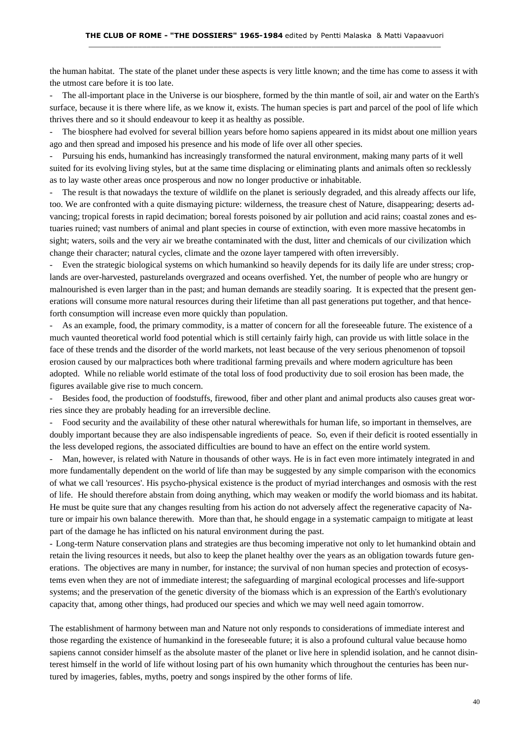the human habitat. The state of the planet under these aspects is very little known; and the time has come to assess it with the utmost care before it is too late.

- The all-important place in the Universe is our biosphere, formed by the thin mantle of soil, air and water on the Earth's surface, because it is there where life, as we know it, exists. The human species is part and parcel of the pool of life which thrives there and so it should endeavour to keep it as healthy as possible.
- The biosphere had evolved for several billion years before homo sapiens appeared in its midst about one million years ago and then spread and imposed his presence and his mode of life over all other species.
- Pursuing his ends, humankind has increasingly transformed the natural environment, making many parts of it well suited for its evolving living styles, but at the same time displacing or eliminating plants and animals often so recklessly as to lay waste other areas once prosperous and now no longer productive or inhabitable.
- The result is that nowadays the texture of wildlife on the planet is seriously degraded, and this already affects our life, too. We are confronted with a quite dismaying picture: wilderness, the treasure chest of Nature, disappearing; deserts advancing; tropical forests in rapid decimation; boreal forests poisoned by air pollution and acid rains; coastal zones and estuaries ruined; vast numbers of animal and plant species in course of extinction, with even more massive hecatombs in sight; waters, soils and the very air we breathe contaminated with the dust, litter and chemicals of our civilization which change their character; natural cycles, climate and the ozone layer tampered with often irreversibly.
- Even the strategic biological systems on which humankind so heavily depends for its daily life are under stress; croplands are over-harvested, pasturelands overgrazed and oceans overfished. Yet, the number of people who are hungry or malnourished is even larger than in the past; and human demands are steadily soaring. It is expected that the present generations will consume more natural resources during their lifetime than all past generations put together, and that henceforth consumption will increase even more quickly than population.
- As an example, food, the primary commodity, is a matter of concern for all the foreseeable future. The existence of a much vaunted theoretical world food potential which is still certainly fairly high, can provide us with little solace in the face of these trends and the disorder of the world markets, not least because of the very serious phenomenon of topsoil erosion caused by our malpractices both where traditional farming prevails and where modern agriculture has been adopted. While no reliable world estimate of the total loss of food productivity due to soil erosion has been made, the figures available give rise to much concern.
- Besides food, the production of foodstuffs, firewood, fiber and other plant and animal products also causes great worries since they are probably heading for an irreversible decline.
- Food security and the availability of these other natural wherewithals for human life, so important in themselves, are doubly important because they are also indispensable ingredients of peace. So, even if their deficit is rooted essentially in the less developed regions, the associated difficulties are bound to have an effect on the entire world system.
- Man, however, is related with Nature in thousands of other ways. He is in fact even more intimately integrated in and more fundamentally dependent on the world of life than may be suggested by any simple comparison with the economics of what we call 'resources'. His psycho-physical existence is the product of myriad interchanges and osmosis with the rest of life. He should therefore abstain from doing anything, which may weaken or modify the world biomass and its habitat. He must be quite sure that any changes resulting from his action do not adversely affect the regenerative capacity of Nature or impair his own balance therewith. More than that, he should engage in a systematic campaign to mitigate at least part of the damage he has inflicted on his natural environment during the past.
- Long-term Nature conservation plans and strategies are thus becoming imperative not only to let humankind obtain and retain the living resources it needs, but also to keep the planet healthy over the years as an obligation towards future generations. The objectives are many in number, for instance; the survival of non human species and protection of ecosystems even when they are not of immediate interest; the safeguarding of marginal ecological processes and life-support systems; and the preservation of the genetic diversity of the biomass which is an expression of the Earth's evolutionary capacity that, among other things, had produced our species and which we may well need again tomorrow.

The establishment of harmony between man and Nature not only responds to considerations of immediate interest and those regarding the existence of humankind in the foreseeable future; it is also a profound cultural value because homo sapiens cannot consider himself as the absolute master of the planet or live here in splendid isolation, and he cannot disinterest himself in the world of life without losing part of his own humanity which throughout the centuries has been nurtured by imageries, fables, myths, poetry and songs inspired by the other forms of life.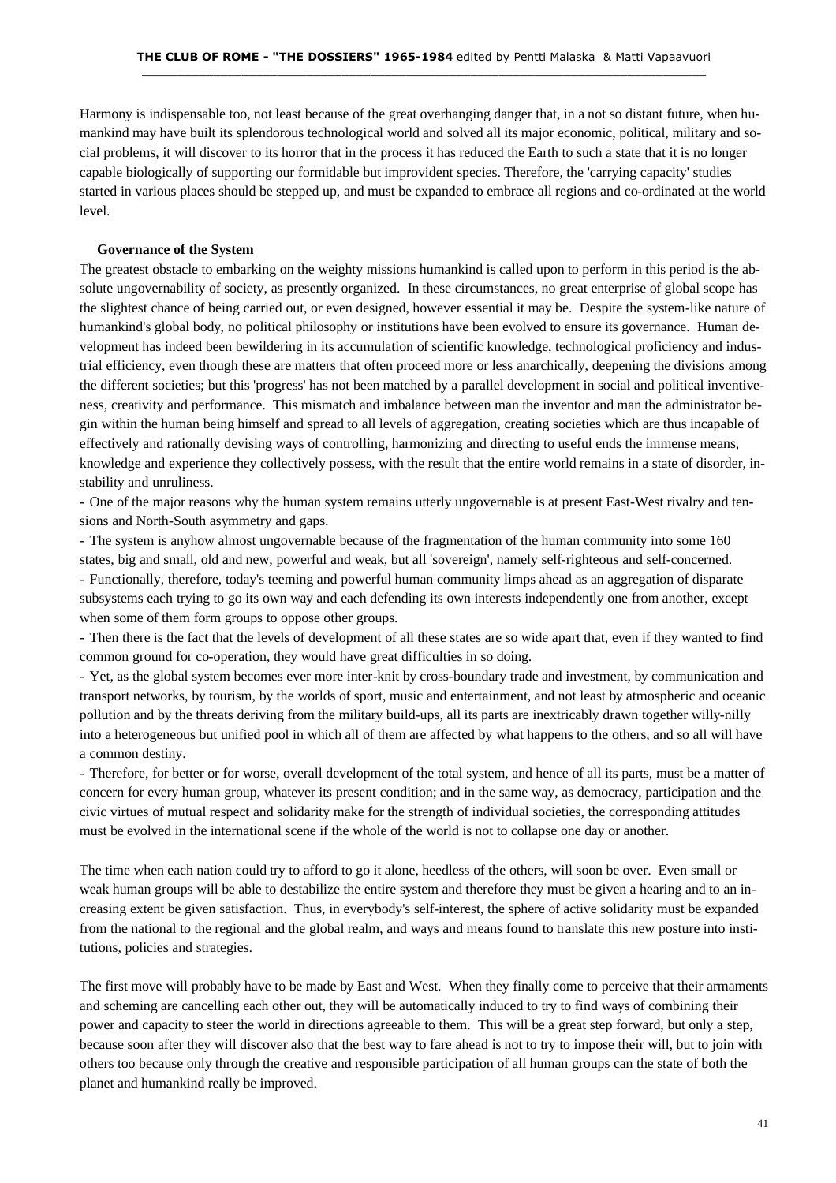Harmony is indispensable too, not least because of the great overhanging danger that, in a not so distant future, when humankind may have built its splendorous technological world and solved all its major economic, political, military and social problems, it will discover to its horror that in the process it has reduced the Earth to such a state that it is no longer capable biologically of supporting our formidable but improvident species. Therefore, the 'carrying capacity' studies started in various places should be stepped up, and must be expanded to embrace all regions and co-ordinated at the world level.

**Governance of the System**

The greatest obstacle to embarking on the weighty missions humankind is called upon to perform in this period is the absolute ungovernability of society, as presently organized. In these circumstances, no great enterprise of global scope has the slightest chance of being carried out, or even designed, however essential it may be. Despite the system-like nature of humankind's global body, no political philosophy or institutions have been evolved to ensure its governance. Human development has indeed been bewildering in its accumulation of scientific knowledge, technological proficiency and industrial efficiency, even though these are matters that often proceed more or less anarchically, deepening the divisions among the different societies; but this 'progress' has not been matched by a parallel development in social and political inventiveness, creativity and performance. This mismatch and imbalance between man the inventor and man the administrator begin within the human being himself and spread to all levels of aggregation, creating societies which are thus incapable of effectively and rationally devising ways of controlling, harmonizing and directing to useful ends the immense means, knowledge and experience they collectively possess, with the result that the entire world remains in a state of disorder, instability and unruliness.

- One of the major reasons why the human system remains utterly ungovernable is at present East-West rivalry and tensions and North-South asymmetry and gaps.
- The system is anyhow almost ungovernable because of the fragmentation of the human community into some 160 states, big and small, old and new, powerful and weak, but all 'sovereign', namely self-righteous and self-concerned.
- Functionally, therefore, today's teeming and powerful human community limps ahead as an aggregation of disparate subsystems each trying to go its own way and each defending its own interests independently one from another, except when some of them form groups to oppose other groups.
- Then there is the fact that the levels of development of all these states are so wide apart that, even if they wanted to find common ground for co-operation, they would have great difficulties in so doing.
- Yet, as the global system becomes ever more inter-knit by cross-boundary trade and investment, by communication and transport networks, by tourism, by the worlds of sport, music and entertainment, and not least by atmospheric and oceanic pollution and by the threats deriving from the military build-ups, all its parts are inextricably drawn together willy-nilly into a heterogeneous but unified pool in which all of them are affected by what happens to the others, and so all will have a common destiny.
- Therefore, for better or for worse, overall development of the total system, and hence of all its parts, must be a matter of concern for every human group, whatever its present condition; and in the same way, as democracy, participation and the civic virtues of mutual respect and solidarity make for the strength of individual societies, the corresponding attitudes must be evolved in the international scene if the whole of the world is not to collapse one day or another.

The time when each nation could try to afford to go it alone, heedless of the others, will soon be over. Even small or weak human groups will be able to destabilize the entire system and therefore they must be given a hearing and to an increasing extent be given satisfaction. Thus, in everybody's self-interest, the sphere of active solidarity must be expanded from the national to the regional and the global realm, and ways and means found to translate this new posture into institutions, policies and strategies.

The first move will probably have to be made by East and West. When they finally come to perceive that their armaments and scheming are cancelling each other out, they will be automatically induced to try to find ways of combining their power and capacity to steer the world in directions agreeable to them. This will be a great step forward, but only a step, because soon after they will discover also that the best way to fare ahead is not to try to impose their will, but to join with others too because only through the creative and responsible participation of all human groups can the state of both the planet and humankind really be improved.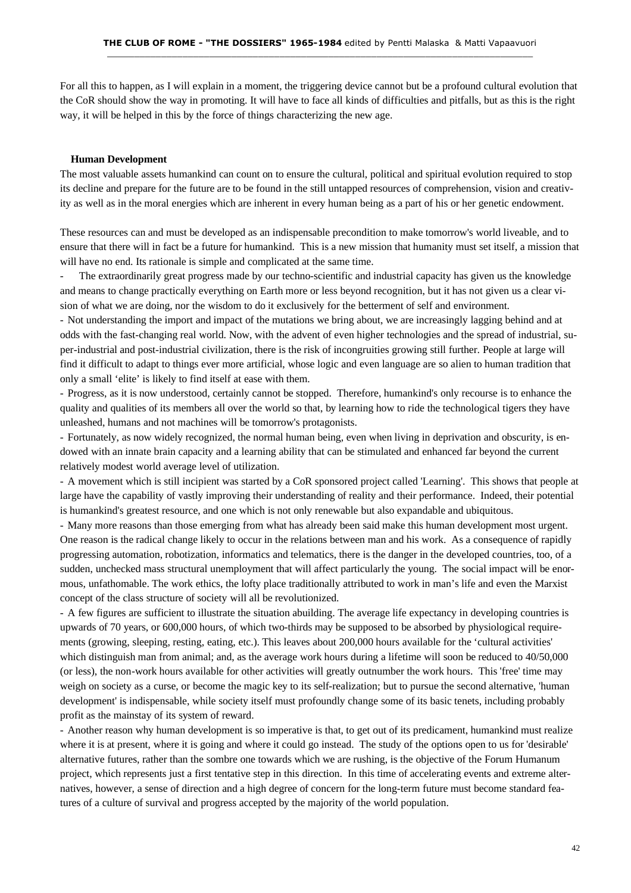For all this to happen, as I will explain in a moment, the triggering device cannot but be a profound cultural evolution that the CoR should show the way in promoting. It will have to face all kinds of difficulties and pitfalls, but as this is the right way, it will be helped in this by the force of things characterizing the new age.

**Human Development**

The most valuable assets humankind can count on to ensure the cultural, political and spiritual evolution required to stop its decline and prepare for the future are to be found in the still untapped resources of comprehension, vision and creativity as well as in the moral energies which are inherent in every human being as a part of his or her genetic endowment.

These resources can and must be developed as an indispensable precondition to make tomorrow's world liveable, and to ensure that there will in fact be a future for humankind. This is a new mission that humanity must set itself, a mission that will have no end. Its rationale is simple and complicated at the same time.

- The extraordinarily great progress made by our techno-scientific and industrial capacity has given us the knowledge and means to change practically everything on Earth more or less beyond recognition, but it has not given us a clear vision of what we are doing, nor the wisdom to do it exclusively for the betterment of self and environment.
- Not understanding the import and impact of the mutations we bring about, we are increasingly lagging behind and at odds with the fast-changing real world. Now, with the advent of even higher technologies and the spread of industrial, super-industrial and post-industrial civilization, there is the risk of incongruities growing still further. People at large will find it difficult to adapt to things ever more artificial, whose logic and even language are so alien to human tradition that only a small 'elite' is likely to find itself at ease with them.
- Progress, as it is now understood, certainly cannot be stopped. Therefore, humankind's only recourse is to enhance the quality and qualities of its members all over the world so that, by learning how to ride the technological tigers they have unleashed, humans and not machines will be tomorrow's protagonists.
- Fortunately, as now widely recognized, the normal human being, even when living in deprivation and obscurity, is endowed with an innate brain capacity and a learning ability that can be stimulated and enhanced far beyond the current relatively modest world average level of utilization.
- A movement which is still incipient was started by a CoR sponsored project called 'Learning'. This shows that people at large have the capability of vastly improving their understanding of reality and their performance. Indeed, their potential is humankind's greatest resource, and one which is not only renewable but also expandable and ubiquitous.
- Many more reasons than those emerging from what has already been said make this human development most urgent. One reason is the radical change likely to occur in the relations between man and his work. As a consequence of rapidly progressing automation, robotization, informatics and telematics, there is the danger in the developed countries, too, of a sudden, unchecked mass structural unemployment that will affect particularly the young. The social impact will be enormous, unfathomable. The work ethics, the lofty place traditionally attributed to work in man's life and even the Marxist concept of the class structure of society will all be revolutionized.
- A few figures are sufficient to illustrate the situation abuilding. The average life expectancy in developing countries is upwards of 70 years, or 600,000 hours, of which two-thirds may be supposed to be absorbed by physiological requirements (growing, sleeping, resting, eating, etc.). This leaves about 200,000 hours available for the 'cultural activities' which distinguish man from animal; and, as the average work hours during a lifetime will soon be reduced to 40/50,000 (or less), the non-work hours available for other activities will greatly outnumber the work hours. This 'free' time may weigh on society as a curse, or become the magic key to its self-realization; but to pursue the second alternative, 'human development' is indispensable, while society itself must profoundly change some of its basic tenets, including probably profit as the mainstay of its system of reward.
- Another reason why human development is so imperative is that, to get out of its predicament, humankind must realize where it is at present, where it is going and where it could go instead. The study of the options open to us for 'desirable' alternative futures, rather than the sombre one towards which we are rushing, is the objective of the Forum Humanum project, which represents just a first tentative step in this direction. In this time of accelerating events and extreme alternatives, however, a sense of direction and a high degree of concern for the long-term future must become standard features of a culture of survival and progress accepted by the majority of the world population.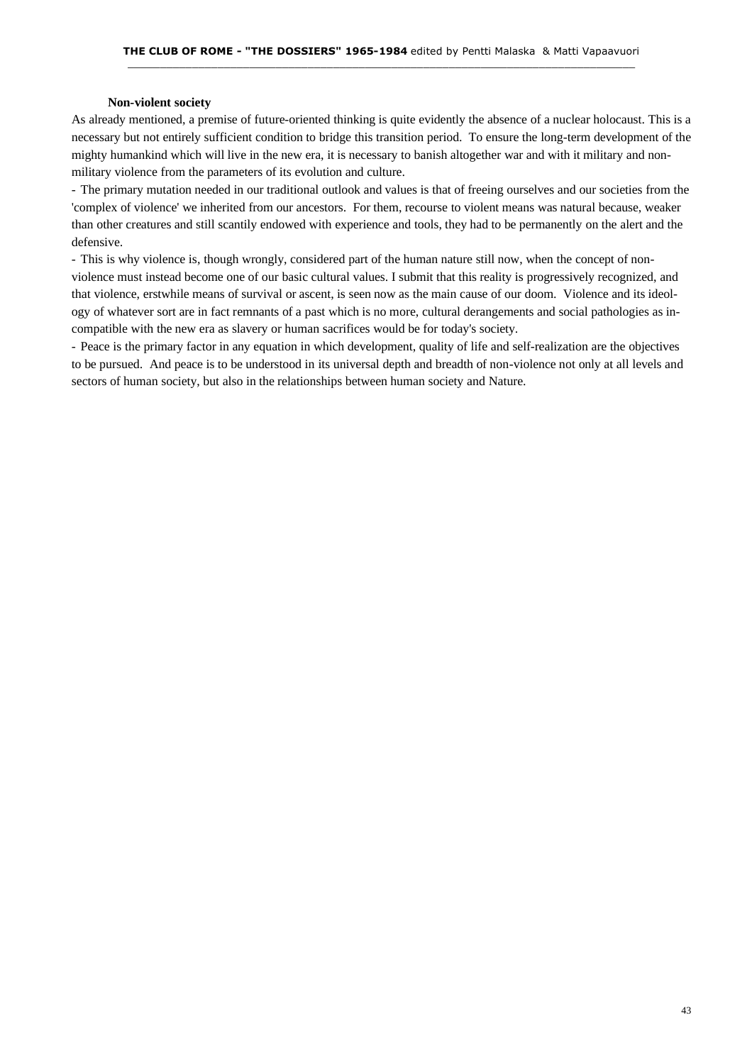**Non-violent society**

As already mentioned, a premise of future-oriented thinking is quite evidently the absence of a nuclear holocaust. This is a necessary but not entirely sufficient condition to bridge this transition period. To ensure the long-term development of the mighty humankind which will live in the new era, it is necessary to banish altogether war and with it military and non-military violence from the parameters of its evolution and culture.

- The primary mutation needed in our traditional outlook and values is that of freeing ourselves and our societies from the 'complex of violence' we inherited from our ancestors. For them, recourse to violent means was natural because, weaker than other creatures and still scantily endowed with experience and tools, they had to be permanently on the alert and the defensive.

- This is why violence is, though wrongly, considered part of the human nature still now, when the concept of non-violence must instead become one of our basic cultural values. I submit that this reality is progressively recognized, and that violence, erstwhile means of survival or ascent, is seen now as the main cause of our doom. Violence and its ideology of whatever sort are in fact remnants of a past which is no more, cultural derangements and social pathologies as incompatible with the new era as slavery or human sacrifices would be for today's society.

- Peace is the primary factor in any equation in which development, quality of life and self-realization are the objectives to be pursued. And peace is to be understood in its universal depth and breadth of non-violence not only at all levels and sectors of human society, but also in the relationships between human society and Nature.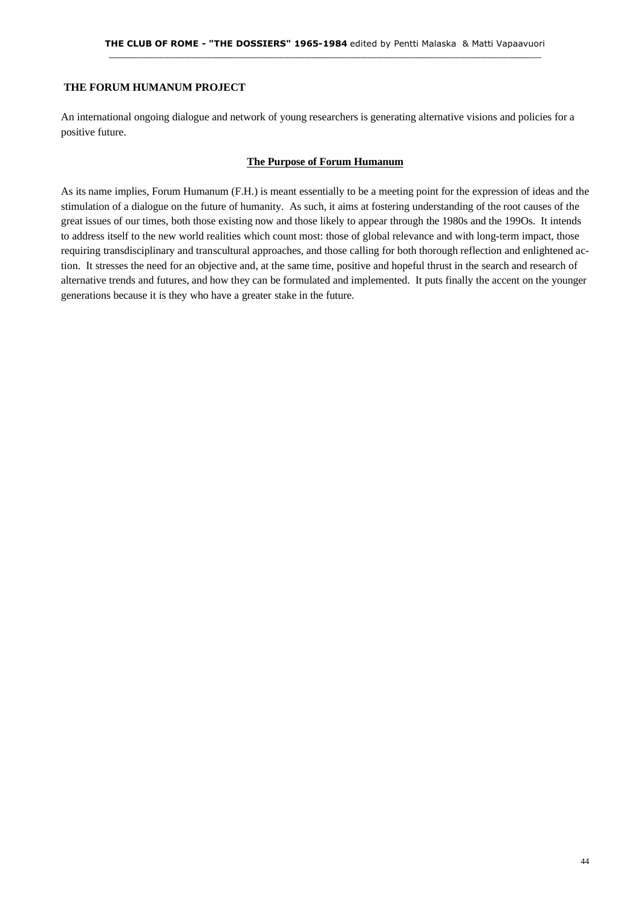## THE FORUM HUMANUM PROJECT

An international ongoing dialogue and network of young researchers is generating alternative visions and policies for a positive future.

### The Purpose of Forum Humanum

As its name implies, Forum Humanum (F.H.) is meant essentially to be a meeting point for the expression of ideas and the stimulation of a dialogue on the future of humanity. As such, it aims at fostering understanding of the root causes of the great issues of our times, both those existing now and those likely to appear through the 1980s and the 199Os. It intends to address itself to the new world realities which count most: those of global relevance and with long-term impact, those requiring transdisciplinary and transcultural approaches, and those calling for both thorough reflection and enlightened action. It stresses the need for an objective and, at the same time, positive and hopeful thrust in the search and research of alternative trends and futures, and how they can be formulated and implemented. It puts finally the accent on the younger generations because it is they who have a greater stake in the future.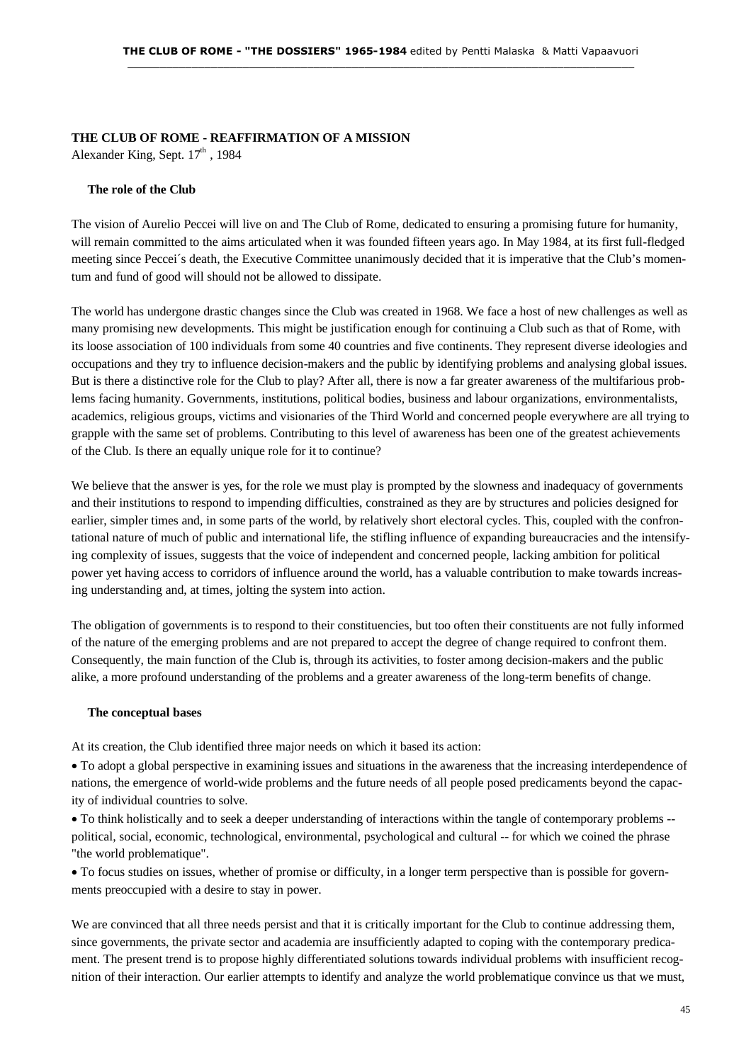## THE CLUB OF ROME - REAFFIRMATION OF A MISSION

Alexander King, Sept. 17th , 1984

### The role of the Club

The vision of Aurelio Peccei will live on and The Club of Rome, dedicated to ensuring a promising future for humanity, will remain committed to the aims articulated when it was founded fifteen years ago. In May 1984, at its first full-fledged meeting since Peccei´s death, the Executive Committee unanimously decided that it is imperative that the Club's momentum and fund of good will should not be allowed to dissipate.

The world has undergone drastic changes since the Club was created in 1968. We face a host of new challenges as well as many promising new developments. This might be justification enough for continuing a Club such as that of Rome, with its loose association of 100 individuals from some 40 countries and five continents. They represent diverse ideologies and occupations and they try to influence decision-makers and the public by identifying problems and analysing global issues. But is there a distinctive role for the Club to play? After all, there is now a far greater awareness of the multifarious problems facing humanity. Governments, institutions, political bodies, business and labour organizations, environmentalists, academics, religious groups, victims and visionaries of the Third World and concerned people everywhere are all trying to grapple with the same set of problems. Contributing to this level of awareness has been one of the greatest achievements of the Club. Is there an equally unique role for it to continue?

We believe that the answer is yes, for the role we must play is prompted by the slowness and inadequacy of governments and their institutions to respond to impending difficulties, constrained as they are by structures and policies designed for earlier, simpler times and, in some parts of the world, by relatively short electoral cycles. This, coupled with the confrontational nature of much of public and international life, the stifling influence of expanding bureaucracies and the intensifying complexity of issues, suggests that the voice of independent and concerned people, lacking ambition for political power yet having access to corridors of influence around the world, has a valuable contribution to make towards increasing understanding and, at times, jolting the system into action.

The obligation of governments is to respond to their constituencies, but too often their constituents are not fully informed of the nature of the emerging problems and are not prepared to accept the degree of change required to confront them. Consequently, the main function of the Club is, through its activities, to foster among decision-makers and the public alike, a more profound understanding of the problems and a greater awareness of the long-term benefits of change.

### The conceptual bases

At its creation, the Club identified three major needs on which it based its action:

- To adopt a global perspective in examining issues and situations in the awareness that the increasing interdependence of nations, the emergence of world-wide problems and the future needs of all people posed predicaments beyond the capacity of individual countries to solve.
- To think holistically and to seek a deeper understanding of interactions within the tangle of contemporary problems -- political, social, economic, technological, environmental, psychological and cultural -- for which we coined the phrase "the world problematique".
- To focus studies on issues, whether of promise or difficulty, in a longer term perspective than is possible for governments preoccupied with a desire to stay in power.

We are convinced that all three needs persist and that it is critically important for the Club to continue addressing them, since governments, the private sector and academia are insufficiently adapted to coping with the contemporary predicament. The present trend is to propose highly differentiated solutions towards individual problems with insufficient recognition of their interaction. Our earlier attempts to identify and analyze the world problematique convince us that we must,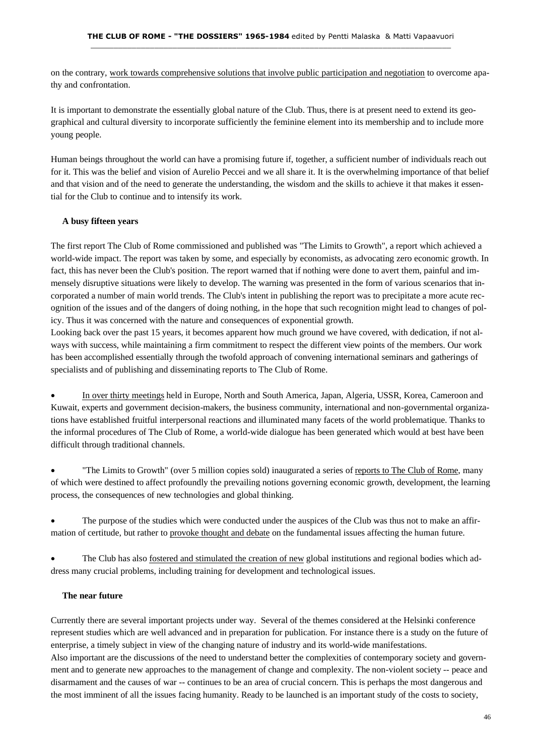on the contrary, work towards comprehensive solutions that involve public participation and negotiation to overcome apathy and confrontation.

It is important to demonstrate the essentially global nature of the Club. Thus, there is at present need to extend its geographical and cultural diversity to incorporate sufficiently the feminine element into its membership and to include more young people.

Human beings throughout the world can have a promising future if, together, a sufficient number of individuals reach out for it. This was the belief and vision of Aurelio Peccei and we all share it. It is the overwhelming importance of that belief and that vision and of the need to generate the understanding, the wisdom and the skills to achieve it that makes it essential for the Club to continue and to intensify its work.

### A busy fifteen years

The first report The Club of Rome commissioned and published was "The Limits to Growth", a report which achieved a world-wide impact. The report was taken by some, and especially by economists, as advocating zero economic growth. In fact, this has never been the Club's position. The report warned that if nothing were done to avert them, painful and immensely disruptive situations were likely to develop. The warning was presented in the form of various scenarios that incorporated a number of main world trends. The Club's intent in publishing the report was to precipitate a more acute recognition of the issues and of the dangers of doing nothing, in the hope that such recognition might lead to changes of policy. Thus it was concerned with the nature and consequences of exponential growth.

Looking back over the past 15 years, it becomes apparent how much ground we have covered, with dedication, if not always with success, while maintaining a firm commitment to respect the different view points of the members. Our work has been accomplished essentially through the twofold approach of convening international seminars and gatherings of specialists and of publishing and disseminating reports to The Club of Rome.

- In over thirty meetings held in Europe, North and South America, Japan, Algeria, USSR, Korea, Cameroon and Kuwait, experts and government decision-makers, the business community, international and non-governmental organizations have established fruitful interpersonal reactions and illuminated many facets of the world problematique. Thanks to the informal procedures of The Club of Rome, a world-wide dialogue has been generated which would at best have been difficult through traditional channels.

- "The Limits to Growth" (over 5 million copies sold) inaugurated a series of reports to The Club of Rome, many of which were destined to affect profoundly the prevailing notions governing economic growth, development, the learning process, the consequences of new technologies and global thinking.

- The purpose of the studies which were conducted under the auspices of the Club was thus not to make an affirmation of certitude, but rather to provoke thought and debate on the fundamental issues affecting the human future.

- The Club has also fostered and stimulated the creation of new global institutions and regional bodies which address many crucial problems, including training for development and technological issues.

### The near future

Currently there are several important projects under way. Several of the themes considered at the Helsinki conference represent studies which are well advanced and in preparation for publication. For instance there is a study on the future of enterprise, a timely subject in view of the changing nature of industry and its world-wide manifestations.

Also important are the discussions of the need to understand better the complexities of contemporary society and government and to generate new approaches to the management of change and complexity. The non-violent society -- peace and disarmament and the causes of war -- continues to be an area of crucial concern. This is perhaps the most dangerous and the most imminent of all the issues facing humanity. Ready to be launched is an important study of the costs to society,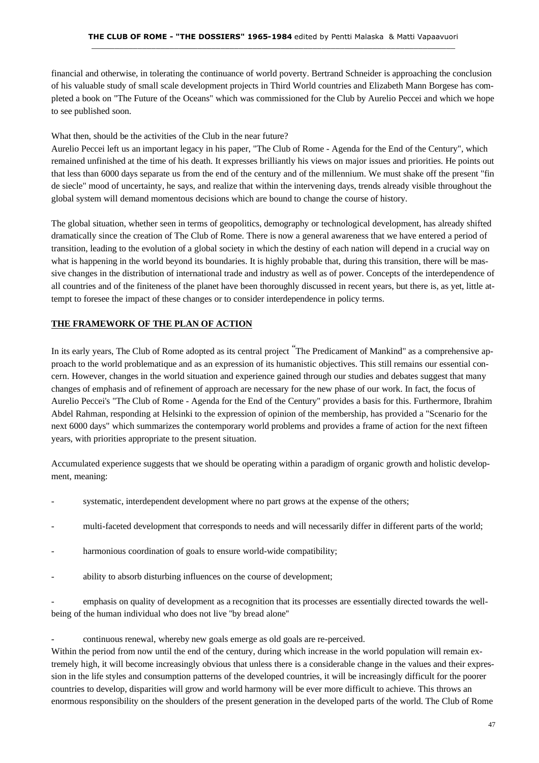financial and otherwise, in tolerating the continuance of world poverty. Bertrand Schneider is approaching the conclusion of his valuable study of small scale development projects in Third World countries and Elizabeth Mann Borgese has completed a book on "The Future of the Oceans" which was commissioned for the Club by Aurelio Peccei and which we hope to see published soon.

What then, should be the activities of the Club in the near future?
Aurelio Peccei left us an important legacy in his paper, "The Club of Rome - Agenda for the End of the Century", which remained unfinished at the time of his death. It expresses brilliantly his views on major issues and priorities. He points out that less than 6000 days separate us from the end of the century and of the millennium. We must shake off the present "fin de siecle" mood of uncertainty, he says, and realize that within the intervening days, trends already visible throughout the global system will demand momentous decisions which are bound to change the course of history.

The global situation, whether seen in terms of geopolitics, demography or technological development, has already shifted dramatically since the creation of The Club of Rome. There is now a general awareness that we have entered a period of transition, leading to the evolution of a global society in which the destiny of each nation will depend in a crucial way on what is happening in the world beyond its boundaries. It is highly probable that, during this transition, there will be massive changes in the distribution of international trade and industry as well as of power. Concepts of the interdependence of all countries and of the finiteness of the planet have been thoroughly discussed in recent years, but there is, as yet, little attempt to foresee the impact of these changes or to consider interdependence in policy terms.

## THE FRAMEWORK OF THE PLAN OF ACTION

In its early years, The Club of Rome adopted as its central project "The Predicament of Mankind" as a comprehensive approach to the world problematique and as an expression of its humanistic objectives. This still remains our essential concern. However, changes in the world situation and experience gained through our studies and debates suggest that many changes of emphasis and of refinement of approach are necessary for the new phase of our work. In fact, the focus of Aurelio Peccei's "The Club of Rome - Agenda for the End of the Century" provides a basis for this. Furthermore, Ibrahim Abdel Rahman, responding at Helsinki to the expression of opinion of the membership, has provided a "Scenario for the next 6000 days" which summarizes the contemporary world problems and provides a frame of action for the next fifteen years, with priorities appropriate to the present situation.

Accumulated experience suggests that we should be operating within a paradigm of organic growth and holistic development, meaning:

- systematic, interdependent development where no part grows at the expense of the others;
- multi-faceted development that corresponds to needs and will necessarily differ in different parts of the world;
- harmonious coordination of goals to ensure world-wide compatibility;
- ability to absorb disturbing influences on the course of development;
- emphasis on quality of development as a recognition that its processes are essentially directed towards the well-being of the human individual who does not live "by bread alone"
- continuous renewal, whereby new goals emerge as old goals are re-perceived.

Within the period from now until the end of the century, during which increase in the world population will remain extremely high, it will become increasingly obvious that unless there is a considerable change in the values and their expression in the life styles and consumption patterns of the developed countries, it will be increasingly difficult for the poorer countries to develop, disparities will grow and world harmony will be ever more difficult to achieve. This throws an enormous responsibility on the shoulders of the present generation in the developed parts of the world. The Club of Rome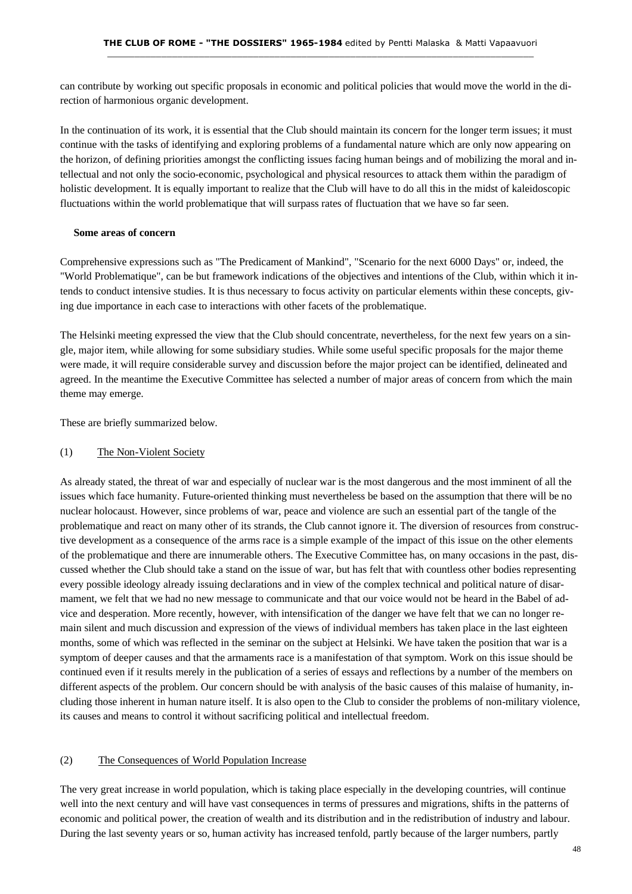can contribute by working out specific proposals in economic and political policies that would move the world in the direction of harmonious organic development.

In the continuation of its work, it is essential that the Club should maintain its concern for the longer term issues; it must continue with the tasks of identifying and exploring problems of a fundamental nature which are only now appearing on the horizon, of defining priorities amongst the conflicting issues facing human beings and of mobilizing the moral and intellectual and not only the socio-economic, psychological and physical resources to attack them within the paradigm of holistic development. It is equally important to realize that the Club will have to do all this in the midst of kaleidoscopic fluctuations within the world problematique that will surpass rates of fluctuation that we have so far seen.

### Some areas of concern

Comprehensive expressions such as "The Predicament of Mankind", "Scenario for the next 6000 Days" or, indeed, the "World Problematique", can be but framework indications of the objectives and intentions of the Club, within which it intends to conduct intensive studies. It is thus necessary to focus activity on particular elements within these concepts, giving due importance in each case to interactions with other facets of the problematique.

The Helsinki meeting expressed the view that the Club should concentrate, nevertheless, for the next few years on a single, major item, while allowing for some subsidiary studies. While some useful specific proposals for the major theme were made, it will require considerable survey and discussion before the major project can be identified, delineated and agreed. In the meantime the Executive Committee has selected a number of major areas of concern from which the main theme may emerge.

These are briefly summarized below.

(1) The Non-Violent Society

As already stated, the threat of war and especially of nuclear war is the most dangerous and the most imminent of all the issues which face humanity. Future-oriented thinking must nevertheless be based on the assumption that there will be no nuclear holocaust. However, since problems of war, peace and violence are such an essential part of the tangle of the problematique and react on many other of its strands, the Club cannot ignore it. The diversion of resources from constructive development as a consequence of the arms race is a simple example of the impact of this issue on the other elements of the problematique and there are innumerable others. The Executive Committee has, on many occasions in the past, discussed whether the Club should take a stand on the issue of war, but has felt that with countless other bodies representing every possible ideology already issuing declarations and in view of the complex technical and political nature of disarmament, we felt that we had no new message to communicate and that our voice would not be heard in the Babel of advice and desperation. More recently, however, with intensification of the danger we have felt that we can no longer remain silent and much discussion and expression of the views of individual members has taken place in the last eighteen months, some of which was reflected in the seminar on the subject at Helsinki. We have taken the position that war is a symptom of deeper causes and that the armaments race is a manifestation of that symptom. Work on this issue should be continued even if it results merely in the publication of a series of essays and reflections by a number of the members on different aspects of the problem. Our concern should be with analysis of the basic causes of this malaise of humanity, including those inherent in human nature itself. It is also open to the Club to consider the problems of non-military violence, its causes and means to control it without sacrificing political and intellectual freedom.

(2) The Consequences of World Population Increase

The very great increase in world population, which is taking place especially in the developing countries, will continue well into the next century and will have vast consequences in terms of pressures and migrations, shifts in the patterns of economic and political power, the creation of wealth and its distribution and in the redistribution of industry and labour. During the last seventy years or so, human activity has increased tenfold, partly because of the larger numbers, partly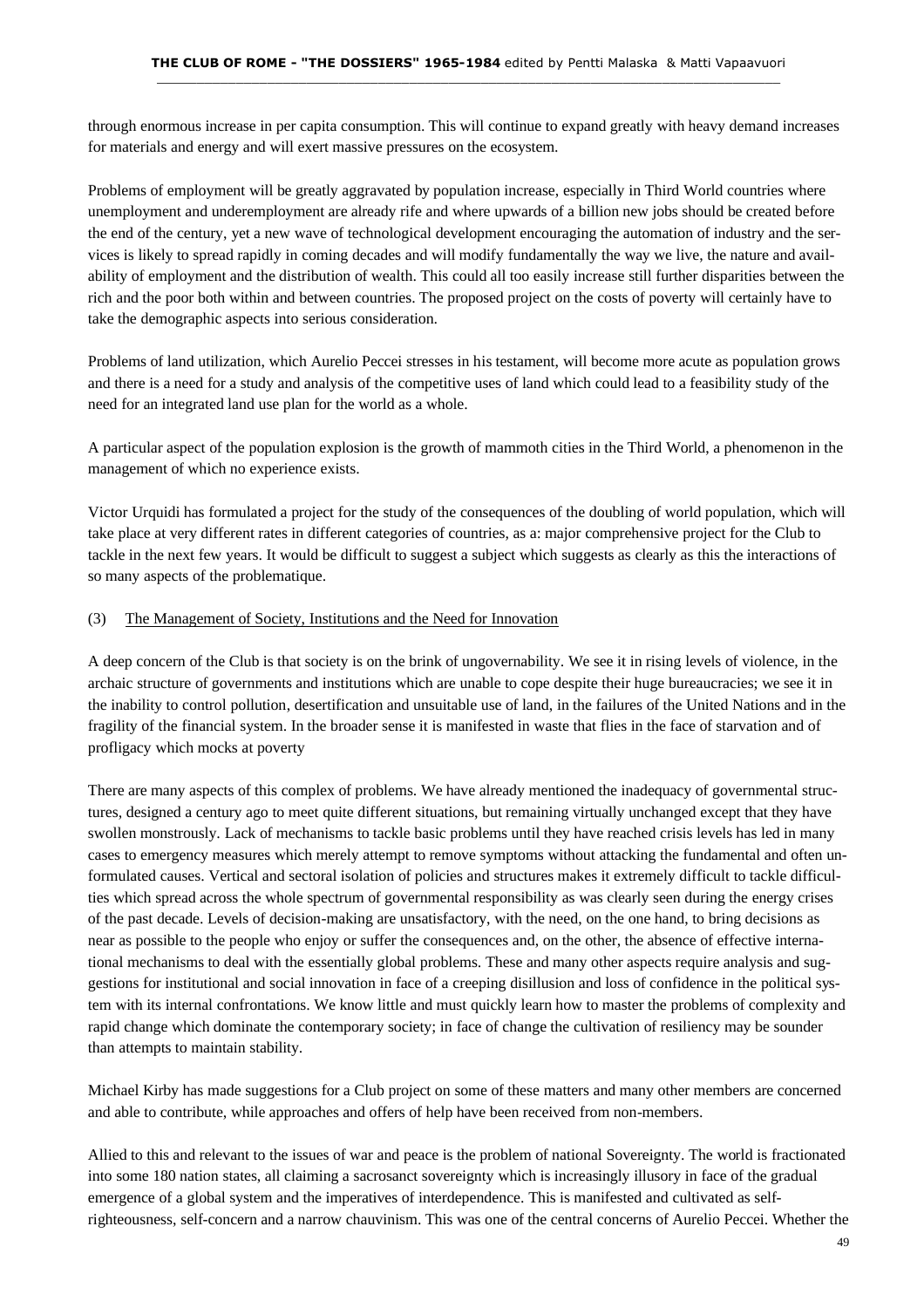through enormous increase in per capita consumption. This will continue to expand greatly with heavy demand increases for materials and energy and will exert massive pressures on the ecosystem.

Problems of employment will be greatly aggravated by population increase, especially in Third World countries where unemployment and underemployment are already rife and where upwards of a billion new jobs should be created before the end of the century, yet a new wave of technological development encouraging the automation of industry and the services is likely to spread rapidly in coming decades and will modify fundamentally the way we live, the nature and availability of employment and the distribution of wealth. This could all too easily increase still further disparities between the rich and the poor both within and between countries. The proposed project on the costs of poverty will certainly have to take the demographic aspects into serious consideration.

Problems of land utilization, which Aurelio Peccei stresses in his testament, will become more acute as population grows and there is a need for a study and analysis of the competitive uses of land which could lead to a feasibility study of the need for an integrated land use plan for the world as a whole.

A particular aspect of the population explosion is the growth of mammoth cities in the Third World, a phenomenon in the management of which no experience exists.

Victor Urquidi has formulated a project for the study of the consequences of the doubling of world population, which will take place at very different rates in different categories of countries, as a: major comprehensive project for the Club to tackle in the next few years. It would be difficult to suggest a subject which suggests as clearly as this the interactions of so many aspects of the problematique.

(3) The Management of Society, Institutions and the Need for Innovation

A deep concern of the Club is that society is on the brink of ungovernability. We see it in rising levels of violence, in the archaic structure of governments and institutions which are unable to cope despite their huge bureaucracies; we see it in the inability to control pollution, desertification and unsuitable use of land, in the failures of the United Nations and in the fragility of the financial system. In the broader sense it is manifested in waste that flies in the face of starvation and of profligacy which mocks at poverty

There are many aspects of this complex of problems. We have already mentioned the inadequacy of governmental structures, designed a century ago to meet quite different situations, but remaining virtually unchanged except that they have swollen monstrously. Lack of mechanisms to tackle basic problems until they have reached crisis levels has led in many cases to emergency measures which merely attempt to remove symptoms without attacking the fundamental and often unformulated causes. Vertical and sectoral isolation of policies and structures makes it extremely difficult to tackle difficulties which spread across the whole spectrum of governmental responsibility as was clearly seen during the energy crises of the past decade. Levels of decision-making are unsatisfactory, with the need, on the one hand, to bring decisions as near as possible to the people who enjoy or suffer the consequences and, on the other, the absence of effective international mechanisms to deal with the essentially global problems. These and many other aspects require analysis and suggestions for institutional and social innovation in face of a creeping disillusion and loss of confidence in the political system with its internal confrontations. We know little and must quickly learn how to master the problems of complexity and rapid change which dominate the contemporary society; in face of change the cultivation of resiliency may be sounder than attempts to maintain stability.

Michael Kirby has made suggestions for a Club project on some of these matters and many other members are concerned and able to contribute, while approaches and offers of help have been received from non-members.

Allied to this and relevant to the issues of war and peace is the problem of national Sovereignty. The world is fractionated into some 180 nation states, all claiming a sacrosanct sovereignty which is increasingly illusory in face of the gradual emergence of a global system and the imperatives of interdependence. This is manifested and cultivated as self-righteousness, self-concern and a narrow chauvinism. This was one of the central concerns of Aurelio Peccei. Whether the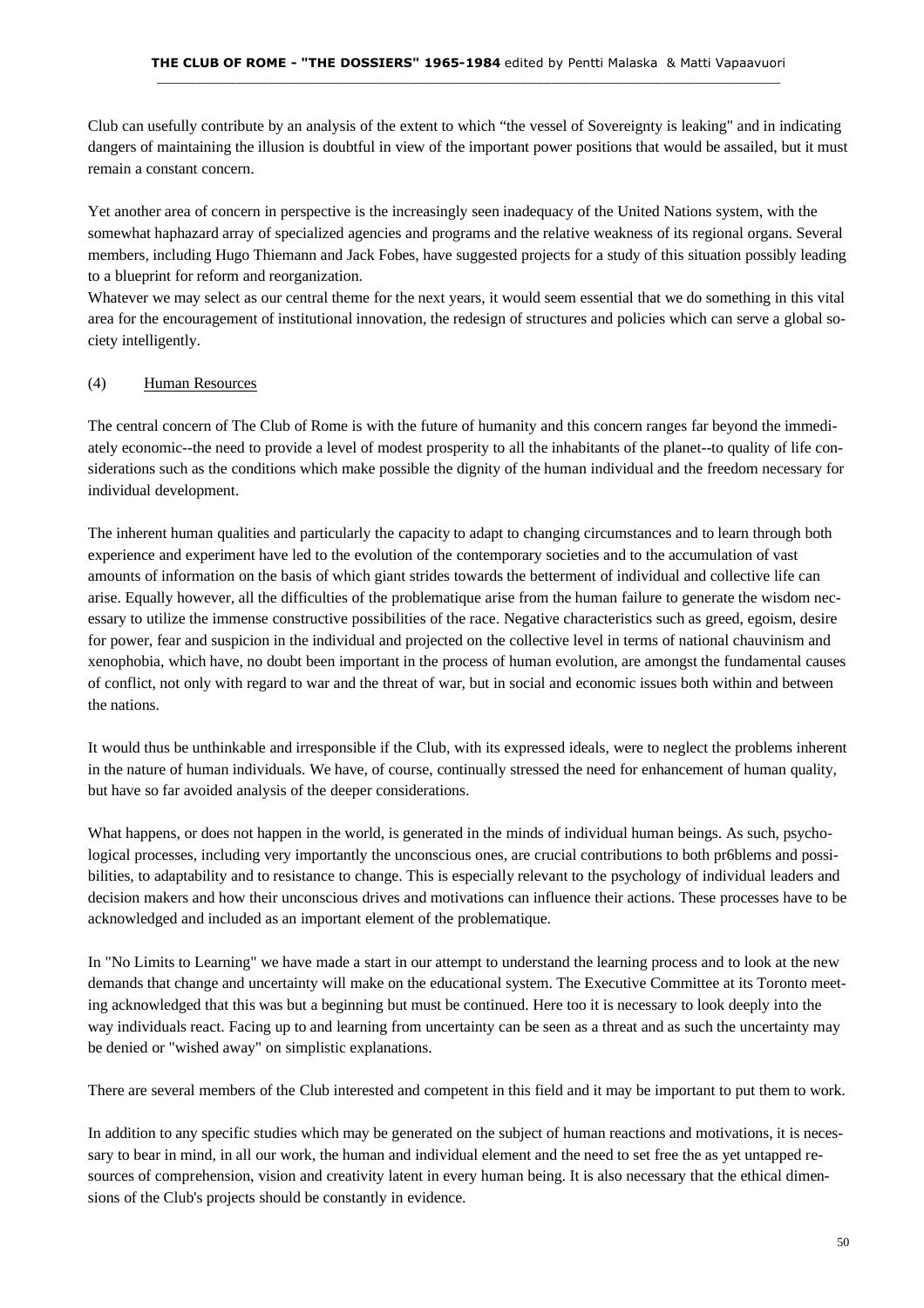Club can usefully contribute by an analysis of the extent to which "the vessel of Sovereignty is leaking" and in indicating dangers of maintaining the illusion is doubtful in view of the important power positions that would be assailed, but it must remain a constant concern.

Yet another area of concern in perspective is the increasingly seen inadequacy of the United Nations system, with the somewhat haphazard array of specialized agencies and programs and the relative weakness of its regional organs. Several members, including Hugo Thiemann and Jack Fobes, have suggested projects for a study of this situation possibly leading to a blueprint for reform and reorganization.

Whatever we may select as our central theme for the next years, it would seem essential that we do something in this vital area for the encouragement of institutional innovation, the redesign of structures and policies which can serve a global society intelligently.

(4) Human Resources

The central concern of The Club of Rome is with the future of humanity and this concern ranges far beyond the immediately economic--the need to provide a level of modest prosperity to all the inhabitants of the planet--to quality of life considerations such as the conditions which make possible the dignity of the human individual and the freedom necessary for individual development.

The inherent human qualities and particularly the capacity to adapt to changing circumstances and to learn through both experience and experiment have led to the evolution of the contemporary societies and to the accumulation of vast amounts of information on the basis of which giant strides towards the betterment of individual and collective life can arise. Equally however, all the difficulties of the problematique arise from the human failure to generate the wisdom necessary to utilize the immense constructive possibilities of the race. Negative characteristics such as greed, egoism, desire for power, fear and suspicion in the individual and projected on the collective level in terms of national chauvinism and xenophobia, which have, no doubt been important in the process of human evolution, are amongst the fundamental causes of conflict, not only with regard to war and the threat of war, but in social and economic issues both within and between the nations.

It would thus be unthinkable and irresponsible if the Club, with its expressed ideals, were to neglect the problems inherent in the nature of human individuals. We have, of course, continually stressed the need for enhancement of human quality, but have so far avoided analysis of the deeper considerations.

What happens, or does not happen in the world, is generated in the minds of individual human beings. As such, psychological processes, including very importantly the unconscious ones, are crucial contributions to both pr6blems and possibilities, to adaptability and to resistance to change. This is especially relevant to the psychology of individual leaders and decision makers and how their unconscious drives and motivations can influence their actions. These processes have to be acknowledged and included as an important element of the problematique.

In "No Limits to Learning" we have made a start in our attempt to understand the learning process and to look at the new demands that change and uncertainty will make on the educational system. The Executive Committee at its Toronto meeting acknowledged that this was but a beginning but must be continued. Here too it is necessary to look deeply into the way individuals react. Facing up to and learning from uncertainty can be seen as a threat and as such the uncertainty may be denied or "wished away" on simplistic explanations.

There are several members of the Club interested and competent in this field and it may be important to put them to work.

In addition to any specific studies which may be generated on the subject of human reactions and motivations, it is necessary to bear in mind, in all our work, the human and individual element and the need to set free the as yet untapped resources of comprehension, vision and creativity latent in every human being. It is also necessary that the ethical dimensions of the Club's projects should be constantly in evidence.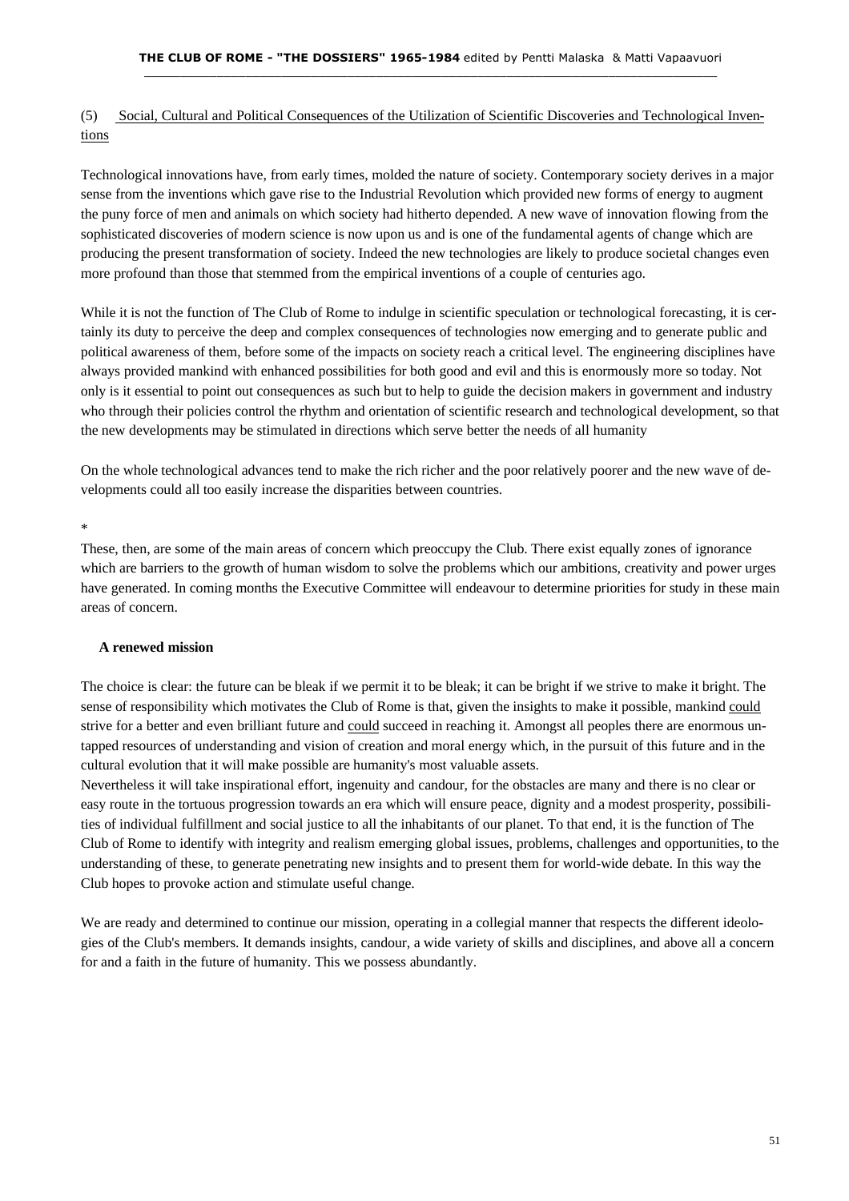(5) Social, Cultural and Political Consequences of the Utilization of Scientific Discoveries and Technological Inventions

Technological innovations have, from early times, molded the nature of society. Contemporary society derives in a major sense from the inventions which gave rise to the Industrial Revolution which provided new forms of energy to augment the puny force of men and animals on which society had hitherto depended. A new wave of innovation flowing from the sophisticated discoveries of modern science is now upon us and is one of the fundamental agents of change which are producing the present transformation of society. Indeed the new technologies are likely to produce societal changes even more profound than those that stemmed from the empirical inventions of a couple of centuries ago.

While it is not the function of The Club of Rome to indulge in scientific speculation or technological forecasting, it is certainly its duty to perceive the deep and complex consequences of technologies now emerging and to generate public and political awareness of them, before some of the impacts on society reach a critical level. The engineering disciplines have always provided mankind with enhanced possibilities for both good and evil and this is enormously more so today. Not only is it essential to point out consequences as such but to help to guide the decision makers in government and industry who through their policies control the rhythm and orientation of scientific research and technological development, so that the new developments may be stimulated in directions which serve better the needs of all humanity

On the whole technological advances tend to make the rich richer and the poor relatively poorer and the new wave of developments could all too easily increase the disparities between countries.

*

These, then, are some of the main areas of concern which preoccupy the Club. There exist equally zones of ignorance which are barriers to the growth of human wisdom to solve the problems which our ambitions, creativity and power urges have generated. In coming months the Executive Committee will endeavour to determine priorities for study in these main areas of concern.

**A renewed mission**

The choice is clear: the future can be bleak if we permit it to be bleak; it can be bright if we strive to make it bright. The sense of responsibility which motivates the Club of Rome is that, given the insights to make it possible, mankind could strive for a better and even brilliant future and could succeed in reaching it. Amongst all peoples there are enormous untapped resources of understanding and vision of creation and moral energy which, in the pursuit of this future and in the cultural evolution that it will make possible are humanity's most valuable assets.

Nevertheless it will take inspirational effort, ingenuity and candour, for the obstacles are many and there is no clear or easy route in the tortuous progression towards an era which will ensure peace, dignity and a modest prosperity, possibilities of individual fulfillment and social justice to all the inhabitants of our planet. To that end, it is the function of The Club of Rome to identify with integrity and realism emerging global issues, problems, challenges and opportunities, to the understanding of these, to generate penetrating new insights and to present them for world-wide debate. In this way the Club hopes to provoke action and stimulate useful change.

We are ready and determined to continue our mission, operating in a collegial manner that respects the different ideologies of the Club's members. It demands insights, candour, a wide variety of skills and disciplines, and above all a concern for and a faith in the future of humanity. This we possess abundantly.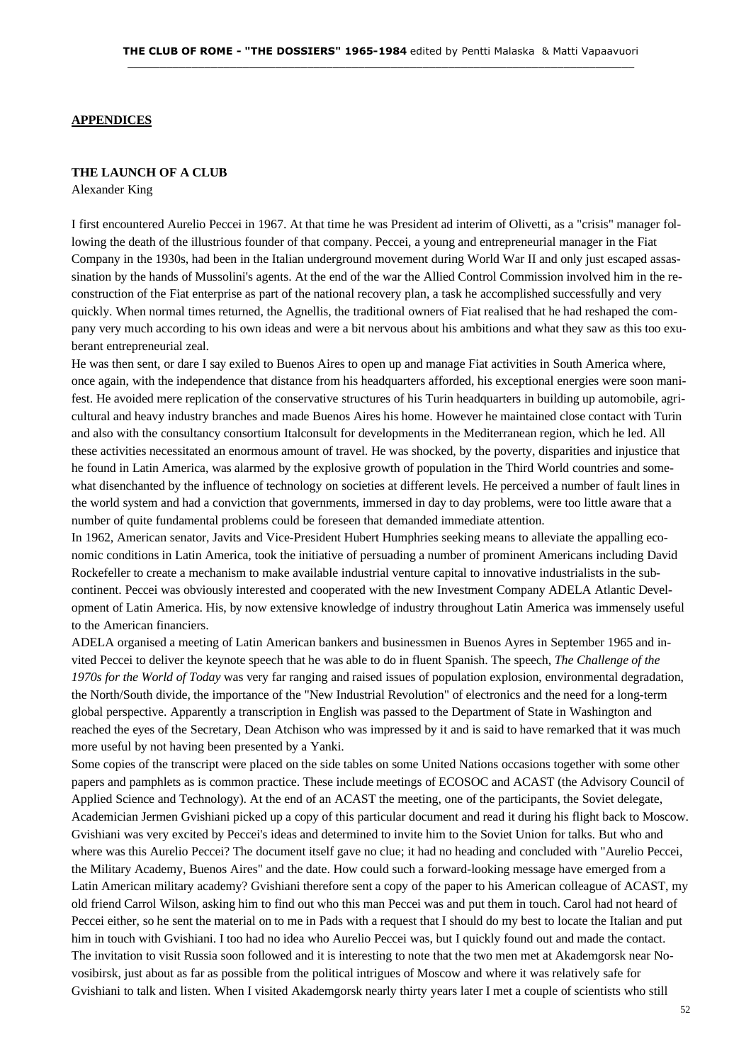## APPENDICES

### THE LAUNCH OF A CLUB

Alexander King

I first encountered Aurelio Peccei in 1967. At that time he was President ad interim of Olivetti, as a "crisis" manager following the death of the illustrious founder of that company. Peccei, a young and entrepreneurial manager in the Fiat Company in the 1930s, had been in the Italian underground movement during World War II and only just escaped assassination by the hands of Mussolini's agents. At the end of the war the Allied Control Commission involved him in the reconstruction of the Fiat enterprise as part of the national recovery plan, a task he accomplished successfully and very quickly. When normal times returned, the Agnellis, the traditional owners of Fiat realised that he had reshaped the company very much according to his own ideas and were a bit nervous about his ambitions and what they saw as this too exuberant entrepreneurial zeal.

He was then sent, or dare I say exiled to Buenos Aires to open up and manage Fiat activities in South America where, once again, with the independence that distance from his headquarters afforded, his exceptional energies were soon manifest. He avoided mere replication of the conservative structures of his Turin headquarters in building up automobile, agricultural and heavy industry branches and made Buenos Aires his home. However he maintained close contact with Turin and also with the consultancy consortium Italconsult for developments in the Mediterranean region, which he led. All these activities necessitated an enormous amount of travel. He was shocked, by the poverty, disparities and injustice that he found in Latin America, was alarmed by the explosive growth of population in the Third World countries and somewhat disenchanted by the influence of technology on societies at different levels. He perceived a number of fault lines in the world system and had a conviction that governments, immersed in day to day problems, were too little aware that a number of quite fundamental problems could be foreseen that demanded immediate attention.

In 1962, American senator, Javits and Vice-President Hubert Humphries seeking means to alleviate the appalling economic conditions in Latin America, took the initiative of persuading a number of prominent Americans including David Rockefeller to create a mechanism to make available industrial venture capital to innovative industrialists in the subcontinent. Peccei was obviously interested and cooperated with the new Investment Company ADELA Atlantic Development of Latin America. His, by now extensive knowledge of industry throughout Latin America was immensely useful to the American financiers.

ADELA organised a meeting of Latin American bankers and businessmen in Buenos Ayres in September 1965 and invited Peccei to deliver the keynote speech that he was able to do in fluent Spanish. The speech, *The Challenge of the 1970s for the World of Today* was very far ranging and raised issues of population explosion, environmental degradation, the North/South divide, the importance of the "New Industrial Revolution" of electronics and the need for a long-term global perspective. Apparently a transcription in English was passed to the Department of State in Washington and reached the eyes of the Secretary, Dean Atchison who was impressed by it and is said to have remarked that it was much more useful by not having been presented by a Yanki.

Some copies of the transcript were placed on the side tables on some United Nations occasions together with some other papers and pamphlets as is common practice. These include meetings of ECOSOC and ACAST (the Advisory Council of Applied Science and Technology). At the end of an ACAST the meeting, one of the participants, the Soviet delegate, Academician Jermen Gvishiani picked up a copy of this particular document and read it during his flight back to Moscow. Gvishiani was very excited by Peccei's ideas and determined to invite him to the Soviet Union for talks. But who and where was this Aurelio Peccei? The document itself gave no clue; it had no heading and concluded with "Aurelio Peccei, the Military Academy, Buenos Aires" and the date. How could such a forward-looking message have emerged from a Latin American military academy? Gvishiani therefore sent a copy of the paper to his American colleague of ACAST, my old friend Carrol Wilson, asking him to find out who this man Peccei was and put them in touch. Carol had not heard of Peccei either, so he sent the material on to me in Pads with a request that I should do my best to locate the Italian and put him in touch with Gvishiani. I too had no idea who Aurelio Peccei was, but I quickly found out and made the contact. The invitation to visit Russia soon followed and it is interesting to note that the two men met at Akademgorsk near Novosibirsk, just about as far as possible from the political intrigues of Moscow and where it was relatively safe for Gvishiani to talk and listen. When I visited Akademgorsk nearly thirty years later I met a couple of scientists who still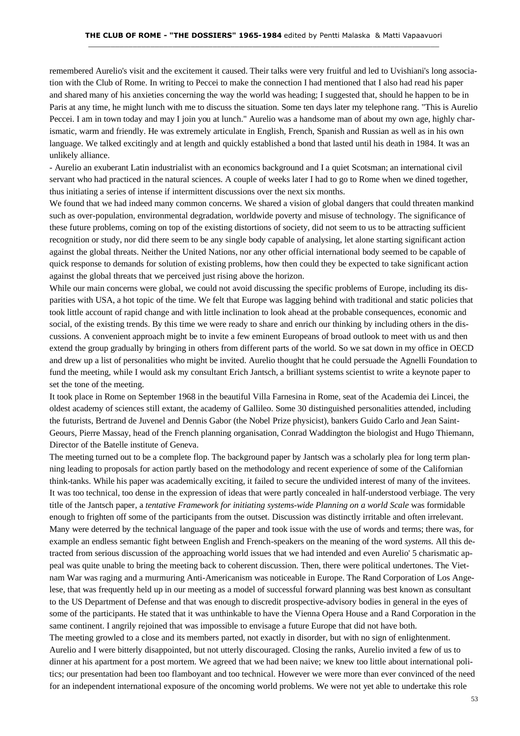remembered Aurelio's visit and the excitement it caused. Their talks were very fruitful and led to Uvishiani's long association with the Club of Rome. In writing to Peccei to make the connection I had mentioned that I also had read his paper and shared many of his anxieties concerning the way the world was heading; I suggested that, should he happen to be in Paris at any time, he might lunch with me to discuss the situation. Some ten days later my telephone rang. "This is Aurelio Peccei. I am in town today and may I join you at lunch." Aurelio was a handsome man of about my own age, highly charismatic, warm and friendly. He was extremely articulate in English, French, Spanish and Russian as well as in his own language. We talked excitingly and at length and quickly established a bond that lasted until his death in 1984. It was an unlikely alliance.

- Aurelio an exuberant Latin industrialist with an economics background and I a quiet Scotsman; an international civil servant who had practiced in the natural sciences. A couple of weeks later I had to go to Rome when we dined together, thus initiating a series of intense if intermittent discussions over the next six months.

We found that we had indeed many common concerns. We shared a vision of global dangers that could threaten mankind such as over-population, environmental degradation, worldwide poverty and misuse of technology. The significance of these future problems, coming on top of the existing distortions of society, did not seem to us to be attracting sufficient recognition or study, nor did there seem to be any single body capable of analysing, let alone starting significant action against the global threats. Neither the United Nations, nor any other official international body seemed to be capable of quick response to demands for solution of existing problems, how then could they be expected to take significant action against the global threats that we perceived just rising above the horizon.

While our main concerns were global, we could not avoid discussing the specific problems of Europe, including its disparities with USA, a hot topic of the time. We felt that Europe was lagging behind with traditional and static policies that took little account of rapid change and with little inclination to look ahead at the probable consequences, economic and social, of the existing trends. By this time we were ready to share and enrich our thinking by including others in the discussions. A convenient approach might be to invite a few eminent Europeans of broad outlook to meet with us and then extend the group gradually by bringing in others from different parts of the world. So we sat down in my office in OECD and drew up a list of personalities who might be invited. Aurelio thought that he could persuade the Agnelli Foundation to fund the meeting, while I would ask my consultant Erich Jantsch, a brilliant systems scientist to write a keynote paper to set the tone of the meeting.

It took place in Rome on September 1968 in the beautiful Villa Farnesina in Rome, seat of the Academia dei Lincei, the oldest academy of sciences still extant, the academy of Gallileo. Some 30 distinguished personalities attended, including the futurists, Bertrand de Juvenel and Dennis Gabor (the Nobel Prize physicist), bankers Guido Carlo and Jean Saint-Geours, Pierre Massay, head of the French planning organisation, Conrad Waddington the biologist and Hugo Thiemann, Director of the Batelle institute of Geneva.

The meeting turned out to be a complete flop. The background paper by Jantsch was a scholarly plea for long term planning leading to proposals for action partly based on the methodology and recent experience of some of the Californian think-tanks. While his paper was academically exciting, it failed to secure the undivided interest of many of the invitees. It was too technical, too dense in the expression of ideas that were partly concealed in half-understood verbiage. The very title of the Jantsch paper, a *tentative Framework for initiating systems-wide Planning on a world Scale* was formidable enough to frighten off some of the participants from the outset. Discussion was distinctly irritable and often irrelevant. Many were deterred by the technical language of the paper and took issue with the use of words and terms; there was, for example an endless semantic fight between English and French-speakers on the meaning of the word *systems.* All this detracted from serious discussion of the approaching world issues that we had intended and even Aurelio' 5 charismatic appeal was quite unable to bring the meeting back to coherent discussion. Then, there were political undertones. The Vietnam War was raging and a murmuring Anti-Americanism was noticeable in Europe. The Rand Corporation of Los Angelese, that was frequently held up in our meeting as a model of successful forward planning was best known as consultant to the US Department of Defense and that was enough to discredit prospective-advisory bodies in general in the eyes of some of the participants. He stated that it was unthinkable to have the Vienna Opera House and a Rand Corporation in the same continent. I angrily rejoined that was impossible to envisage a future Europe that did not have both.

The meeting growled to a close and its members parted, not exactly in disorder, but with no sign of enlightenment. Aurelio and I were bitterly disappointed, but not utterly discouraged. Closing the ranks, Aurelio invited a few of us to dinner at his apartment for a post mortem. We agreed that we had been naive; we knew too little about international politics; our presentation had been too flamboyant and too technical. However we were more than ever convinced of the need for an independent international exposure of the oncoming world problems. We were not yet able to undertake this role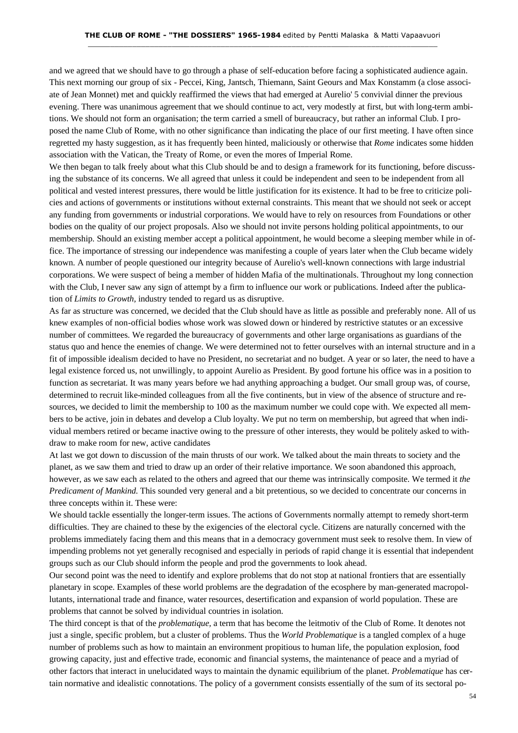and we agreed that we should have to go through a phase of self-education before facing a sophisticated audience again. This next morning our group of six - Peccei, King, Jantsch, Thiemann, Saint Geours and Max Konstamm (a close associate of Jean Monnet) met and quickly reaffirmed the views that had emerged at Aurelio' 5 convivial dinner the previous evening. There was unanimous agreement that we should continue to act, very modestly at first, but with long-term ambitions. We should not form an organisation; the term carried a smell of bureaucracy, but rather an informal Club. I proposed the name Club of Rome, with no other significance than indicating the place of our first meeting. I have often since regretted my hasty suggestion, as it has frequently been hinted, maliciously or otherwise that *Rome* indicates some hidden association with the Vatican, the Treaty of Rome, or even the mores of Imperial Rome.

We then began to talk freely about what this Club should be and to design a framework for its functioning, before discussing the substance of its concerns. We all agreed that unless it could be independent and seen to be independent from all political and vested interest pressures, there would be little justification for its existence. It had to be free to criticize policies and actions of governments or institutions without external constraints. This meant that we should not seek or accept any funding from governments or industrial corporations. We would have to rely on resources from Foundations or other bodies on the quality of our project proposals. Also we should not invite persons holding political appointments, to our membership. Should an existing member accept a political appointment, he would become a sleeping member while in office. The importance of stressing our independence was manifesting a couple of years later when the Club became widely known. A number of people questioned our integrity because of Aurelio's well-known connections with large industrial corporations. We were suspect of being a member of hidden Mafia of the multinationals. Throughout my long connection with the Club, I never saw any sign of attempt by a firm to influence our work or publications. Indeed after the publication of *Limits to Growth,* industry tended to regard us as disruptive.

As far as structure was concerned, we decided that the Club should have as little as possible and preferably none. All of us knew examples of non-official bodies whose work was slowed down or hindered by restrictive statutes or an excessive number of committees. We regarded the bureaucracy of governments and other large organisations as guardians of the status quo and hence the enemies of change. We were determined not to fetter ourselves with an internal structure and in a fit of impossible idealism decided to have no President, no secretariat and no budget. A year or so later, the need to have a legal existence forced us, not unwillingly, to appoint Aurelio as President. By good fortune his office was in a position to function as secretariat. It was many years before we had anything approaching a budget. Our small group was, of course, determined to recruit like-minded colleagues from all the five continents, but in view of the absence of structure and resources, we decided to limit the membership to 100 as the maximum number we could cope with. We expected all members to be active, join in debates and develop a Club loyalty. We put no term on membership, but agreed that when individual members retired or became inactive owing to the pressure of other interests, they would be politely asked to withdraw to make room for new, active candidates

At last we got down to discussion of the main thrusts of our work. We talked about the main threats to society and the planet, as we saw them and tried to draw up an order of their relative importance. We soon abandoned this approach, however, as we saw each as related to the others and agreed that our theme was intrinsically composite. We termed it *the Predicament of Mankind.* This sounded very general and a bit pretentious, so we decided to concentrate our concerns in three concepts within it. These were:

We should tackle essentially the longer-term issues. The actions of Governments normally attempt to remedy short-term difficulties. They are chained to these by the exigencies of the electoral cycle. Citizens are naturally concerned with the problems immediately facing them and this means that in a democracy government must seek to resolve them. In view of impending problems not yet generally recognised and especially in periods of rapid change it is essential that independent groups such as our Club should inform the people and prod the governments to look ahead.

Our second point was the need to identify and explore problems that do not stop at national frontiers that are essentially planetary in scope. Examples of these world problems are the degradation of the ecosphere by man-generated macropollutants, international trade and finance, water resources, desertification and expansion of world population. These are problems that cannot be solved by individual countries in isolation.

The third concept is that of the *problematique,* a term that has become the leitmotiv of the Club of Rome. It denotes not just a single, specific problem, but a cluster of problems. Thus the *World Problematique* is a tangled complex of a huge number of problems such as how to maintain an environment propitious to human life, the population explosion, food growing capacity, just and effective trade, economic and financial systems, the maintenance of peace and a myriad of other factors that interact in unelucidated ways to maintain the dynamic equilibrium of the planet. *Problematique* has certain normative and idealistic connotations. The policy of a government consists essentially of the sum of its sectoral po-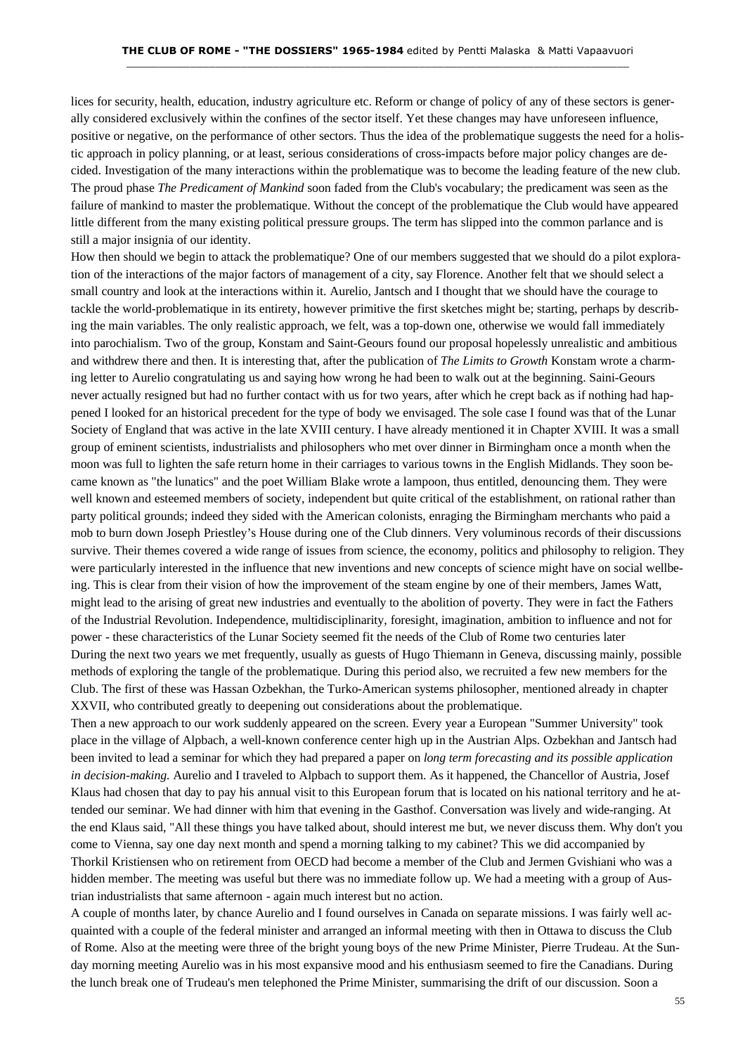lices for security, health, education, industry agriculture etc. Reform or change of policy of any of these sectors is generally considered exclusively within the confines of the sector itself. Yet these changes may have unforeseen influence, positive or negative, on the performance of other sectors. Thus the idea of the problematique suggests the need for a holistic approach in policy planning, or at least, serious considerations of cross-impacts before major policy changes are decided. Investigation of the many interactions within the problematique was to become the leading feature of the new club. The proud phase *The Predicament of Mankind* soon faded from the Club's vocabulary; the predicament was seen as the failure of mankind to master the problematique. Without the concept of the problematique the Club would have appeared little different from the many existing political pressure groups. The term has slipped into the common parlance and is still a major insignia of our identity.

How then should we begin to attack the problematique? One of our members suggested that we should do a pilot exploration of the interactions of the major factors of management of a city, say Florence. Another felt that we should select a small country and look at the interactions within it. Aurelio, Jantsch and I thought that we should have the courage to tackle the world-problematique in its entirety, however primitive the first sketches might be; starting, perhaps by describing the main variables. The only realistic approach, we felt, was a top-down one, otherwise we would fall immediately into parochialism. Two of the group, Konstam and Saint-Geours found our proposal hopelessly unrealistic and ambitious and withdrew there and then. It is interesting that, after the publication of *The Limits to Growth* Konstam wrote a charming letter to Aurelio congratulating us and saying how wrong he had been to walk out at the beginning. Saini-Geours never actually resigned but had no further contact with us for two years, after which he crept back as if nothing had happened I looked for an historical precedent for the type of body we envisaged. The sole case I found was that of the Lunar Society of England that was active in the late XVIII century. I have already mentioned it in Chapter XVIII. It was a small group of eminent scientists, industrialists and philosophers who met over dinner in Birmingham once a month when the moon was full to lighten the safe return home in their carriages to various towns in the English Midlands. They soon became known as "the lunatics" and the poet William Blake wrote a lampoon, thus entitled, denouncing them. They were well known and esteemed members of society, independent but quite critical of the establishment, on rational rather than party political grounds; indeed they sided with the American colonists, enraging the Birmingham merchants who paid a mob to burn down Joseph Priestley's House during one of the Club dinners. Very voluminous records of their discussions survive. Their themes covered a wide range of issues from science, the economy, politics and philosophy to religion. They were particularly interested in the influence that new inventions and new concepts of science might have on social wellbeing. This is clear from their vision of how the improvement of the steam engine by one of their members, James Watt, might lead to the arising of great new industries and eventually to the abolition of poverty. They were in fact the Fathers of the Industrial Revolution. Independence, multidisciplinarity, foresight, imagination, ambition to influence and not for power - these characteristics of the Lunar Society seemed fit the needs of the Club of Rome two centuries later

During the next two years we met frequently, usually as guests of Hugo Thiemann in Geneva, discussing mainly, possible methods of exploring the tangle of the problematique. During this period also, we recruited a few new members for the Club. The first of these was Hassan Ozbekhan, the Turko-American systems philosopher, mentioned already in chapter XXVII, who contributed greatly to deepening out considerations about the problematique.

Then a new approach to our work suddenly appeared on the screen. Every year a European "Summer University" took place in the village of Alpbach, a well-known conference center high up in the Austrian Alps. Ozbekhan and Jantsch had been invited to lead a seminar for which they had prepared a paper on *long term forecasting and its possible application in decision-making.* Aurelio and I traveled to Alpbach to support them. As it happened, the Chancellor of Austria, Josef Klaus had chosen that day to pay his annual visit to this European forum that is located on his national territory and he attended our seminar. We had dinner with him that evening in the Gasthof. Conversation was lively and wide-ranging. At the end Klaus said, "All these things you have talked about, should interest me but, we never discuss them. Why don't you come to Vienna, say one day next month and spend a morning talking to my cabinet? This we did accompanied by Thorkil Kristiensen who on retirement from OECD had become a member of the Club and Jermen Gvishiani who was a hidden member. The meeting was useful but there was no immediate follow up. We had a meeting with a group of Austrian industrialists that same afternoon - again much interest but no action.

A couple of months later, by chance Aurelio and I found ourselves in Canada on separate missions. I was fairly well acquainted with a couple of the federal minister and arranged an informal meeting with then in Ottawa to discuss the Club of Rome. Also at the meeting were three of the bright young boys of the new Prime Minister, Pierre Trudeau. At the Sunday morning meeting Aurelio was in his most expansive mood and his enthusiasm seemed to fire the Canadians. During the lunch break one of Trudeau's men telephoned the Prime Minister, summarising the drift of our discussion. Soon a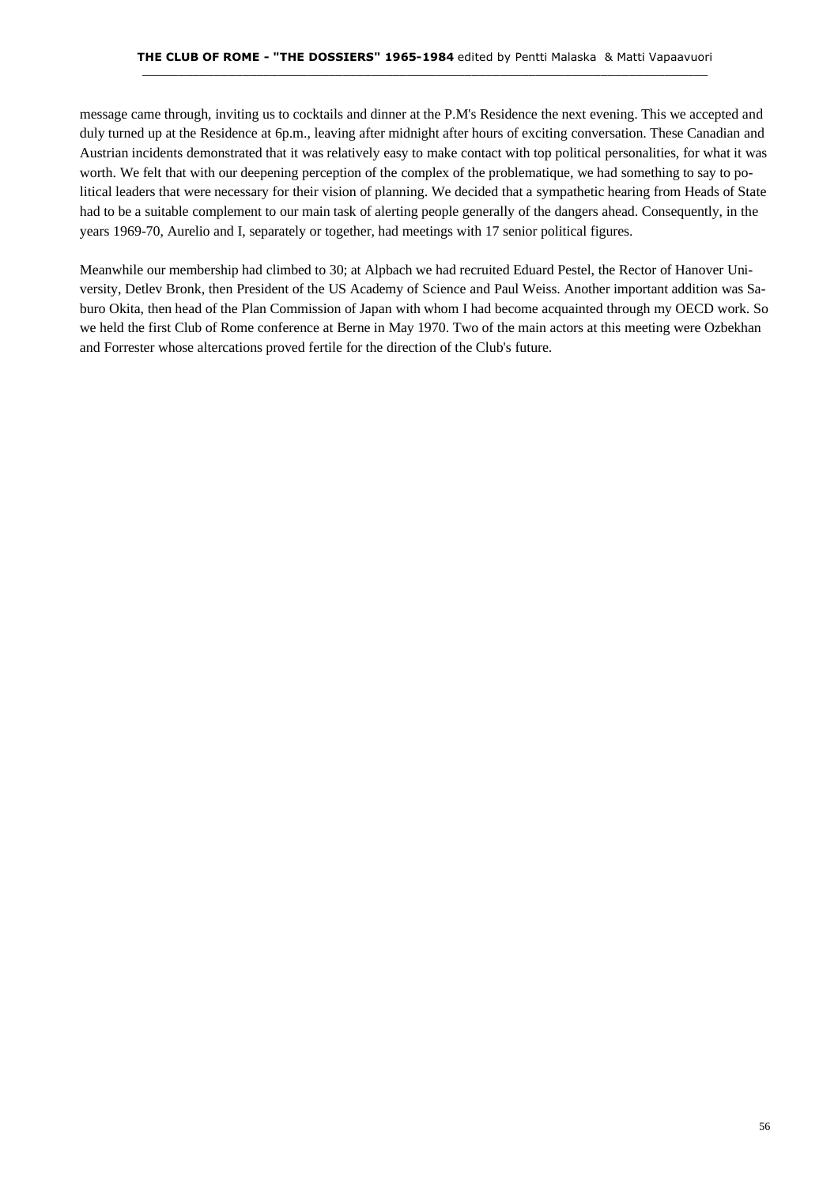message came through, inviting us to cocktails and dinner at the P.M's Residence the next evening. This we accepted and duly turned up at the Residence at 6p.m., leaving after midnight after hours of exciting conversation. These Canadian and Austrian incidents demonstrated that it was relatively easy to make contact with top political personalities, for what it was worth. We felt that with our deepening perception of the complex of the problematique, we had something to say to political leaders that were necessary for their vision of planning. We decided that a sympathetic hearing from Heads of State had to be a suitable complement to our main task of alerting people generally of the dangers ahead. Consequently, in the years 1969-70, Aurelio and I, separately or together, had meetings with 17 senior political figures.

Meanwhile our membership had climbed to 30; at Alpbach we had recruited Eduard Pestel, the Rector of Hanover University, Detlev Bronk, then President of the US Academy of Science and Paul Weiss. Another important addition was Saburo Okita, then head of the Plan Commission of Japan with whom I had become acquainted through my OECD work. So we held the first Club of Rome conference at Berne in May 1970. Two of the main actors at this meeting were Ozbekhan and Forrester whose altercations proved fertile for the direction of the Club's future.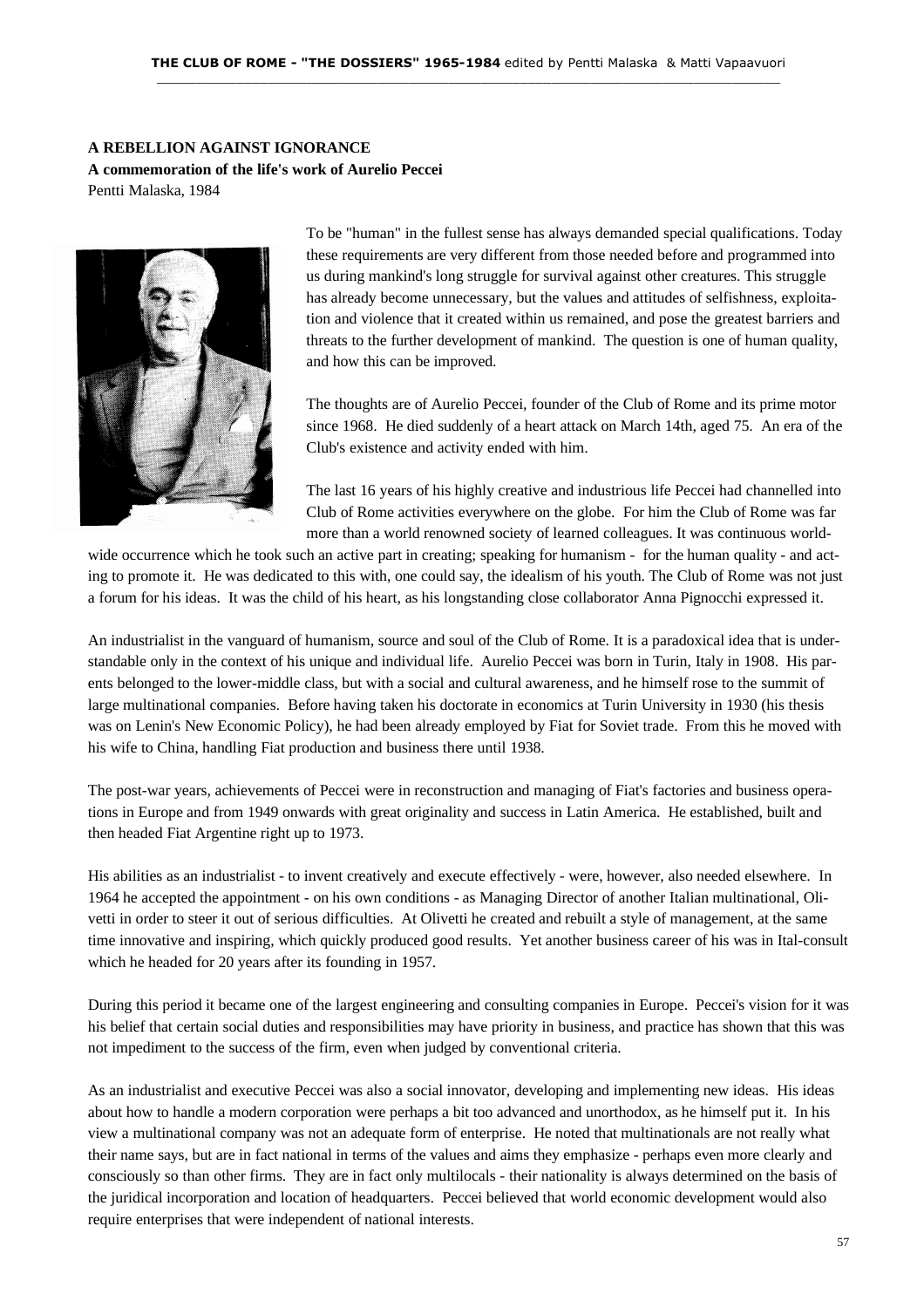**A REBELLION AGAINST IGNORANCE**
**A commemoration of the life's work of Aurelio Peccei**
Pentti Malaska, 1984

To be "human" in the fullest sense has always demanded special qualifications. Today these requirements are very different from those needed before and programmed into us during mankind's long struggle for survival against other creatures. This struggle has already become unnecessary, but the values and attitudes of selfishness, exploitation and violence that it created within us remained, and pose the greatest barriers and threats to the further development of mankind. The question is one of human quality, and how this can be improved.

The thoughts are of Aurelio Peccei, founder of the Club of Rome and its prime motor since 1968. He died suddenly of a heart attack on March 14th, aged 75. An era of the Club's existence and activity ended with him.

The last 16 years of his highly creative and industrious life Peccei had channelled into Club of Rome activities everywhere on the globe. For him the Club of Rome was far more than a world renowned society of learned colleagues. It was continuous world-wide occurrence which he took such an active part in creating; speaking for humanism - for the human quality - and acting to promote it. He was dedicated to this with, one could say, the idealism of his youth. The Club of Rome was not just a forum for his ideas. It was the child of his heart, as his longstanding close collaborator Anna Pignocchi expressed it.

An industrialist in the vanguard of humanism, source and soul of the Club of Rome. It is a paradoxical idea that is understandable only in the context of his unique and individual life. Aurelio Peccei was born in Turin, Italy in 1908. His parents belonged to the lower-middle class, but with a social and cultural awareness, and he himself rose to the summit of large multinational companies. Before having taken his doctorate in economics at Turin University in 1930 (his thesis was on Lenin's New Economic Policy), he had been already employed by Fiat for Soviet trade. From this he moved with his wife to China, handling Fiat production and business there until 1938.

The post-war years, achievements of Peccei were in reconstruction and managing of Fiat's factories and business operations in Europe and from 1949 onwards with great originality and success in Latin America. He established, built and then headed Fiat Argentine right up to 1973.

His abilities as an industrialist - to invent creatively and execute effectively - were, however, also needed elsewhere. In 1964 he accepted the appointment - on his own conditions - as Managing Director of another Italian multinational, Olivetti in order to steer it out of serious difficulties. At Olivetti he created and rebuilt a style of management, at the same time innovative and inspiring, which quickly produced good results. Yet another business career of his was in Ital-consult which he headed for 20 years after its founding in 1957.

During this period it became one of the largest engineering and consulting companies in Europe. Peccei's vision for it was his belief that certain social duties and responsibilities may have priority in business, and practice has shown that this was not impediment to the success of the firm, even when judged by conventional criteria.

As an industrialist and executive Peccei was also a social innovator, developing and implementing new ideas. His ideas about how to handle a modern corporation were perhaps a bit too advanced and unorthodox, as he himself put it. In his view a multinational company was not an adequate form of enterprise. He noted that multinationals are not really what their name says, but are in fact national in terms of the values and aims they emphasize - perhaps even more clearly and consciously so than other firms. They are in fact only multilocals - their nationality is always determined on the basis of the juridical incorporation and location of headquarters. Peccei believed that world economic development would also require enterprises that were independent of national interests.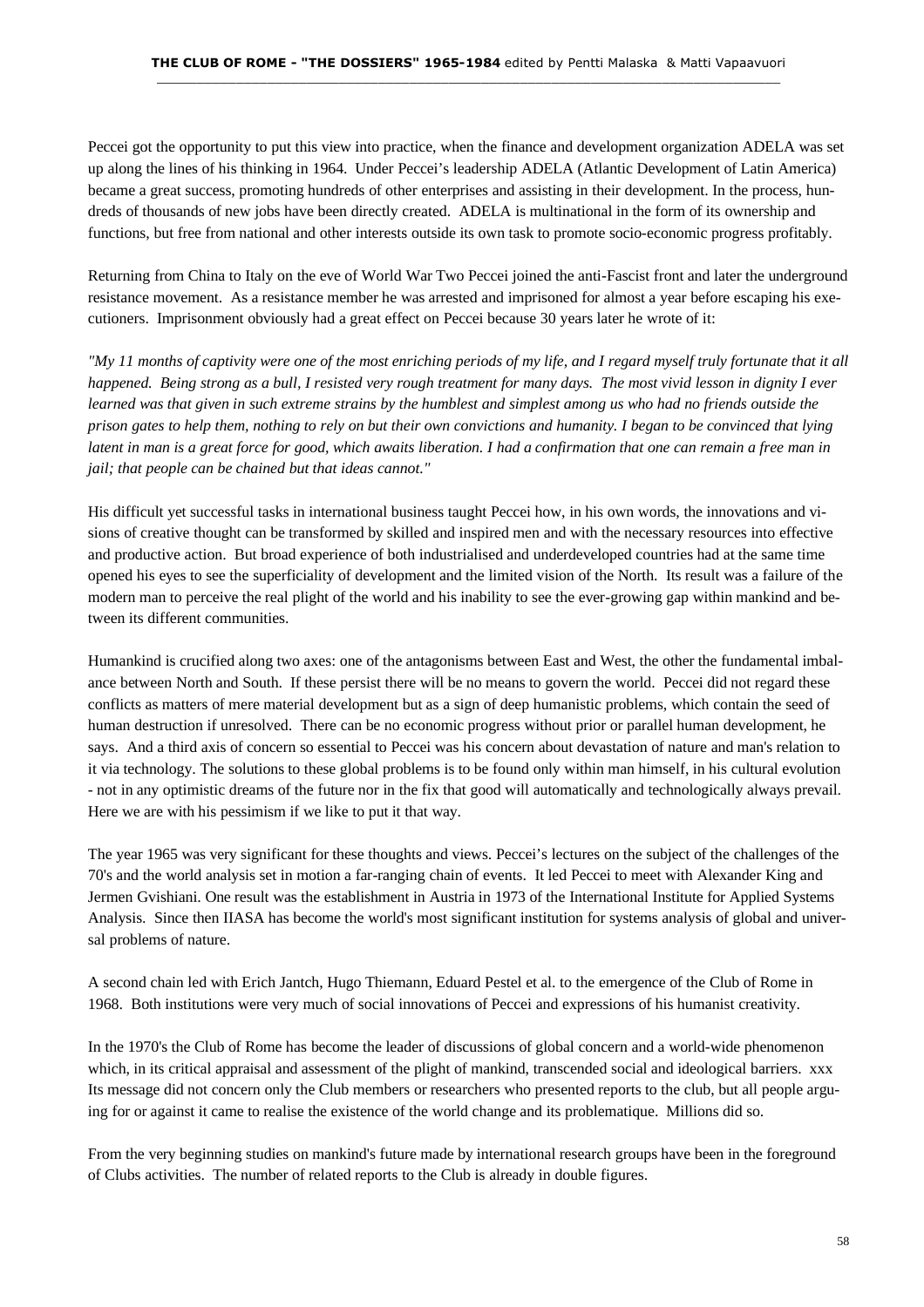Peccei got the opportunity to put this view into practice, when the finance and development organization ADELA was set up along the lines of his thinking in 1964. Under Peccei's leadership ADELA (Atlantic Development of Latin America) became a great success, promoting hundreds of other enterprises and assisting in their development. In the process, hundreds of thousands of new jobs have been directly created. ADELA is multinational in the form of its ownership and functions, but free from national and other interests outside its own task to promote socio-economic progress profitably.

Returning from China to Italy on the eve of World War Two Peccei joined the anti-Fascist front and later the underground resistance movement. As a resistance member he was arrested and imprisoned for almost a year before escaping his executioners. Imprisonment obviously had a great effect on Peccei because 30 years later he wrote of it:

*"My 11 months of captivity were one of the most enriching periods of my life, and I regard myself truly fortunate that it all happened. Being strong as a bull, I resisted very rough treatment for many days. The most vivid lesson in dignity I ever learned was that given in such extreme strains by the humblest and simplest among us who had no friends outside the prison gates to help them, nothing to rely on but their own convictions and humanity. I began to be convinced that lying latent in man is a great force for good, which awaits liberation. I had a confirmation that one can remain a free man in jail; that people can be chained but that ideas cannot."*

His difficult yet successful tasks in international business taught Peccei how, in his own words, the innovations and visions of creative thought can be transformed by skilled and inspired men and with the necessary resources into effective and productive action. But broad experience of both industrialised and underdeveloped countries had at the same time opened his eyes to see the superficiality of development and the limited vision of the North. Its result was a failure of the modern man to perceive the real plight of the world and his inability to see the ever-growing gap within mankind and between its different communities.

Humankind is crucified along two axes: one of the antagonisms between East and West, the other the fundamental imbalance between North and South. If these persist there will be no means to govern the world. Peccei did not regard these conflicts as matters of mere material development but as a sign of deep humanistic problems, which contain the seed of human destruction if unresolved. There can be no economic progress without prior or parallel human development, he says. And a third axis of concern so essential to Peccei was his concern about devastation of nature and man's relation to it via technology. The solutions to these global problems is to be found only within man himself, in his cultural evolution - not in any optimistic dreams of the future nor in the fix that good will automatically and technologically always prevail. Here we are with his pessimism if we like to put it that way.

The year 1965 was very significant for these thoughts and views. Peccei's lectures on the subject of the challenges of the 70's and the world analysis set in motion a far-ranging chain of events. It led Peccei to meet with Alexander King and Jermen Gvishiani. One result was the establishment in Austria in 1973 of the International Institute for Applied Systems Analysis. Since then IIASA has become the world's most significant institution for systems analysis of global and universal problems of nature.

A second chain led with Erich Jantch, Hugo Thiemann, Eduard Pestel et al. to the emergence of the Club of Rome in 1968. Both institutions were very much of social innovations of Peccei and expressions of his humanist creativity.

In the 1970's the Club of Rome has become the leader of discussions of global concern and a world-wide phenomenon which, in its critical appraisal and assessment of the plight of mankind, transcended social and ideological barriers. xxx Its message did not concern only the Club members or researchers who presented reports to the club, but all people arguing for or against it came to realise the existence of the world change and its problematique. Millions did so.

From the very beginning studies on mankind's future made by international research groups have been in the foreground of Clubs activities. The number of related reports to the Club is already in double figures.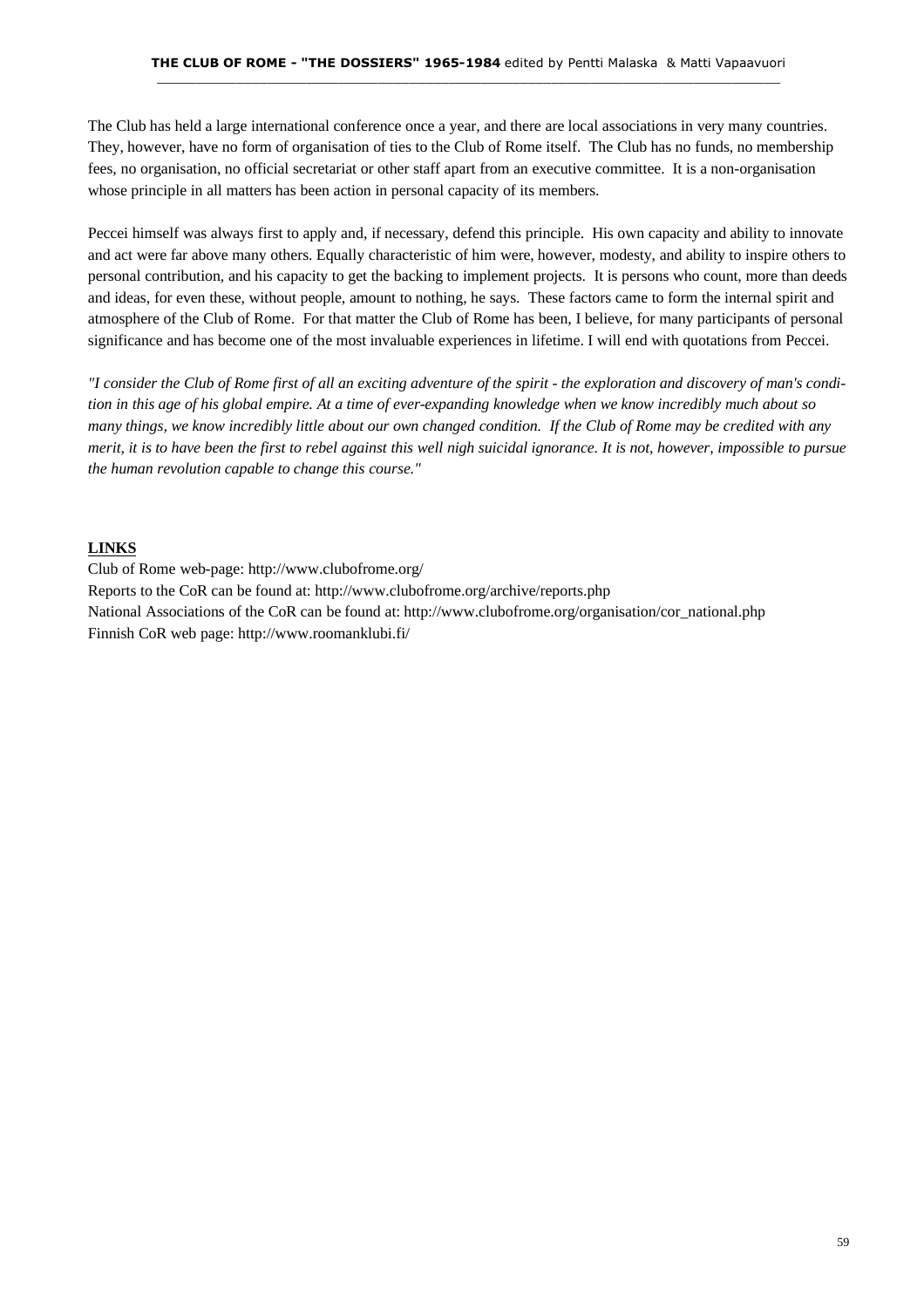The Club has held a large international conference once a year, and there are local associations in very many countries. They, however, have no form of organisation of ties to the Club of Rome itself. The Club has no funds, no membership fees, no organisation, no official secretariat or other staff apart from an executive committee. It is a non-organisation whose principle in all matters has been action in personal capacity of its members.

Peccei himself was always first to apply and, if necessary, defend this principle. His own capacity and ability to innovate and act were far above many others. Equally characteristic of him were, however, modesty, and ability to inspire others to personal contribution, and his capacity to get the backing to implement projects. It is persons who count, more than deeds and ideas, for even these, without people, amount to nothing, he says. These factors came to form the internal spirit and atmosphere of the Club of Rome. For that matter the Club of Rome has been, I believe, for many participants of personal significance and has become one of the most invaluable experiences in lifetime. I will end with quotations from Peccei.

*"I consider the Club of Rome first of all an exciting adventure of the spirit - the exploration and discovery of man's condition in this age of his global empire. At a time of ever-expanding knowledge when we know incredibly much about so many things, we know incredibly little about our own changed condition. If the Club of Rome may be credited with any merit, it is to have been the first to rebel against this well nigh suicidal ignorance. It is not, however, impossible to pursue the human revolution capable to change this course."*

**LINKS**

Club of Rome web-page: http://www.clubofrome.org/
Reports to the CoR can be found at: http://www.clubofrome.org/archive/reports.php
National Associations of the CoR can be found at: http://www.clubofrome.org/organisation/cor_national.php
Finnish CoR web page: http://www.roomanklubi.fi/